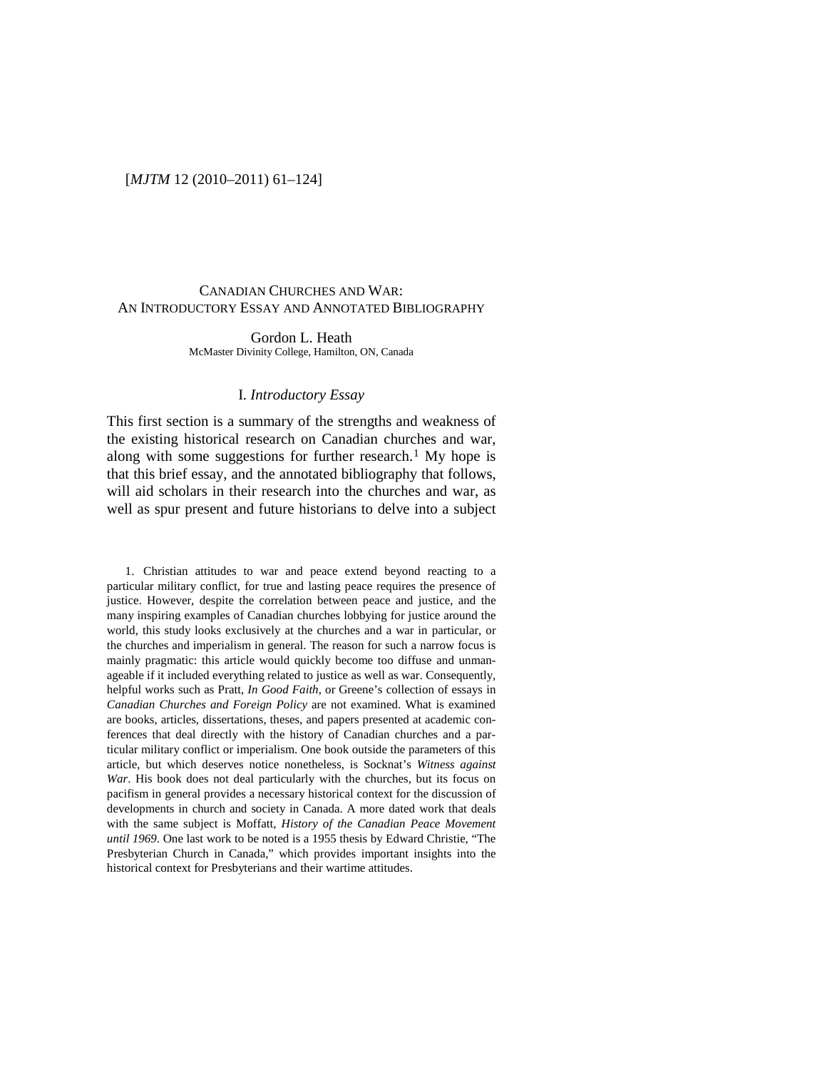# CANADIAN CHURCHES AND WAR: AN INTRODUCTORY ESSAY AND ANNOTATED BIBLIOGRAPHY

Gordon L. Heath
McMaster Divinity College, Hamilton, ON, Canada

## I. *Introductory Essay*

This first section is a summary of the strengths and weakness of the existing historical research on Canadian churches and war, along with some suggestions for further research.[1] My hope is that this brief essay, and the annotated bibliography that follows, will aid scholars in their research into the churches and war, as well as spur present and future historians to delve into a subject

1. Christian attitudes to war and peace extend beyond reacting to a particular military conflict, for true and lasting peace requires the presence of justice. However, despite the correlation between peace and justice, and the many inspiring examples of Canadian churches lobbying for justice around the world, this study looks exclusively at the churches and a war in particular, or the churches and imperialism in general. The reason for such a narrow focus is mainly pragmatic: this article would quickly become too diffuse and unmanageable if it included everything related to justice as well as war. Consequently, helpful works such as Pratt, *In Good Faith*, or Greene's collection of essays in *Canadian Churches and Foreign Policy* are not examined. What is examined are books, articles, dissertations, theses, and papers presented at academic conferences that deal directly with the history of Canadian churches and a particular military conflict or imperialism. One book outside the parameters of this article, but which deserves notice nonetheless, is Socknat's *Witness against War*. His book does not deal particularly with the churches, but its focus on pacifism in general provides a necessary historical context for the discussion of developments in church and society in Canada. A more dated work that deals with the same subject is Moffatt, *History of the Canadian Peace Movement until 1969*. One last work to be noted is a 1955 thesis by Edward Christie, "The Presbyterian Church in Canada," which provides important insights into the historical context for Presbyterians and their wartime attitudes.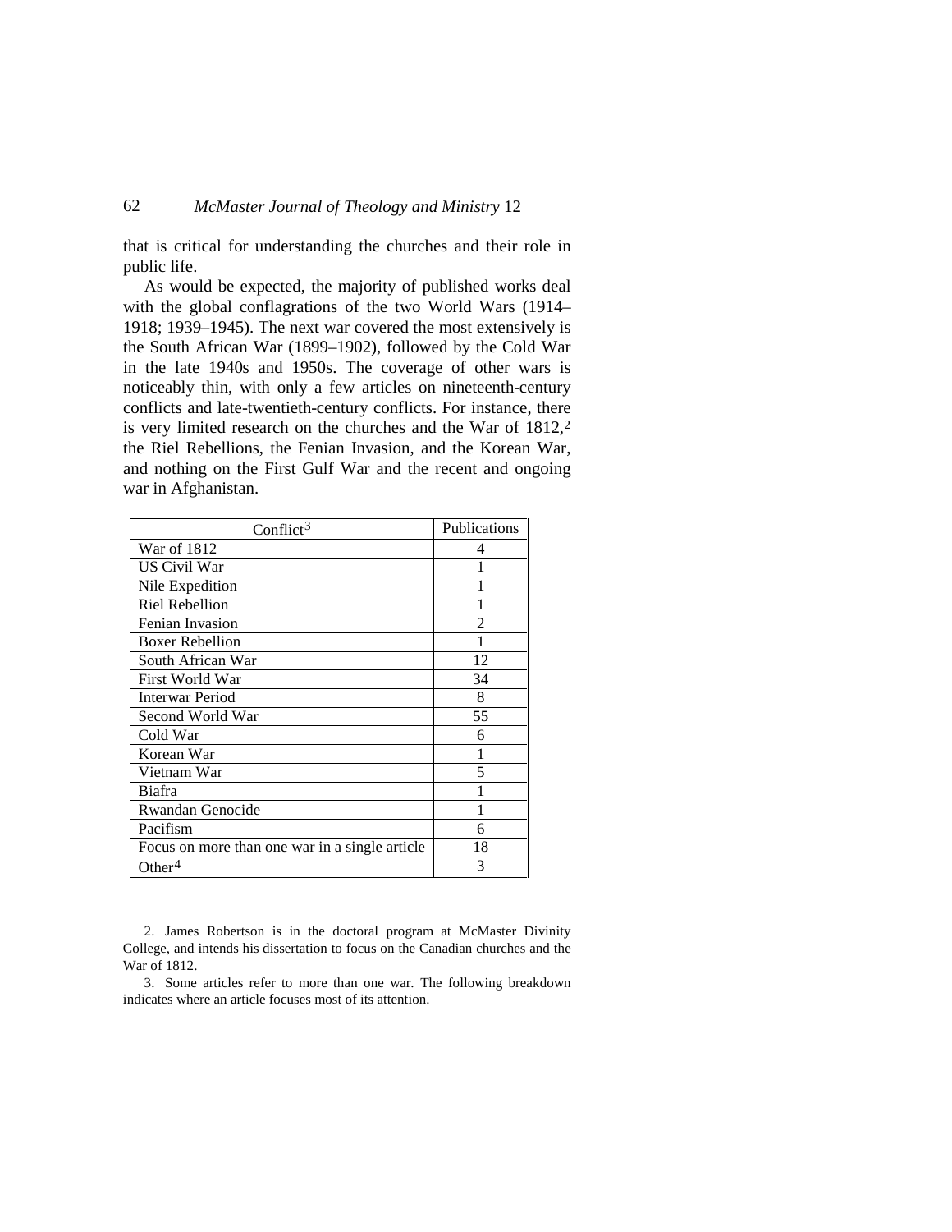that is critical for understanding the churches and their role in public life.

As would be expected, the majority of published works deal with the global conflagrations of the two World Wars (1914–1918; 1939–1945). The next war covered the most extensively is the South African War (1899–1902), followed by the Cold War in the late 1940s and 1950s. The coverage of other wars is noticeably thin, with only a few articles on nineteenth-century conflicts and late-twentieth-century conflicts. For instance, there is very limited research on the churches and the War of 1812,[2] the Riel Rebellions, the Fenian Invasion, and the Korean War, and nothing on the First Gulf War and the recent and ongoing war in Afghanistan.

| Conflict[3] | Publications |
|---|---|
| War of 1812 | 4 |
| US Civil War | 1 |
| Nile Expedition | 1 |
| Riel Rebellion | 1 |
| Fenian Invasion | 2 |
| Boxer Rebellion | 1 |
| South African War | 12 |
| First World War | 34 |
| Interwar Period | 8 |
| Second World War | 55 |
| Cold War | 6 |
| Korean War | 1 |
| Vietnam War | 5 |
| Biafra | 1 |
| Rwandan Genocide | 1 |
| Pacifism | 6 |
| Focus on more than one war in a single article | 18 |
| Other[4] | 3 |

2. James Robertson is in the doctoral program at McMaster Divinity College, and intends his dissertation to focus on the Canadian churches and the War of 1812.

3. Some articles refer to more than one war. The following breakdown indicates where an article focuses most of its attention.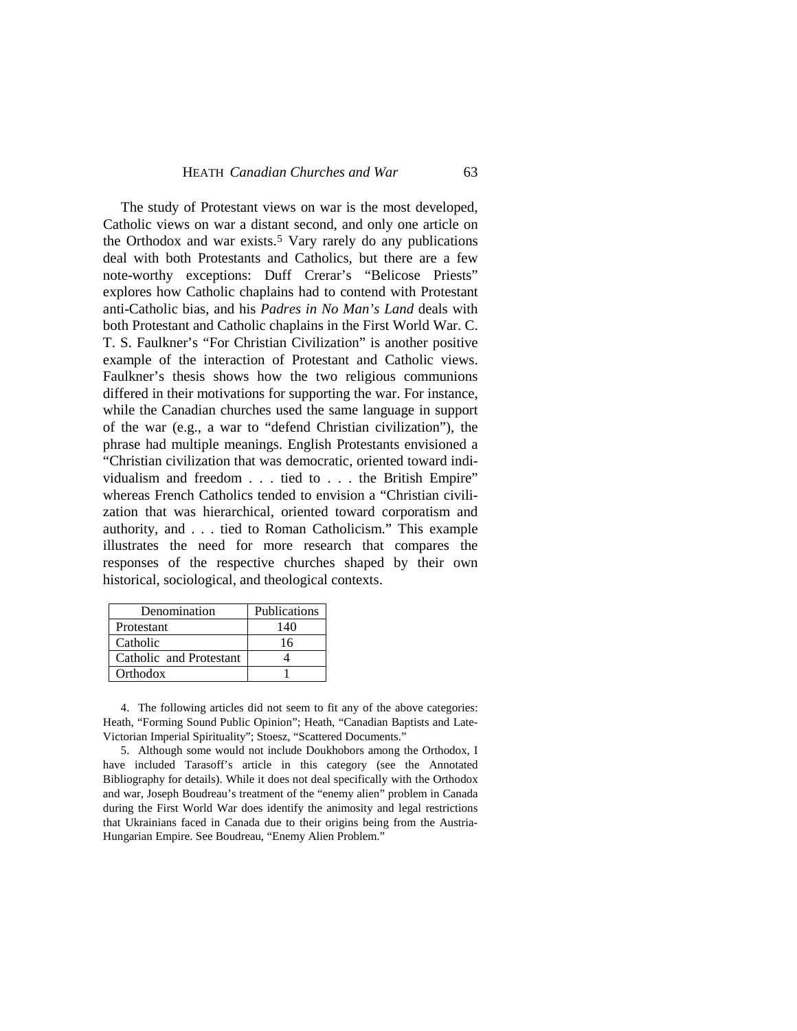The study of Protestant views on war is the most developed, Catholic views on war a distant second, and only one article on the Orthodox and war exists.[5] Vary rarely do any publications deal with both Protestants and Catholics, but there are a few note-worthy exceptions: Duff Crerar's "Belicose Priests" explores how Catholic chaplains had to contend with Protestant anti-Catholic bias, and his *Padres in No Man's Land* deals with both Protestant and Catholic chaplains in the First World War. C. T. S. Faulkner's "For Christian Civilization" is another positive example of the interaction of Protestant and Catholic views. Faulkner's thesis shows how the two religious communions differed in their motivations for supporting the war. For instance, while the Canadian churches used the same language in support of the war (e.g., a war to "defend Christian civilization"), the phrase had multiple meanings. English Protestants envisioned a "Christian civilization that was democratic, oriented toward individualism and freedom . . . tied to . . . the British Empire" whereas French Catholics tended to envision a "Christian civilization that was hierarchical, oriented toward corporatism and authority, and . . . tied to Roman Catholicism." This example illustrates the need for more research that compares the responses of the respective churches shaped by their own historical, sociological, and theological contexts.

| Denomination | Publications |
|---|---|
| Protestant | 140 |
| Catholic | 16 |
| Catholic and Protestant | 4 |
| Orthodox | 1 |

4. The following articles did not seem to fit any of the above categories: Heath, "Forming Sound Public Opinion"; Heath, "Canadian Baptists and Late-Victorian Imperial Spirituality"; Stoesz, "Scattered Documents."

5. Although some would not include Doukhobors among the Orthodox, I have included Tarasoff's article in this category (see the Annotated Bibliography for details). While it does not deal specifically with the Orthodox and war, Joseph Boudreau's treatment of the "enemy alien" problem in Canada during the First World War does identify the animosity and legal restrictions that Ukrainians faced in Canada due to their origins being from the Austria-Hungarian Empire. See Boudreau, "Enemy Alien Problem."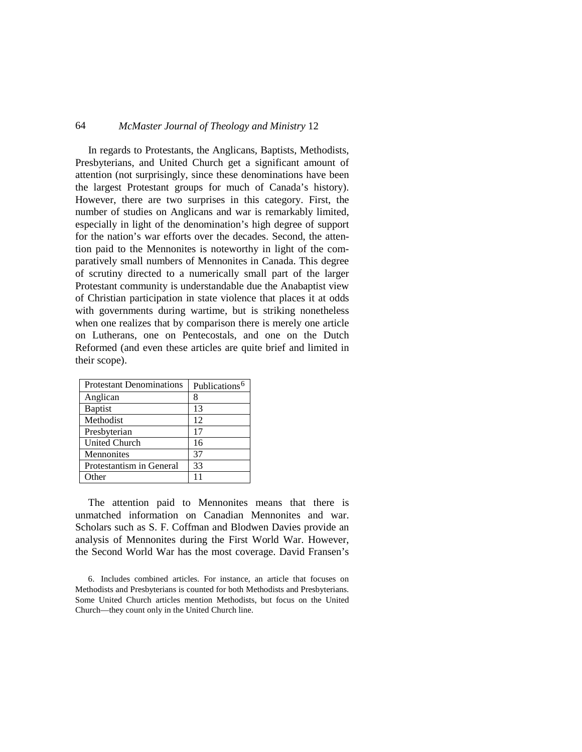In regards to Protestants, the Anglicans, Baptists, Methodists, Presbyterians, and United Church get a significant amount of attention (not surprisingly, since these denominations have been the largest Protestant groups for much of Canada's history). However, there are two surprises in this category. First, the number of studies on Anglicans and war is remarkably limited, especially in light of the denomination's high degree of support for the nation's war efforts over the decades. Second, the attention paid to the Mennonites is noteworthy in light of the comparatively small numbers of Mennonites in Canada. This degree of scrutiny directed to a numerically small part of the larger Protestant community is understandable due the Anabaptist view of Christian participation in state violence that places it at odds with governments during wartime, but is striking nonetheless when one realizes that by comparison there is merely one article on Lutherans, one on Pentecostals, and one on the Dutch Reformed (and even these articles are quite brief and limited in their scope).

| Protestant Denominations | Publications[6] |
|---|---|
| Anglican | 8 |
| Baptist | 13 |
| Methodist | 12 |
| Presbyterian | 17 |
| United Church | 16 |
| Mennonites | 37 |
| Protestantism in General | 33 |
| Other | 11 |

The attention paid to Mennonites means that there is unmatched information on Canadian Mennonites and war. Scholars such as S. F. Coffman and Blodwen Davies provide an analysis of Mennonites during the First World War. However, the Second World War has the most coverage. David Fransen's

6. Includes combined articles. For instance, an article that focuses on Methodists and Presbyterians is counted for both Methodists and Presbyterians. Some United Church articles mention Methodists, but focus on the United Church—they count only in the United Church line.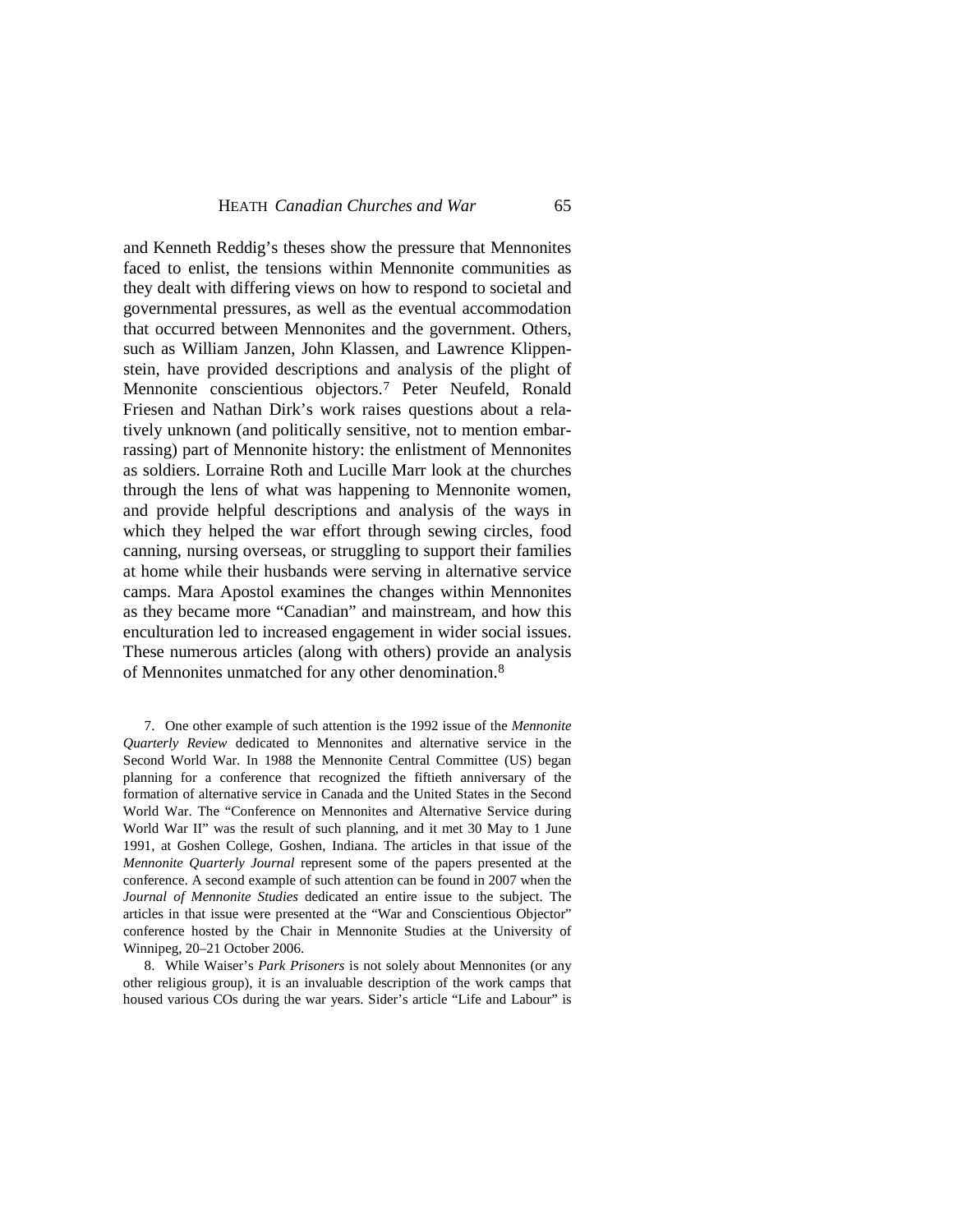and Kenneth Reddig's theses show the pressure that Mennonites faced to enlist, the tensions within Mennonite communities as they dealt with differing views on how to respond to societal and governmental pressures, as well as the eventual accommodation that occurred between Mennonites and the government. Others, such as William Janzen, John Klassen, and Lawrence Klippenstein, have provided descriptions and analysis of the plight of Mennonite conscientious objectors.[7] Peter Neufeld, Ronald Friesen and Nathan Dirk's work raises questions about a relatively unknown (and politically sensitive, not to mention embarrassing) part of Mennonite history: the enlistment of Mennonites as soldiers. Lorraine Roth and Lucille Marr look at the churches through the lens of what was happening to Mennonite women, and provide helpful descriptions and analysis of the ways in which they helped the war effort through sewing circles, food canning, nursing overseas, or struggling to support their families at home while their husbands were serving in alternative service camps. Mara Apostol examines the changes within Mennonites as they became more "Canadian" and mainstream, and how this enculturation led to increased engagement in wider social issues. These numerous articles (along with others) provide an analysis of Mennonites unmatched for any other denomination.[8]

7. One other example of such attention is the 1992 issue of the *Mennonite Quarterly Review* dedicated to Mennonites and alternative service in the Second World War. In 1988 the Mennonite Central Committee (US) began planning for a conference that recognized the fiftieth anniversary of the formation of alternative service in Canada and the United States in the Second World War. The "Conference on Mennonites and Alternative Service during World War II" was the result of such planning, and it met 30 May to 1 June 1991, at Goshen College, Goshen, Indiana. The articles in that issue of the *Mennonite Quarterly Journal* represent some of the papers presented at the conference. A second example of such attention can be found in 2007 when the *Journal of Mennonite Studies* dedicated an entire issue to the subject. The articles in that issue were presented at the "War and Conscientious Objector" conference hosted by the Chair in Mennonite Studies at the University of Winnipeg, 20–21 October 2006.

8. While Waiser's *Park Prisoners* is not solely about Mennonites (or any other religious group), it is an invaluable description of the work camps that housed various COs during the war years. Sider's article "Life and Labour" is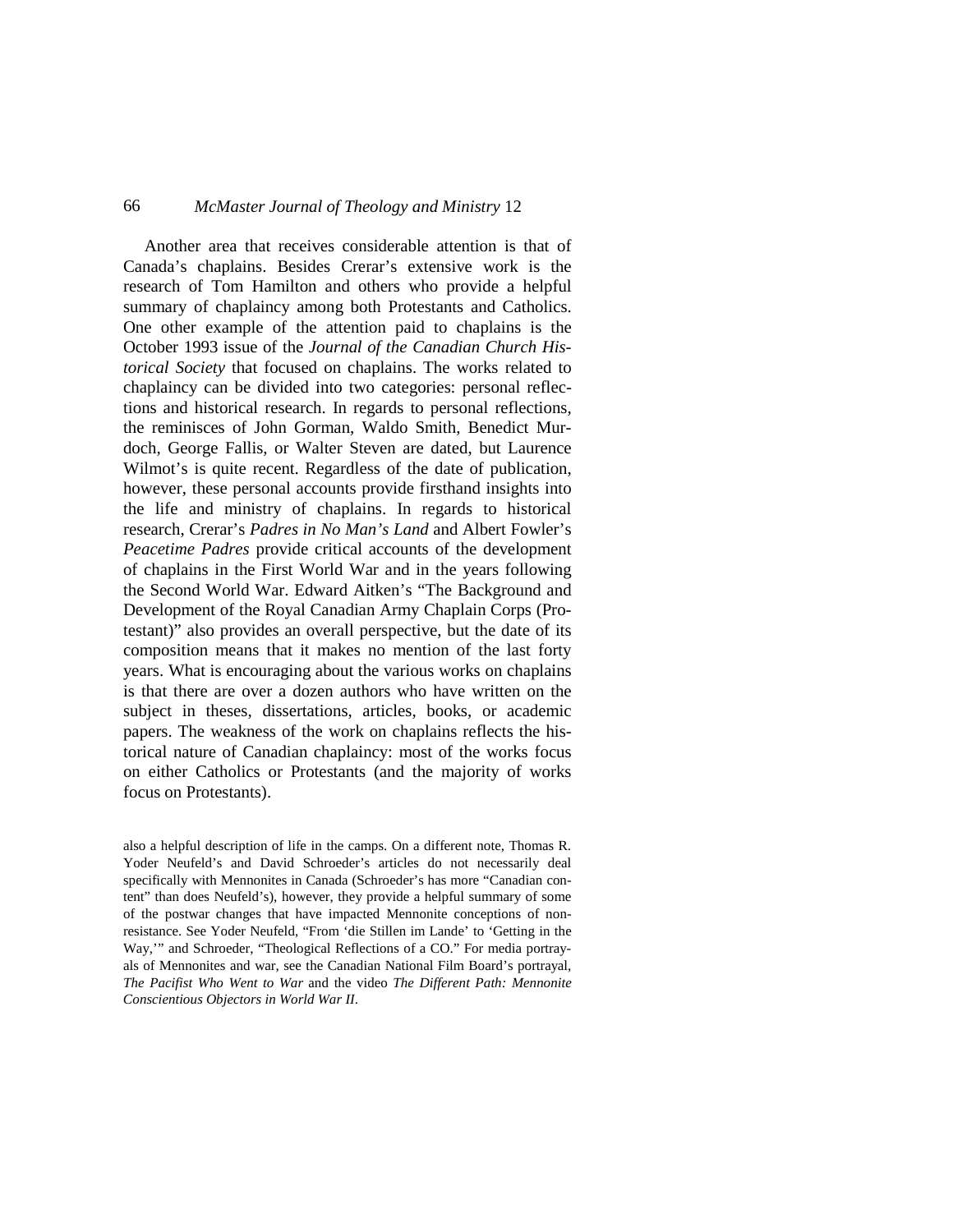Another area that receives considerable attention is that of Canada's chaplains. Besides Crerar's extensive work is the research of Tom Hamilton and others who provide a helpful summary of chaplaincy among both Protestants and Catholics. One other example of the attention paid to chaplains is the October 1993 issue of the *Journal of the Canadian Church Historical Society* that focused on chaplains. The works related to chaplaincy can be divided into two categories: personal reflections and historical research. In regards to personal reflections, the reminisces of John Gorman, Waldo Smith, Benedict Murdoch, George Fallis, or Walter Steven are dated, but Laurence Wilmot's is quite recent. Regardless of the date of publication, however, these personal accounts provide firsthand insights into the life and ministry of chaplains. In regards to historical research, Crerar's *Padres in No Man's Land* and Albert Fowler's *Peacetime Padres* provide critical accounts of the development of chaplains in the First World War and in the years following the Second World War. Edward Aitken's "The Background and Development of the Royal Canadian Army Chaplain Corps (Protestant)" also provides an overall perspective, but the date of its composition means that it makes no mention of the last forty years. What is encouraging about the various works on chaplains is that there are over a dozen authors who have written on the subject in theses, dissertations, articles, books, or academic papers. The weakness of the work on chaplains reflects the historical nature of Canadian chaplaincy: most of the works focus on either Catholics or Protestants (and the majority of works focus on Protestants).

also a helpful description of life in the camps. On a different note, Thomas R. Yoder Neufeld's and David Schroeder's articles do not necessarily deal specifically with Mennonites in Canada (Schroeder's has more "Canadian content" than does Neufeld's), however, they provide a helpful summary of some of the postwar changes that have impacted Mennonite conceptions of nonresistance. See Yoder Neufeld, "From 'die Stillen im Lande' to 'Getting in the Way,'" and Schroeder, "Theological Reflections of a CO." For media portrayals of Mennonites and war, see the Canadian National Film Board's portrayal, *The Pacifist Who Went to War* and the video *The Different Path: Mennonite Conscientious Objectors in World War II*.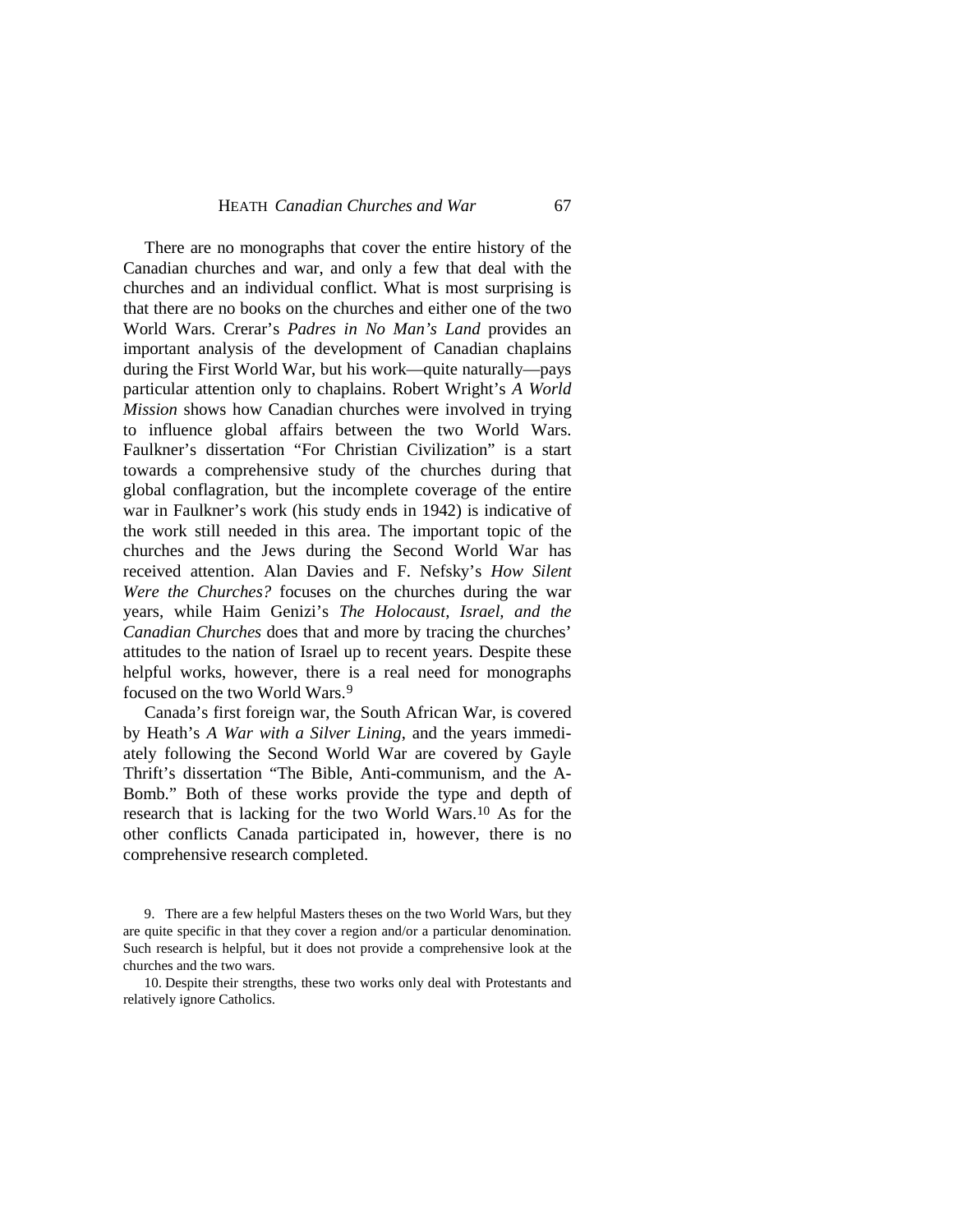There are no monographs that cover the entire history of the Canadian churches and war, and only a few that deal with the churches and an individual conflict. What is most surprising is that there are no books on the churches and either one of the two World Wars. Crerar's *Padres in No Man's Land* provides an important analysis of the development of Canadian chaplains during the First World War, but his work—quite naturally—pays particular attention only to chaplains. Robert Wright's *A World Mission* shows how Canadian churches were involved in trying to influence global affairs between the two World Wars. Faulkner's dissertation "For Christian Civilization" is a start towards a comprehensive study of the churches during that global conflagration, but the incomplete coverage of the entire war in Faulkner's work (his study ends in 1942) is indicative of the work still needed in this area. The important topic of the churches and the Jews during the Second World War has received attention. Alan Davies and F. Nefsky's *How Silent Were the Churches?* focuses on the churches during the war years, while Haim Genizi's *The Holocaust, Israel, and the Canadian Churches* does that and more by tracing the churches' attitudes to the nation of Israel up to recent years. Despite these helpful works, however, there is a real need for monographs focused on the two World Wars.[9]

Canada's first foreign war, the South African War, is covered by Heath's *A War with a Silver Lining*, and the years immediately following the Second World War are covered by Gayle Thrift's dissertation "The Bible, Anti-communism, and the A-Bomb." Both of these works provide the type and depth of research that is lacking for the two World Wars.[10] As for the other conflicts Canada participated in, however, there is no comprehensive research completed.

9. There are a few helpful Masters theses on the two World Wars, but they are quite specific in that they cover a region and/or a particular denomination. Such research is helpful, but it does not provide a comprehensive look at the churches and the two wars.

10. Despite their strengths, these two works only deal with Protestants and relatively ignore Catholics.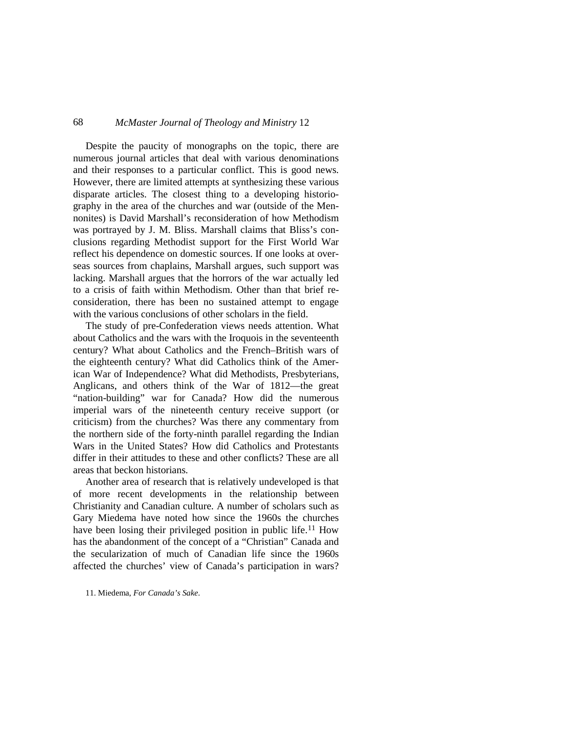Despite the paucity of monographs on the topic, there are numerous journal articles that deal with various denominations and their responses to a particular conflict. This is good news. However, there are limited attempts at synthesizing these various disparate articles. The closest thing to a developing historiography in the area of the churches and war (outside of the Mennonites) is David Marshall's reconsideration of how Methodism was portrayed by J. M. Bliss. Marshall claims that Bliss's conclusions regarding Methodist support for the First World War reflect his dependence on domestic sources. If one looks at overseas sources from chaplains, Marshall argues, such support was lacking. Marshall argues that the horrors of the war actually led to a crisis of faith within Methodism. Other than that brief reconsideration, there has been no sustained attempt to engage with the various conclusions of other scholars in the field.

The study of pre-Confederation views needs attention. What about Catholics and the wars with the Iroquois in the seventeenth century? What about Catholics and the French–British wars of the eighteenth century? What did Catholics think of the American War of Independence? What did Methodists, Presbyterians, Anglicans, and others think of the War of 1812—the great "nation-building" war for Canada? How did the numerous imperial wars of the nineteenth century receive support (or criticism) from the churches? Was there any commentary from the northern side of the forty-ninth parallel regarding the Indian Wars in the United States? How did Catholics and Protestants differ in their attitudes to these and other conflicts? These are all areas that beckon historians.

Another area of research that is relatively undeveloped is that of more recent developments in the relationship between Christianity and Canadian culture. A number of scholars such as Gary Miedema have noted how since the 1960s the churches have been losing their privileged position in public life.[11] How has the abandonment of the concept of a "Christian" Canada and the secularization of much of Canadian life since the 1960s affected the churches' view of Canada's participation in wars?

11. Miedema, *For Canada's Sake*.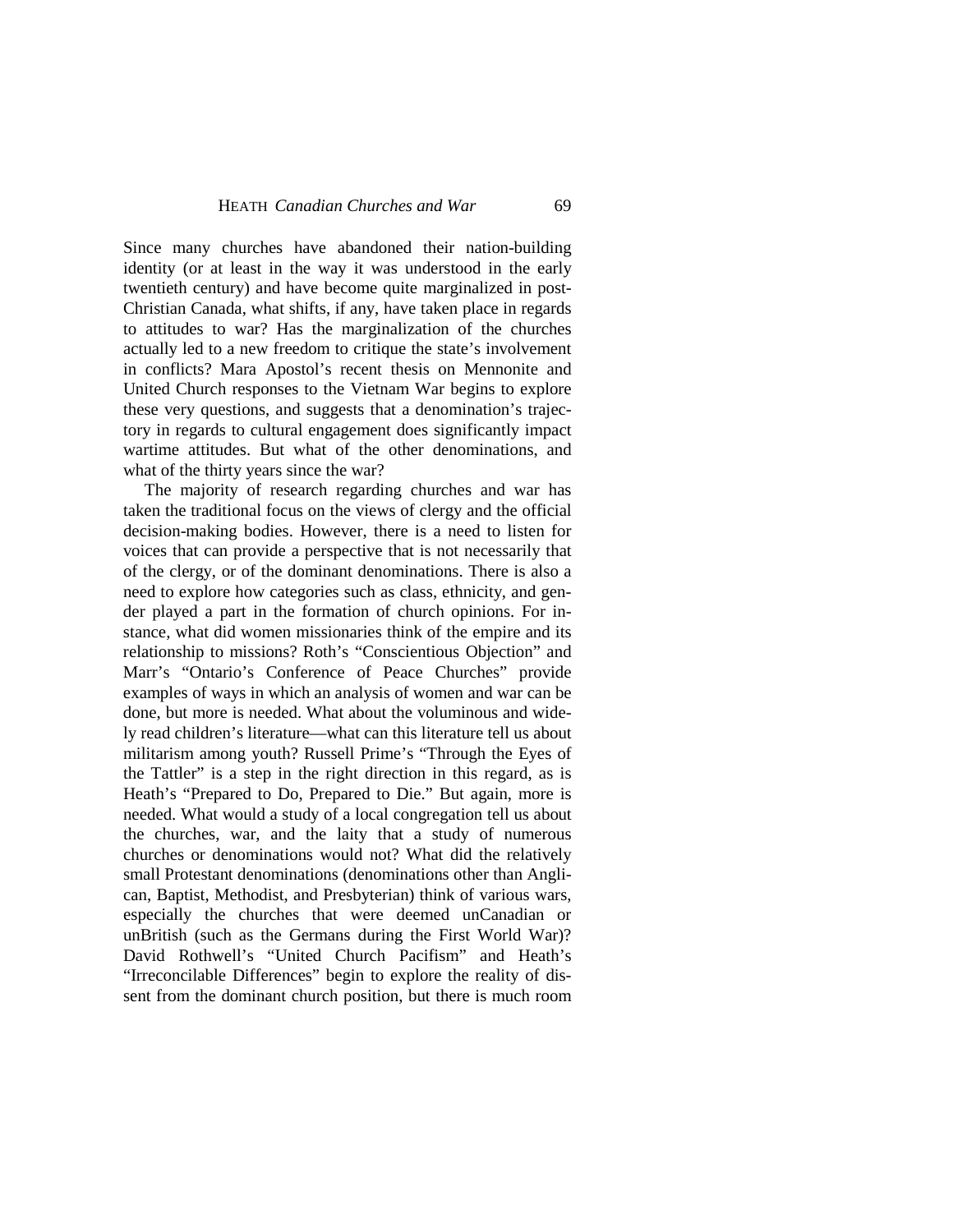Since many churches have abandoned their nation-building identity (or at least in the way it was understood in the early twentieth century) and have become quite marginalized in post-Christian Canada, what shifts, if any, have taken place in regards to attitudes to war? Has the marginalization of the churches actually led to a new freedom to critique the state's involvement in conflicts? Mara Apostol's recent thesis on Mennonite and United Church responses to the Vietnam War begins to explore these very questions, and suggests that a denomination's trajectory in regards to cultural engagement does significantly impact wartime attitudes. But what of the other denominations, and what of the thirty years since the war?

The majority of research regarding churches and war has taken the traditional focus on the views of clergy and the official decision-making bodies. However, there is a need to listen for voices that can provide a perspective that is not necessarily that of the clergy, or of the dominant denominations. There is also a need to explore how categories such as class, ethnicity, and gender played a part in the formation of church opinions. For instance, what did women missionaries think of the empire and its relationship to missions? Roth's "Conscientious Objection" and Marr's "Ontario's Conference of Peace Churches" provide examples of ways in which an analysis of women and war can be done, but more is needed. What about the voluminous and widely read children's literature—what can this literature tell us about militarism among youth? Russell Prime's "Through the Eyes of the Tattler" is a step in the right direction in this regard, as is Heath's "Prepared to Do, Prepared to Die." But again, more is needed. What would a study of a local congregation tell us about the churches, war, and the laity that a study of numerous churches or denominations would not? What did the relatively small Protestant denominations (denominations other than Anglican, Baptist, Methodist, and Presbyterian) think of various wars, especially the churches that were deemed unCanadian or unBritish (such as the Germans during the First World War)? David Rothwell's "United Church Pacifism" and Heath's "Irreconcilable Differences" begin to explore the reality of dissent from the dominant church position, but there is much room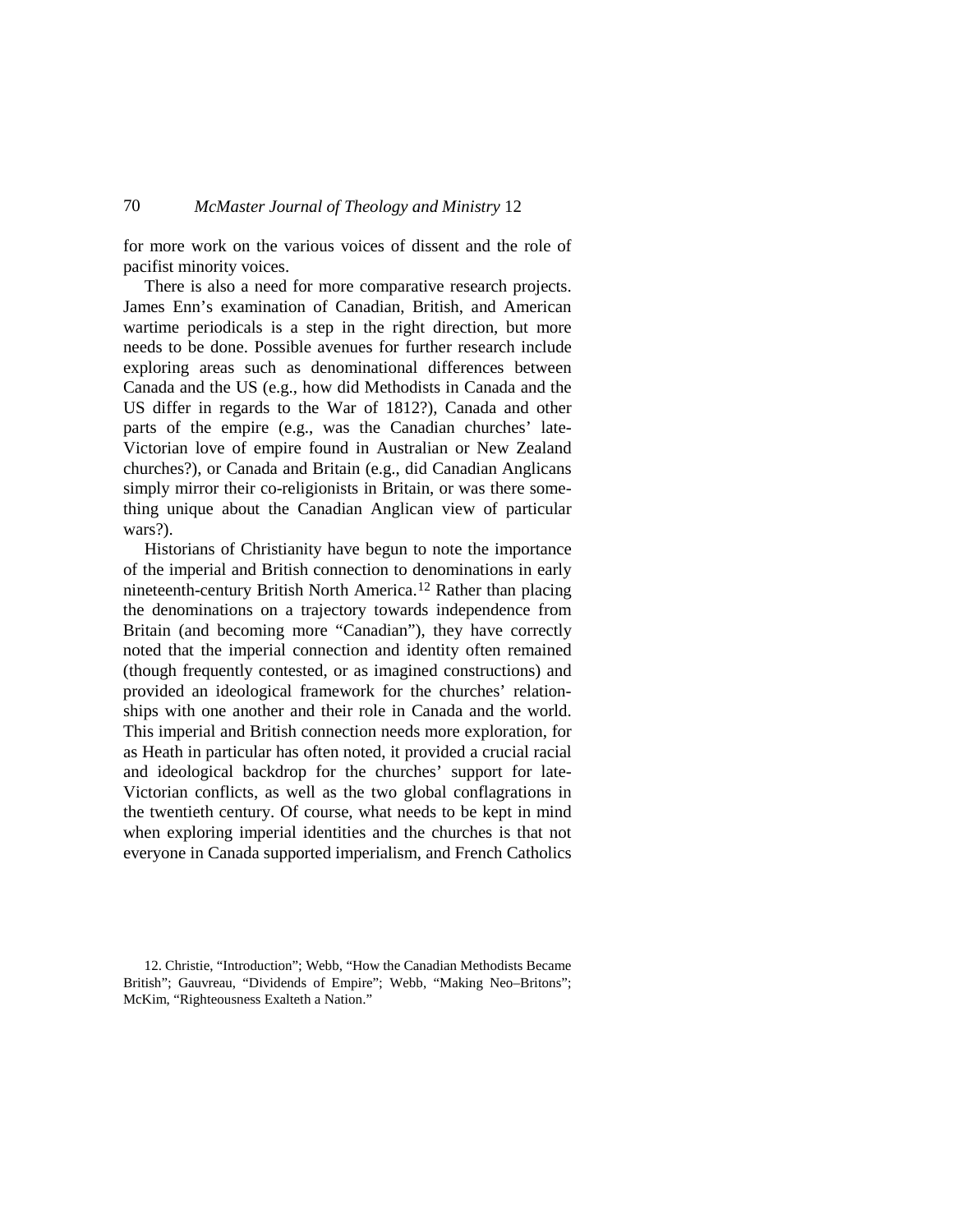for more work on the various voices of dissent and the role of pacifist minority voices.

There is also a need for more comparative research projects. James Enn's examination of Canadian, British, and American wartime periodicals is a step in the right direction, but more needs to be done. Possible avenues for further research include exploring areas such as denominational differences between Canada and the US (e.g., how did Methodists in Canada and the US differ in regards to the War of 1812?), Canada and other parts of the empire (e.g., was the Canadian churches' late-Victorian love of empire found in Australian or New Zealand churches?), or Canada and Britain (e.g., did Canadian Anglicans simply mirror their co-religionists in Britain, or was there something unique about the Canadian Anglican view of particular wars?).

Historians of Christianity have begun to note the importance of the imperial and British connection to denominations in early nineteenth-century British North America.[12] Rather than placing the denominations on a trajectory towards independence from Britain (and becoming more "Canadian"), they have correctly noted that the imperial connection and identity often remained (though frequently contested, or as imagined constructions) and provided an ideological framework for the churches' relationships with one another and their role in Canada and the world. This imperial and British connection needs more exploration, for as Heath in particular has often noted, it provided a crucial racial and ideological backdrop for the churches' support for late-Victorian conflicts, as well as the two global conflagrations in the twentieth century. Of course, what needs to be kept in mind when exploring imperial identities and the churches is that not everyone in Canada supported imperialism, and French Catholics

12. Christie, "Introduction"; Webb, "How the Canadian Methodists Became British"; Gauvreau, "Dividends of Empire"; Webb, "Making Neo–Britons"; McKim, "Righteousness Exalteth a Nation."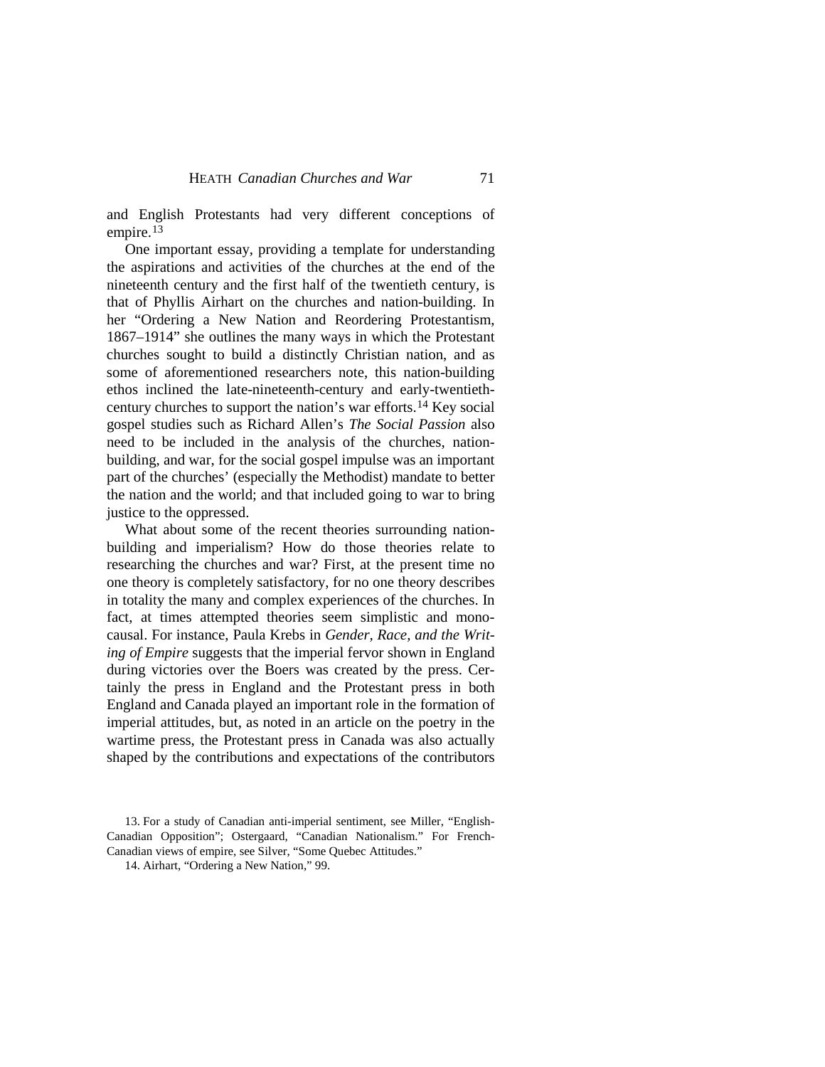and English Protestants had very different conceptions of empire.[13]

One important essay, providing a template for understanding the aspirations and activities of the churches at the end of the nineteenth century and the first half of the twentieth century, is that of Phyllis Airhart on the churches and nation-building. In her "Ordering a New Nation and Reordering Protestantism, 1867–1914" she outlines the many ways in which the Protestant churches sought to build a distinctly Christian nation, and as some of aforementioned researchers note, this nation-building ethos inclined the late-nineteenth-century and early-twentieth-century churches to support the nation's war efforts.[14] Key social gospel studies such as Richard Allen's *The Social Passion* also need to be included in the analysis of the churches, nation-building, and war, for the social gospel impulse was an important part of the churches' (especially the Methodist) mandate to better the nation and the world; and that included going to war to bring justice to the oppressed.

What about some of the recent theories surrounding nation-building and imperialism? How do those theories relate to researching the churches and war? First, at the present time no one theory is completely satisfactory, for no one theory describes in totality the many and complex experiences of the churches. In fact, at times attempted theories seem simplistic and mono-causal. For instance, Paula Krebs in *Gender, Race, and the Writing of Empire* suggests that the imperial fervor shown in England during victories over the Boers was created by the press. Certainly the press in England and the Protestant press in both England and Canada played an important role in the formation of imperial attitudes, but, as noted in an article on the poetry in the wartime press, the Protestant press in Canada was also actually shaped by the contributions and expectations of the contributors

13. For a study of Canadian anti-imperial sentiment, see Miller, "English-Canadian Opposition"; Ostergaard, "Canadian Nationalism." For French-Canadian views of empire, see Silver, "Some Quebec Attitudes."

14. Airhart, "Ordering a New Nation," 99.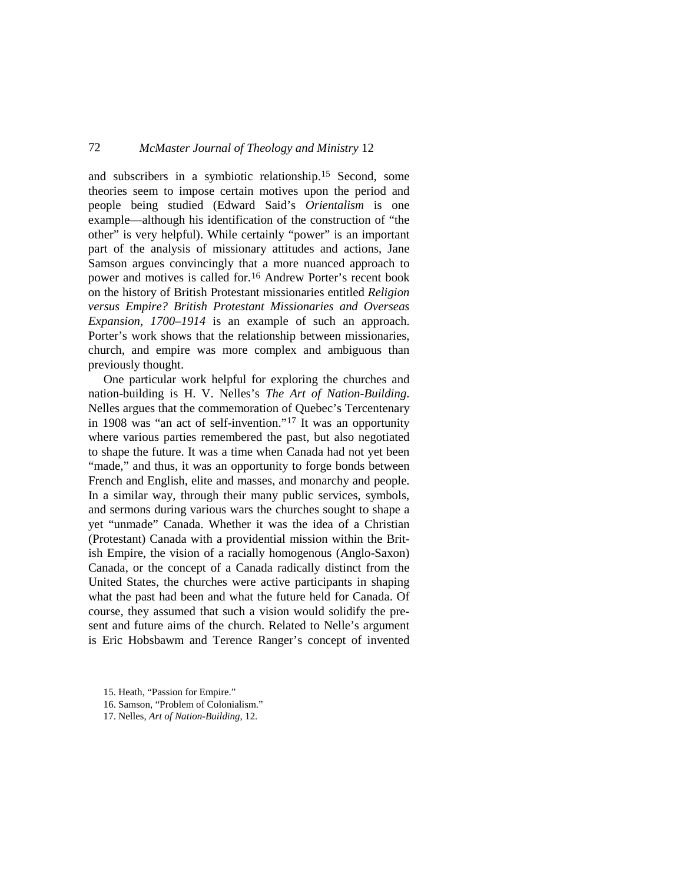and subscribers in a symbiotic relationship.[15] Second, some theories seem to impose certain motives upon the period and people being studied (Edward Said's *Orientalism* is one example—although his identification of the construction of "the other" is very helpful). While certainly "power" is an important part of the analysis of missionary attitudes and actions, Jane Samson argues convincingly that a more nuanced approach to power and motives is called for.[16] Andrew Porter's recent book on the history of British Protestant missionaries entitled *Religion versus Empire? British Protestant Missionaries and Overseas Expansion, 1700–1914* is an example of such an approach. Porter's work shows that the relationship between missionaries, church, and empire was more complex and ambiguous than previously thought.

One particular work helpful for exploring the churches and nation-building is H. V. Nelles's *The Art of Nation-Building*. Nelles argues that the commemoration of Quebec's Tercentenary in 1908 was "an act of self-invention."[17] It was an opportunity where various parties remembered the past, but also negotiated to shape the future. It was a time when Canada had not yet been "made," and thus, it was an opportunity to forge bonds between French and English, elite and masses, and monarchy and people. In a similar way, through their many public services, symbols, and sermons during various wars the churches sought to shape a yet "unmade" Canada. Whether it was the idea of a Christian (Protestant) Canada with a providential mission within the British Empire, the vision of a racially homogenous (Anglo-Saxon) Canada, or the concept of a Canada radically distinct from the United States, the churches were active participants in shaping what the past had been and what the future held for Canada. Of course, they assumed that such a vision would solidify the present and future aims of the church. Related to Nelle's argument is Eric Hobsbawm and Terence Ranger's concept of invented

15. Heath, "Passion for Empire."

16. Samson, "Problem of Colonialism."

17. Nelles, *Art of Nation-Building*, 12.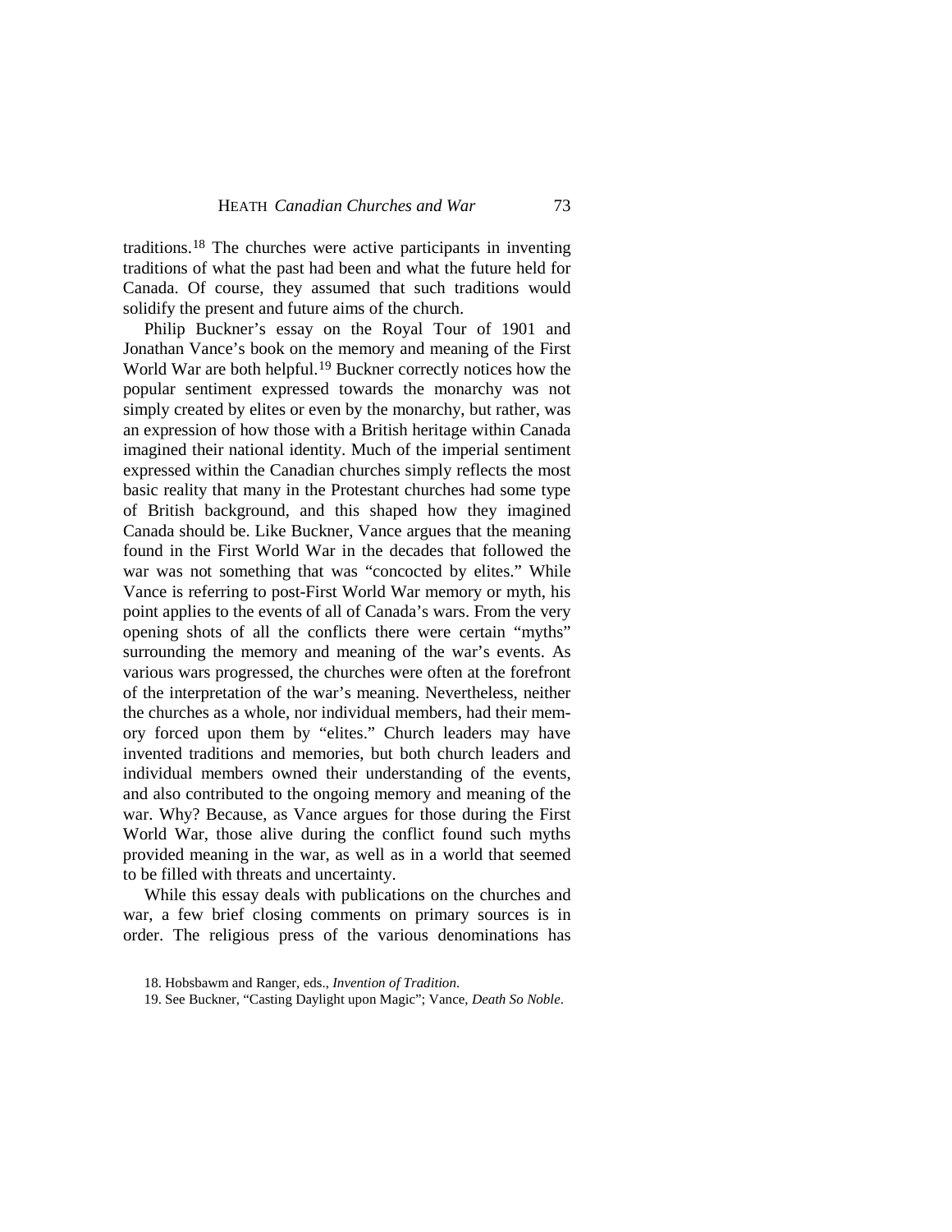traditions.[18] The churches were active participants in inventing traditions of what the past had been and what the future held for Canada. Of course, they assumed that such traditions would solidify the present and future aims of the church.

Philip Buckner's essay on the Royal Tour of 1901 and Jonathan Vance's book on the memory and meaning of the First World War are both helpful.[19] Buckner correctly notices how the popular sentiment expressed towards the monarchy was not simply created by elites or even by the monarchy, but rather, was an expression of how those with a British heritage within Canada imagined their national identity. Much of the imperial sentiment expressed within the Canadian churches simply reflects the most basic reality that many in the Protestant churches had some type of British background, and this shaped how they imagined Canada should be. Like Buckner, Vance argues that the meaning found in the First World War in the decades that followed the war was not something that was "concocted by elites." While Vance is referring to post-First World War memory or myth, his point applies to the events of all of Canada's wars. From the very opening shots of all the conflicts there were certain "myths" surrounding the memory and meaning of the war's events. As various wars progressed, the churches were often at the forefront of the interpretation of the war's meaning. Nevertheless, neither the churches as a whole, nor individual members, had their memory forced upon them by "elites." Church leaders may have invented traditions and memories, but both church leaders and individual members owned their understanding of the events, and also contributed to the ongoing memory and meaning of the war. Why? Because, as Vance argues for those during the First World War, those alive during the conflict found such myths provided meaning in the war, as well as in a world that seemed to be filled with threats and uncertainty.

While this essay deals with publications on the churches and war, a few brief closing comments on primary sources is in order. The religious press of the various denominations has

18. Hobsbawm and Ranger, eds., *Invention of Tradition*.

19. See Buckner, "Casting Daylight upon Magic"; Vance, *Death So Noble*.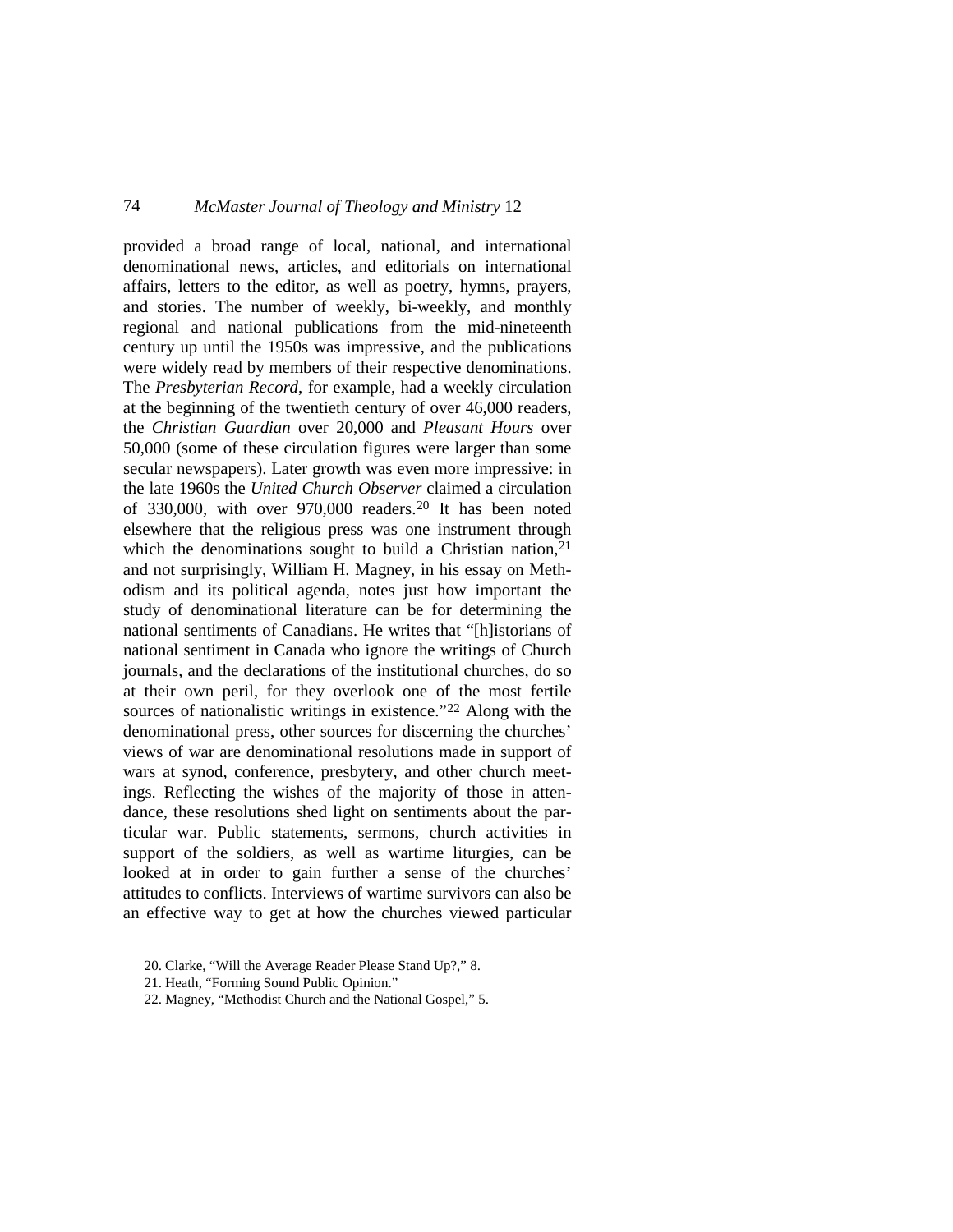provided a broad range of local, national, and international denominational news, articles, and editorials on international affairs, letters to the editor, as well as poetry, hymns, prayers, and stories. The number of weekly, bi-weekly, and monthly regional and national publications from the mid-nineteenth century up until the 1950s was impressive, and the publications were widely read by members of their respective denominations. The *Presbyterian Record*, for example, had a weekly circulation at the beginning of the twentieth century of over 46,000 readers, the *Christian Guardian* over 20,000 and *Pleasant Hours* over 50,000 (some of these circulation figures were larger than some secular newspapers). Later growth was even more impressive: in the late 1960s the *United Church Observer* claimed a circulation of 330,000, with over 970,000 readers.[20] It has been noted elsewhere that the religious press was one instrument through which the denominations sought to build a Christian nation,[21] and not surprisingly, William H. Magney, in his essay on Methodism and its political agenda, notes just how important the study of denominational literature can be for determining the national sentiments of Canadians. He writes that "[h]istorians of national sentiment in Canada who ignore the writings of Church journals, and the declarations of the institutional churches, do so at their own peril, for they overlook one of the most fertile sources of nationalistic writings in existence."[22] Along with the denominational press, other sources for discerning the churches' views of war are denominational resolutions made in support of wars at synod, conference, presbytery, and other church meetings. Reflecting the wishes of the majority of those in attendance, these resolutions shed light on sentiments about the particular war. Public statements, sermons, church activities in support of the soldiers, as well as wartime liturgies, can be looked at in order to gain further a sense of the churches' attitudes to conflicts. Interviews of wartime survivors can also be an effective way to get at how the churches viewed particular

20. Clarke, "Will the Average Reader Please Stand Up?," 8.

21. Heath, "Forming Sound Public Opinion."

22. Magney, "Methodist Church and the National Gospel," 5.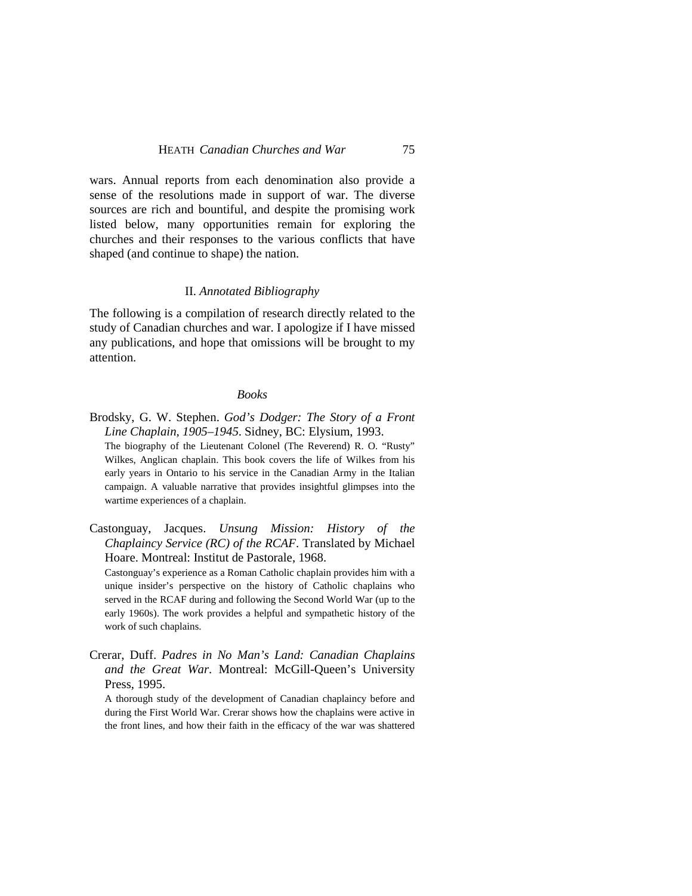wars. Annual reports from each denomination also provide a sense of the resolutions made in support of war. The diverse sources are rich and bountiful, and despite the promising work listed below, many opportunities remain for exploring the churches and their responses to the various conflicts that have shaped (and continue to shape) the nation.

## II. *Annotated Bibliography*

The following is a compilation of research directly related to the study of Canadian churches and war. I apologize if I have missed any publications, and hope that omissions will be brought to my attention.

### *Books*

Brodsky, G. W. Stephen. *God's Dodger: The Story of a Front Line Chaplain, 1905–1945*. Sidney, BC: Elysium, 1993.

The biography of the Lieutenant Colonel (The Reverend) R. O. "Rusty" Wilkes, Anglican chaplain. This book covers the life of Wilkes from his early years in Ontario to his service in the Canadian Army in the Italian campaign. A valuable narrative that provides insightful glimpses into the wartime experiences of a chaplain.

Castonguay, Jacques. *Unsung Mission: History of the Chaplaincy Service (RC) of the RCAF*. Translated by Michael Hoare. Montreal: Institut de Pastorale, 1968.

Castonguay's experience as a Roman Catholic chaplain provides him with a unique insider's perspective on the history of Catholic chaplains who served in the RCAF during and following the Second World War (up to the early 1960s). The work provides a helpful and sympathetic history of the work of such chaplains.

Crerar, Duff. *Padres in No Man's Land: Canadian Chaplains and the Great War*. Montreal: McGill-Queen's University Press, 1995.

A thorough study of the development of Canadian chaplaincy before and during the First World War. Crerar shows how the chaplains were active in the front lines, and how their faith in the efficacy of the war was shattered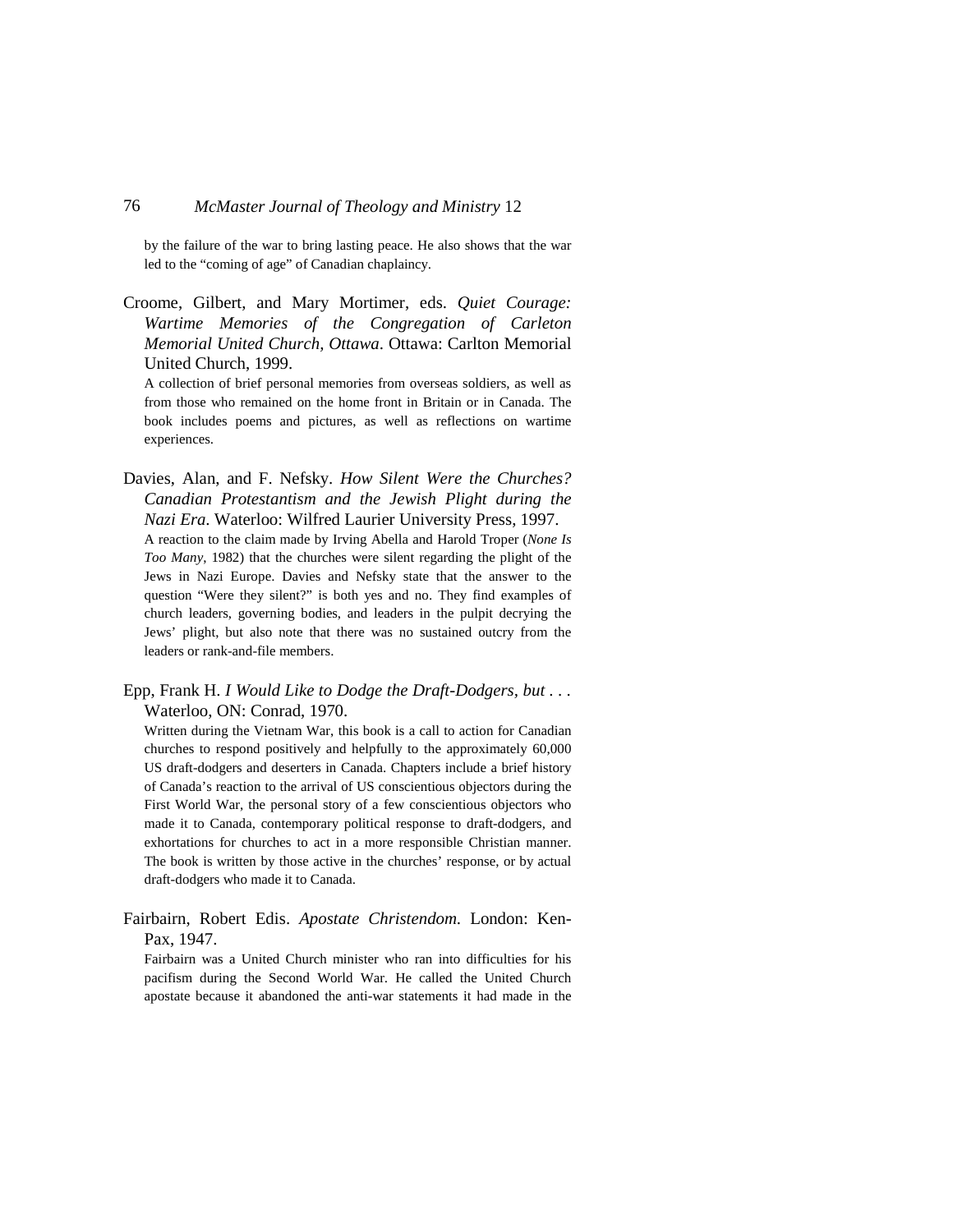by the failure of the war to bring lasting peace. He also shows that the war led to the "coming of age" of Canadian chaplaincy.

Croome, Gilbert, and Mary Mortimer, eds. *Quiet Courage: Wartime Memories of the Congregation of Carleton Memorial United Church, Ottawa*. Ottawa: Carlton Memorial United Church, 1999.

A collection of brief personal memories from overseas soldiers, as well as from those who remained on the home front in Britain or in Canada. The book includes poems and pictures, as well as reflections on wartime experiences.

Davies, Alan, and F. Nefsky. *How Silent Were the Churches? Canadian Protestantism and the Jewish Plight during the Nazi Era*. Waterloo: Wilfred Laurier University Press, 1997.

A reaction to the claim made by Irving Abella and Harold Troper (*None Is Too Many*, 1982) that the churches were silent regarding the plight of the Jews in Nazi Europe. Davies and Nefsky state that the answer to the question "Were they silent?" is both yes and no. They find examples of church leaders, governing bodies, and leaders in the pulpit decrying the Jews' plight, but also note that there was no sustained outcry from the leaders or rank-and-file members.

Epp, Frank H. *I Would Like to Dodge the Draft-Dodgers, but . . .* Waterloo, ON: Conrad, 1970.

Written during the Vietnam War, this book is a call to action for Canadian churches to respond positively and helpfully to the approximately 60,000 US draft-dodgers and deserters in Canada. Chapters include a brief history of Canada's reaction to the arrival of US conscientious objectors during the First World War, the personal story of a few conscientious objectors who made it to Canada, contemporary political response to draft-dodgers, and exhortations for churches to act in a more responsible Christian manner. The book is written by those active in the churches' response, or by actual draft-dodgers who made it to Canada.

Fairbairn, Robert Edis. *Apostate Christendom.* London: Ken-Pax, 1947.

Fairbairn was a United Church minister who ran into difficulties for his pacifism during the Second World War. He called the United Church apostate because it abandoned the anti-war statements it had made in the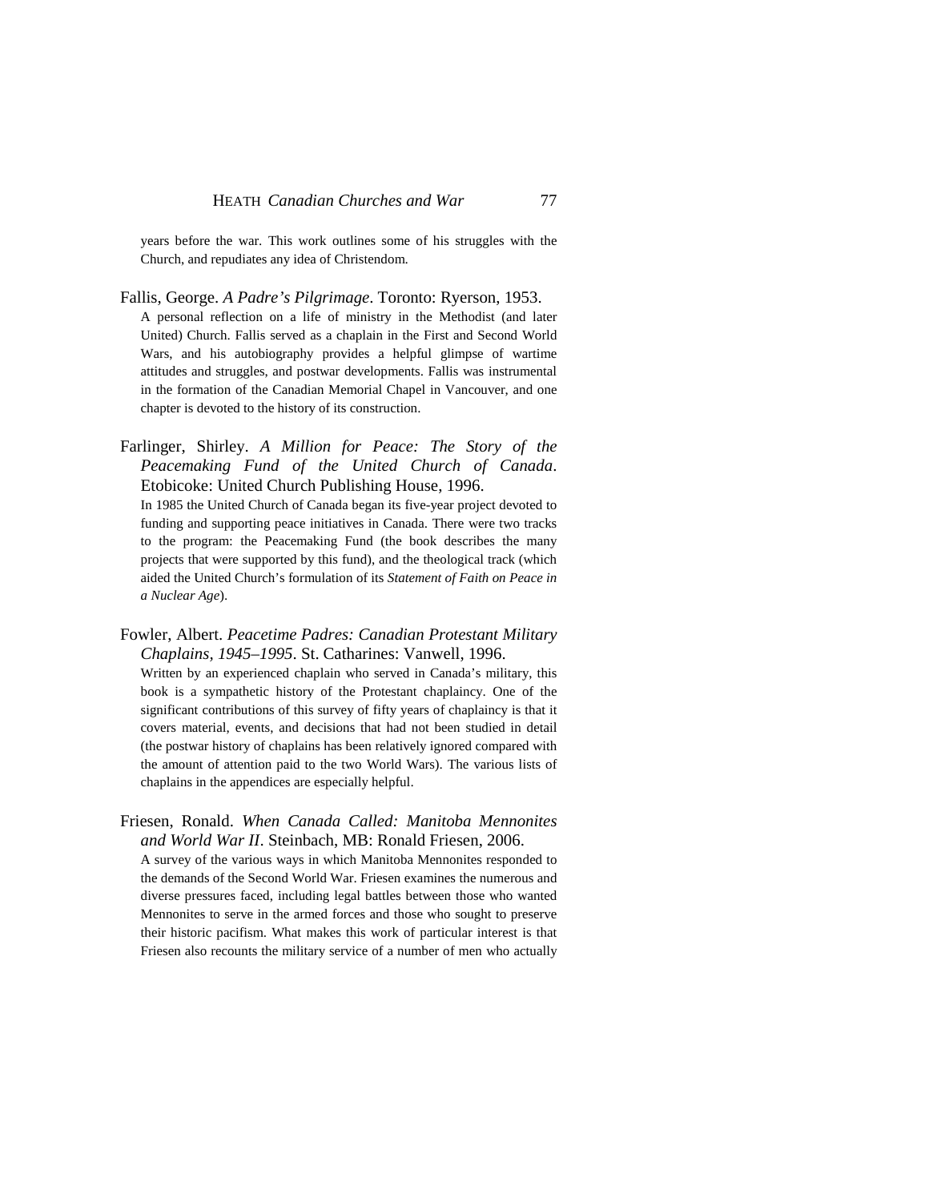years before the war. This work outlines some of his struggles with the Church, and repudiates any idea of Christendom.

Fallis, George. *A Padre's Pilgrimage*. Toronto: Ryerson, 1953.
A personal reflection on a life of ministry in the Methodist (and later United) Church. Fallis served as a chaplain in the First and Second World Wars, and his autobiography provides a helpful glimpse of wartime attitudes and struggles, and postwar developments. Fallis was instrumental in the formation of the Canadian Memorial Chapel in Vancouver, and one chapter is devoted to the history of its construction.

Farlinger, Shirley. *A Million for Peace: The Story of the Peacemaking Fund of the United Church of Canada*. Etobicoke: United Church Publishing House, 1996.
In 1985 the United Church of Canada began its five-year project devoted to funding and supporting peace initiatives in Canada. There were two tracks to the program: the Peacemaking Fund (the book describes the many projects that were supported by this fund), and the theological track (which aided the United Church's formulation of its *Statement of Faith on Peace in a Nuclear Age*).

Fowler, Albert. *Peacetime Padres: Canadian Protestant Military Chaplains, 1945–1995*. St. Catharines: Vanwell, 1996.
Written by an experienced chaplain who served in Canada's military, this book is a sympathetic history of the Protestant chaplaincy. One of the significant contributions of this survey of fifty years of chaplaincy is that it covers material, events, and decisions that had not been studied in detail (the postwar history of chaplains has been relatively ignored compared with the amount of attention paid to the two World Wars). The various lists of chaplains in the appendices are especially helpful.

Friesen, Ronald. *When Canada Called: Manitoba Mennonites and World War II*. Steinbach, MB: Ronald Friesen, 2006.
A survey of the various ways in which Manitoba Mennonites responded to the demands of the Second World War. Friesen examines the numerous and diverse pressures faced, including legal battles between those who wanted Mennonites to serve in the armed forces and those who sought to preserve their historic pacifism. What makes this work of particular interest is that Friesen also recounts the military service of a number of men who actually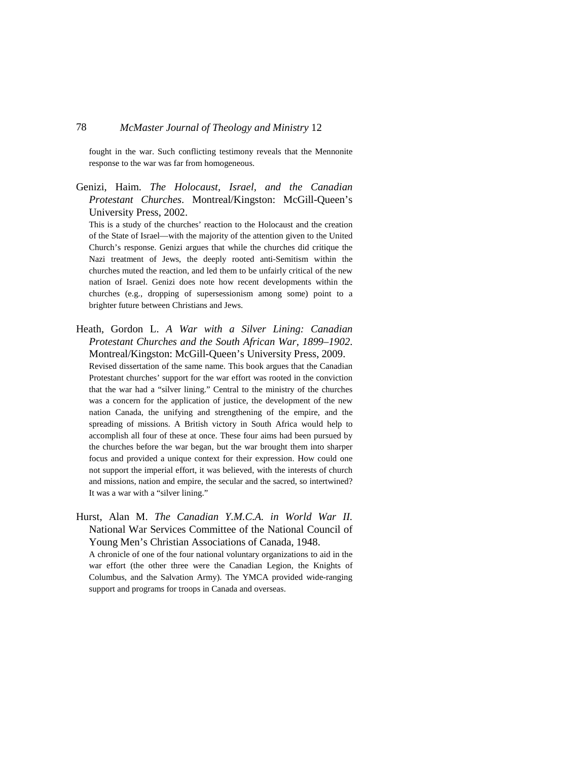fought in the war. Such conflicting testimony reveals that the Mennonite response to the war was far from homogeneous.

Genizi, Haim. *The Holocaust, Israel, and the Canadian Protestant Churches*. Montreal/Kingston: McGill-Queen's University Press, 2002.

This is a study of the churches' reaction to the Holocaust and the creation of the State of Israel—with the majority of the attention given to the United Church's response. Genizi argues that while the churches did critique the Nazi treatment of Jews, the deeply rooted anti-Semitism within the churches muted the reaction, and led them to be unfairly critical of the new nation of Israel. Genizi does note how recent developments within the churches (e.g., dropping of supersessionism among some) point to a brighter future between Christians and Jews.

Heath, Gordon L. *A War with a Silver Lining: Canadian Protestant Churches and the South African War, 1899–1902*. Montreal/Kingston: McGill-Queen's University Press, 2009.

Revised dissertation of the same name. This book argues that the Canadian Protestant churches' support for the war effort was rooted in the conviction that the war had a "silver lining." Central to the ministry of the churches was a concern for the application of justice, the development of the new nation Canada, the unifying and strengthening of the empire, and the spreading of missions. A British victory in South Africa would help to accomplish all four of these at once. These four aims had been pursued by the churches before the war began, but the war brought them into sharper focus and provided a unique context for their expression. How could one not support the imperial effort, it was believed, with the interests of church and missions, nation and empire, the secular and the sacred, so intertwined? It was a war with a "silver lining."

Hurst, Alan M. *The Canadian Y.M.C.A. in World War II.* National War Services Committee of the National Council of Young Men's Christian Associations of Canada, 1948.

A chronicle of one of the four national voluntary organizations to aid in the war effort (the other three were the Canadian Legion, the Knights of Columbus, and the Salvation Army). The YMCA provided wide-ranging support and programs for troops in Canada and overseas.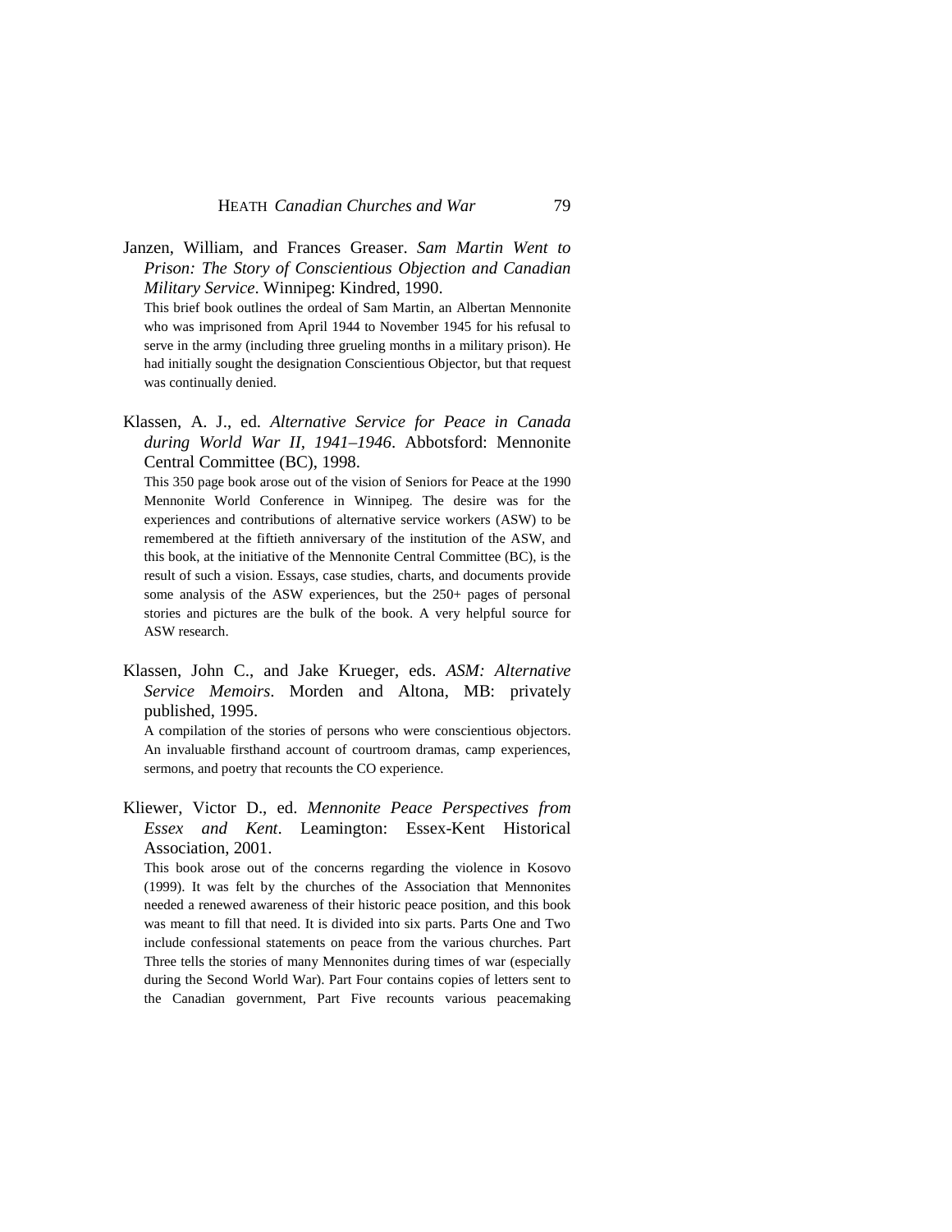Janzen, William, and Frances Greaser. *Sam Martin Went to Prison: The Story of Conscientious Objection and Canadian Military Service*. Winnipeg: Kindred, 1990.

This brief book outlines the ordeal of Sam Martin, an Albertan Mennonite who was imprisoned from April 1944 to November 1945 for his refusal to serve in the army (including three grueling months in a military prison). He had initially sought the designation Conscientious Objector, but that request was continually denied.

Klassen, A. J., ed. *Alternative Service for Peace in Canada during World War II, 1941–1946*. Abbotsford: Mennonite Central Committee (BC), 1998.

This 350 page book arose out of the vision of Seniors for Peace at the 1990 Mennonite World Conference in Winnipeg. The desire was for the experiences and contributions of alternative service workers (ASW) to be remembered at the fiftieth anniversary of the institution of the ASW, and this book, at the initiative of the Mennonite Central Committee (BC), is the result of such a vision. Essays, case studies, charts, and documents provide some analysis of the ASW experiences, but the 250+ pages of personal stories and pictures are the bulk of the book. A very helpful source for ASW research.

Klassen, John C., and Jake Krueger, eds. *ASM: Alternative Service Memoirs*. Morden and Altona, MB: privately published, 1995.

A compilation of the stories of persons who were conscientious objectors. An invaluable firsthand account of courtroom dramas, camp experiences, sermons, and poetry that recounts the CO experience.

Kliewer, Victor D., ed. *Mennonite Peace Perspectives from Essex and Kent*. Leamington: Essex-Kent Historical Association, 2001.

This book arose out of the concerns regarding the violence in Kosovo (1999). It was felt by the churches of the Association that Mennonites needed a renewed awareness of their historic peace position, and this book was meant to fill that need. It is divided into six parts. Parts One and Two include confessional statements on peace from the various churches. Part Three tells the stories of many Mennonites during times of war (especially during the Second World War). Part Four contains copies of letters sent to the Canadian government, Part Five recounts various peacemaking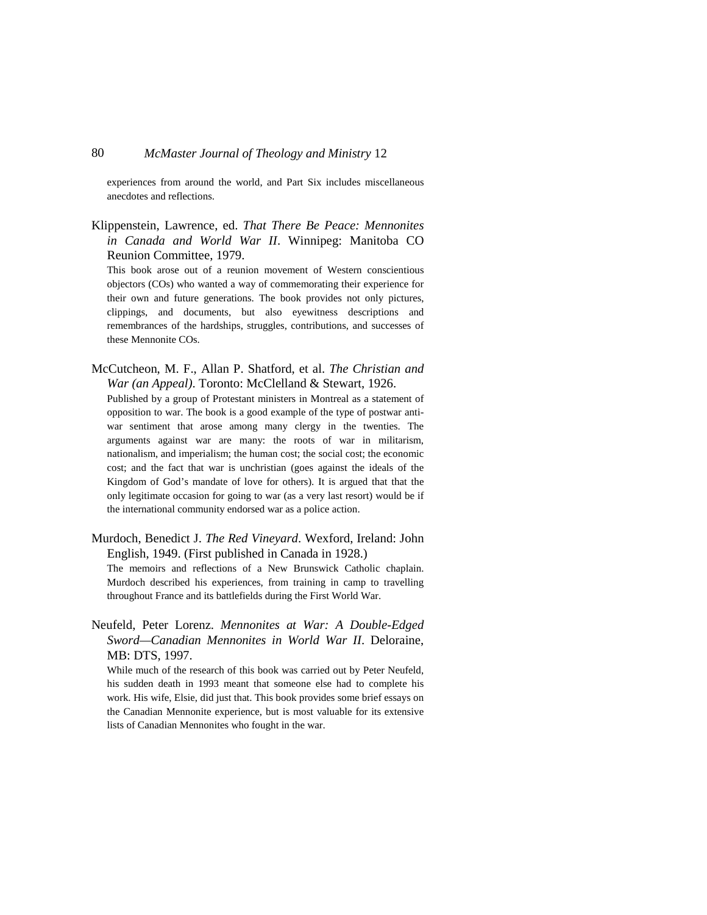experiences from around the world, and Part Six includes miscellaneous anecdotes and reflections.

Klippenstein, Lawrence, ed. *That There Be Peace: Mennonites in Canada and World War II*. Winnipeg: Manitoba CO Reunion Committee, 1979.

This book arose out of a reunion movement of Western conscientious objectors (COs) who wanted a way of commemorating their experience for their own and future generations. The book provides not only pictures, clippings, and documents, but also eyewitness descriptions and remembrances of the hardships, struggles, contributions, and successes of these Mennonite COs.

McCutcheon, M. F., Allan P. Shatford, et al. *The Christian and War (an Appeal)*. Toronto: McClelland & Stewart, 1926.

Published by a group of Protestant ministers in Montreal as a statement of opposition to war. The book is a good example of the type of postwar anti-war sentiment that arose among many clergy in the twenties. The arguments against war are many: the roots of war in militarism, nationalism, and imperialism; the human cost; the social cost; the economic cost; and the fact that war is unchristian (goes against the ideals of the Kingdom of God's mandate of love for others). It is argued that that the only legitimate occasion for going to war (as a very last resort) would be if the international community endorsed war as a police action.

Murdoch, Benedict J. *The Red Vineyard*. Wexford, Ireland: John English, 1949. (First published in Canada in 1928.)

The memoirs and reflections of a New Brunswick Catholic chaplain. Murdoch described his experiences, from training in camp to travelling throughout France and its battlefields during the First World War.

Neufeld, Peter Lorenz. *Mennonites at War: A Double-Edged Sword—Canadian Mennonites in World War II*. Deloraine, MB: DTS, 1997.

While much of the research of this book was carried out by Peter Neufeld, his sudden death in 1993 meant that someone else had to complete his work. His wife, Elsie, did just that. This book provides some brief essays on the Canadian Mennonite experience, but is most valuable for its extensive lists of Canadian Mennonites who fought in the war.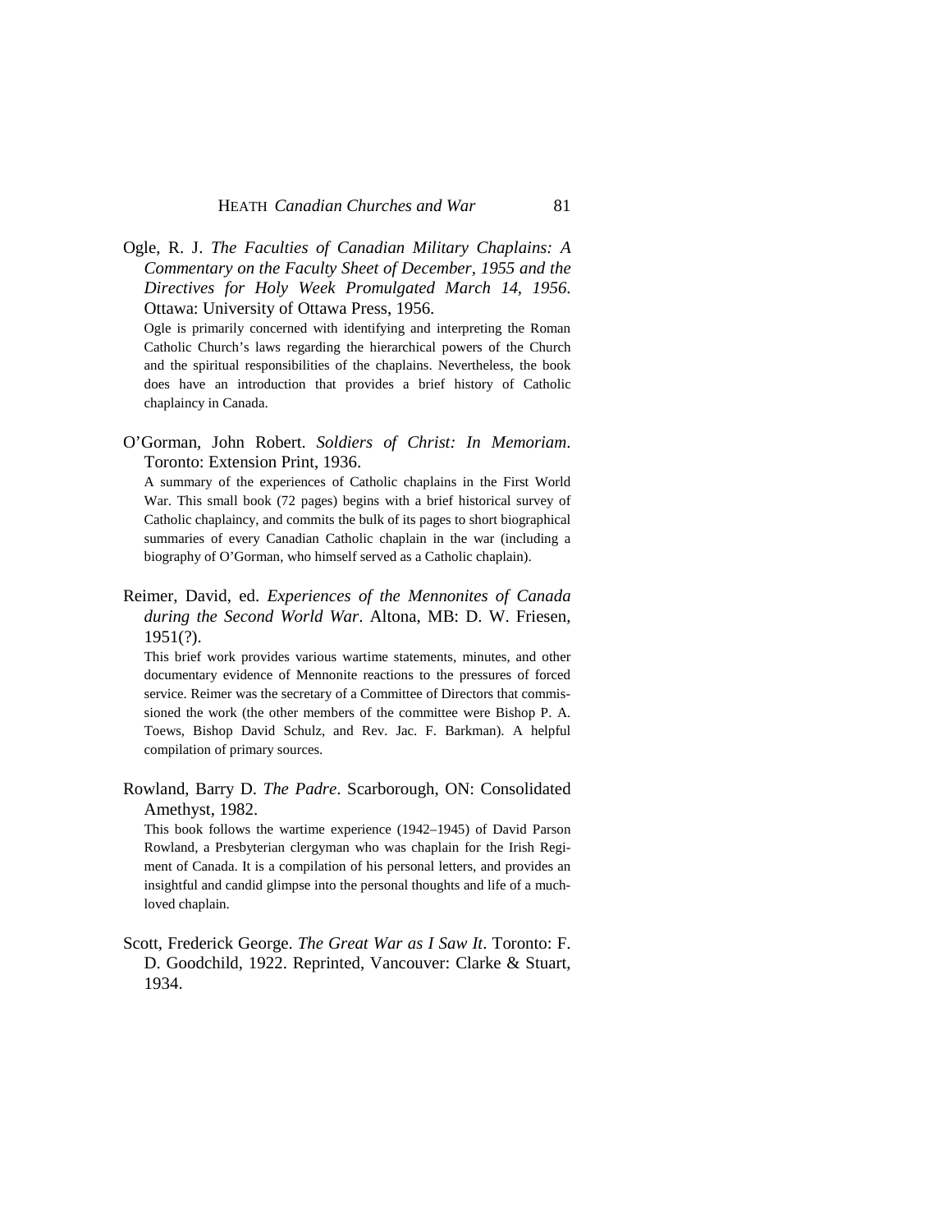Ogle, R. J. *The Faculties of Canadian Military Chaplains: A Commentary on the Faculty Sheet of December, 1955 and the Directives for Holy Week Promulgated March 14, 1956*. Ottawa: University of Ottawa Press, 1956.

Ogle is primarily concerned with identifying and interpreting the Roman Catholic Church's laws regarding the hierarchical powers of the Church and the spiritual responsibilities of the chaplains. Nevertheless, the book does have an introduction that provides a brief history of Catholic chaplaincy in Canada.

O'Gorman, John Robert. *Soldiers of Christ: In Memoriam*. Toronto: Extension Print, 1936.

A summary of the experiences of Catholic chaplains in the First World War. This small book (72 pages) begins with a brief historical survey of Catholic chaplaincy, and commits the bulk of its pages to short biographical summaries of every Canadian Catholic chaplain in the war (including a biography of O'Gorman, who himself served as a Catholic chaplain).

Reimer, David, ed. *Experiences of the Mennonites of Canada during the Second World War*. Altona, MB: D. W. Friesen, 1951(?).

This brief work provides various wartime statements, minutes, and other documentary evidence of Mennonite reactions to the pressures of forced service. Reimer was the secretary of a Committee of Directors that commissioned the work (the other members of the committee were Bishop P. A. Toews, Bishop David Schulz, and Rev. Jac. F. Barkman). A helpful compilation of primary sources.

Rowland, Barry D. *The Padre*. Scarborough, ON: Consolidated Amethyst, 1982.

This book follows the wartime experience (1942–1945) of David Parson Rowland, a Presbyterian clergyman who was chaplain for the Irish Regiment of Canada. It is a compilation of his personal letters, and provides an insightful and candid glimpse into the personal thoughts and life of a much-loved chaplain.

Scott, Frederick George. *The Great War as I Saw It*. Toronto: F. D. Goodchild, 1922. Reprinted, Vancouver: Clarke & Stuart, 1934.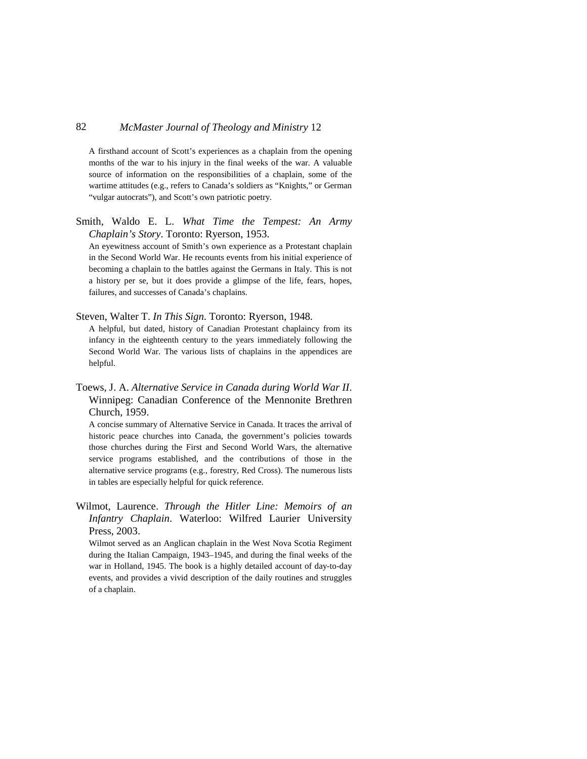A firsthand account of Scott's experiences as a chaplain from the opening months of the war to his injury in the final weeks of the war. A valuable source of information on the responsibilities of a chaplain, some of the wartime attitudes (e.g., refers to Canada's soldiers as "Knights," or German "vulgar autocrats"), and Scott's own patriotic poetry.

Smith, Waldo E. L. *What Time the Tempest: An Army Chaplain's Story*. Toronto: Ryerson, 1953.

An eyewitness account of Smith's own experience as a Protestant chaplain in the Second World War. He recounts events from his initial experience of becoming a chaplain to the battles against the Germans in Italy. This is not a history per se, but it does provide a glimpse of the life, fears, hopes, failures, and successes of Canada's chaplains.

Steven, Walter T. *In This Sign*. Toronto: Ryerson, 1948.

A helpful, but dated, history of Canadian Protestant chaplaincy from its infancy in the eighteenth century to the years immediately following the Second World War. The various lists of chaplains in the appendices are helpful.

Toews, J. A. *Alternative Service in Canada during World War II*. Winnipeg: Canadian Conference of the Mennonite Brethren Church, 1959.

A concise summary of Alternative Service in Canada. It traces the arrival of historic peace churches into Canada, the government's policies towards those churches during the First and Second World Wars, the alternative service programs established, and the contributions of those in the alternative service programs (e.g., forestry, Red Cross). The numerous lists in tables are especially helpful for quick reference.

Wilmot, Laurence. *Through the Hitler Line: Memoirs of an Infantry Chaplain*. Waterloo: Wilfred Laurier University Press, 2003.

Wilmot served as an Anglican chaplain in the West Nova Scotia Regiment during the Italian Campaign, 1943–1945, and during the final weeks of the war in Holland, 1945. The book is a highly detailed account of day-to-day events, and provides a vivid description of the daily routines and struggles of a chaplain.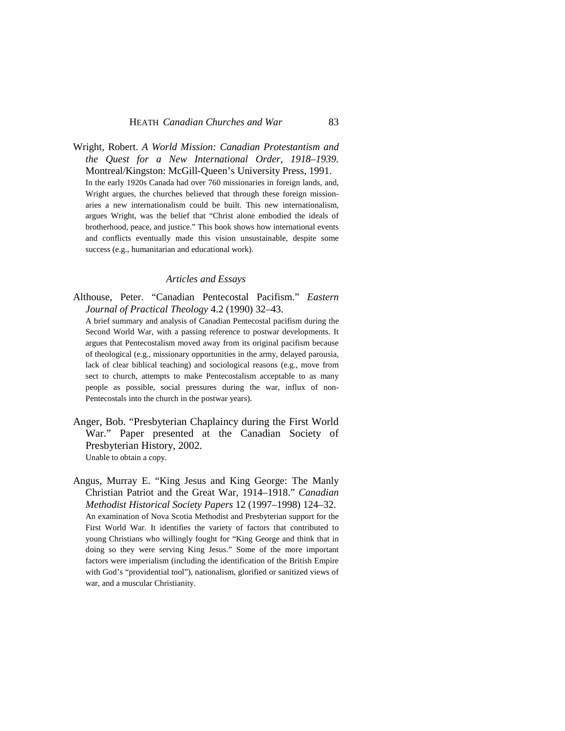Wright, Robert. *A World Mission: Canadian Protestantism and the Quest for a New International Order, 1918–1939*. Montreal/Kingston: McGill-Queen's University Press, 1991.

In the early 1920s Canada had over 760 missionaries in foreign lands, and, Wright argues, the churches believed that through these foreign missionaries a new internationalism could be built. This new internationalism, argues Wright, was the belief that "Christ alone embodied the ideals of brotherhood, peace, and justice." This book shows how international events and conflicts eventually made this vision unsustainable, despite some success (e.g., humanitarian and educational work).

### *Articles and Essays*

Althouse, Peter. "Canadian Pentecostal Pacifism." *Eastern Journal of Practical Theology* 4.2 (1990) 32–43.

A brief summary and analysis of Canadian Pentecostal pacifism during the Second World War, with a passing reference to postwar developments. It argues that Pentecostalism moved away from its original pacifism because of theological (e.g., missionary opportunities in the army, delayed parousia, lack of clear biblical teaching) and sociological reasons (e.g., move from sect to church, attempts to make Pentecostalism acceptable to as many people as possible, social pressures during the war, influx of non-Pentecostals into the church in the postwar years).

Anger, Bob. "Presbyterian Chaplaincy during the First World War." Paper presented at the Canadian Society of Presbyterian History, 2002.

Unable to obtain a copy.

Angus, Murray E. "King Jesus and King George: The Manly Christian Patriot and the Great War, 1914–1918." *Canadian Methodist Historical Society Papers* 12 (1997–1998) 124–32.

An examination of Nova Scotia Methodist and Presbyterian support for the First World War. It identifies the variety of factors that contributed to young Christians who willingly fought for "King George and think that in doing so they were serving King Jesus." Some of the more important factors were imperialism (including the identification of the British Empire with God's "providential tool"), nationalism, glorified or sanitized views of war, and a muscular Christianity.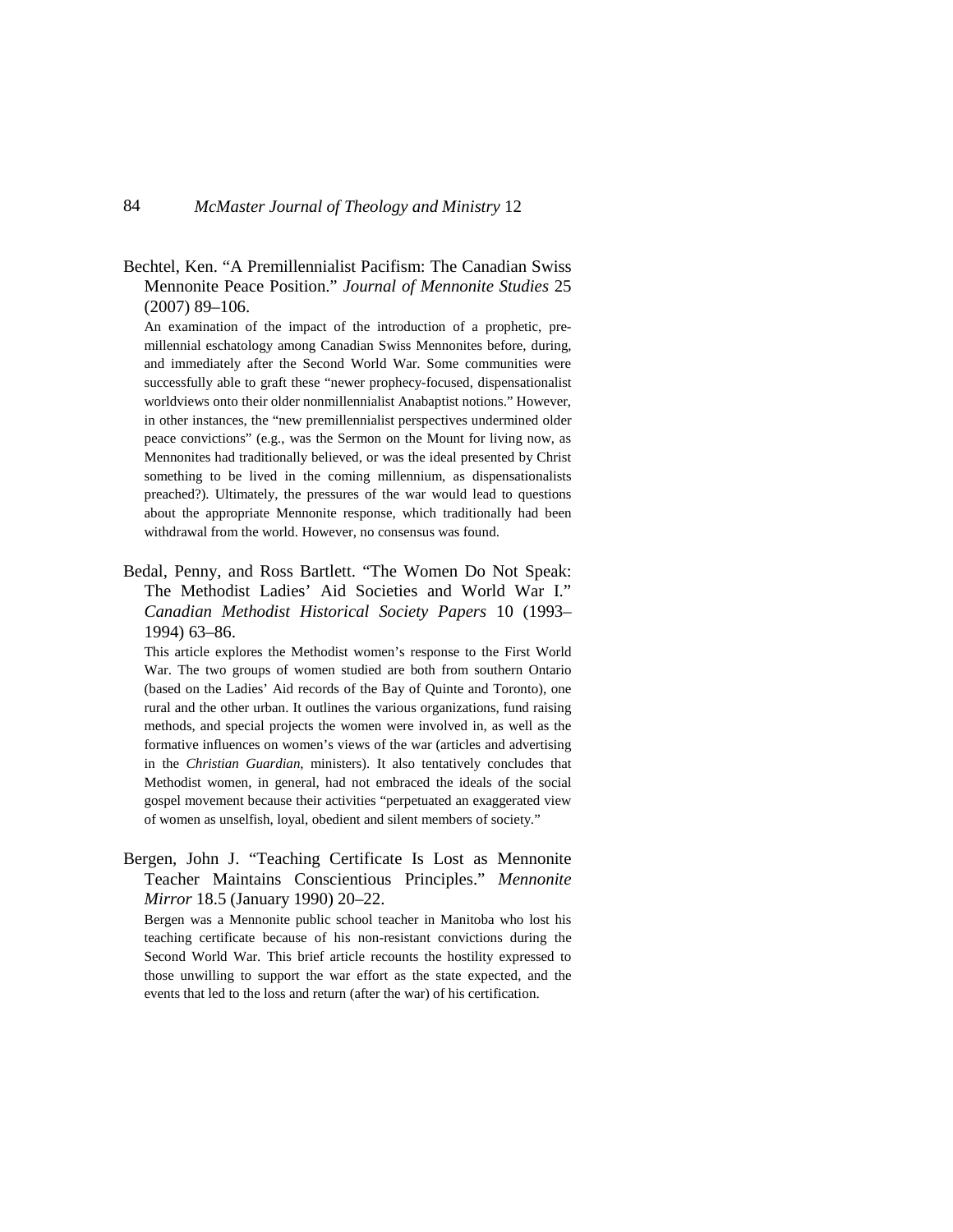Bechtel, Ken. "A Premillennialist Pacifism: The Canadian Swiss Mennonite Peace Position." *Journal of Mennonite Studies* 25 (2007) 89–106.

An examination of the impact of the introduction of a prophetic, premillennial eschatology among Canadian Swiss Mennonites before, during, and immediately after the Second World War. Some communities were successfully able to graft these "newer prophecy-focused, dispensationalist worldviews onto their older nonmillennialist Anabaptist notions." However, in other instances, the "new premillennialist perspectives undermined older peace convictions" (e.g., was the Sermon on the Mount for living now, as Mennonites had traditionally believed, or was the ideal presented by Christ something to be lived in the coming millennium, as dispensationalists preached?). Ultimately, the pressures of the war would lead to questions about the appropriate Mennonite response, which traditionally had been withdrawal from the world. However, no consensus was found.

Bedal, Penny, and Ross Bartlett. "The Women Do Not Speak: The Methodist Ladies' Aid Societies and World War I." *Canadian Methodist Historical Society Papers* 10 (1993–1994) 63–86.

This article explores the Methodist women's response to the First World War. The two groups of women studied are both from southern Ontario (based on the Ladies' Aid records of the Bay of Quinte and Toronto), one rural and the other urban. It outlines the various organizations, fund raising methods, and special projects the women were involved in, as well as the formative influences on women's views of the war (articles and advertising in the *Christian Guardian*, ministers). It also tentatively concludes that Methodist women, in general, had not embraced the ideals of the social gospel movement because their activities "perpetuated an exaggerated view of women as unselfish, loyal, obedient and silent members of society."

Bergen, John J. "Teaching Certificate Is Lost as Mennonite Teacher Maintains Conscientious Principles." *Mennonite Mirror* 18.5 (January 1990) 20–22.

Bergen was a Mennonite public school teacher in Manitoba who lost his teaching certificate because of his non-resistant convictions during the Second World War. This brief article recounts the hostility expressed to those unwilling to support the war effort as the state expected, and the events that led to the loss and return (after the war) of his certification.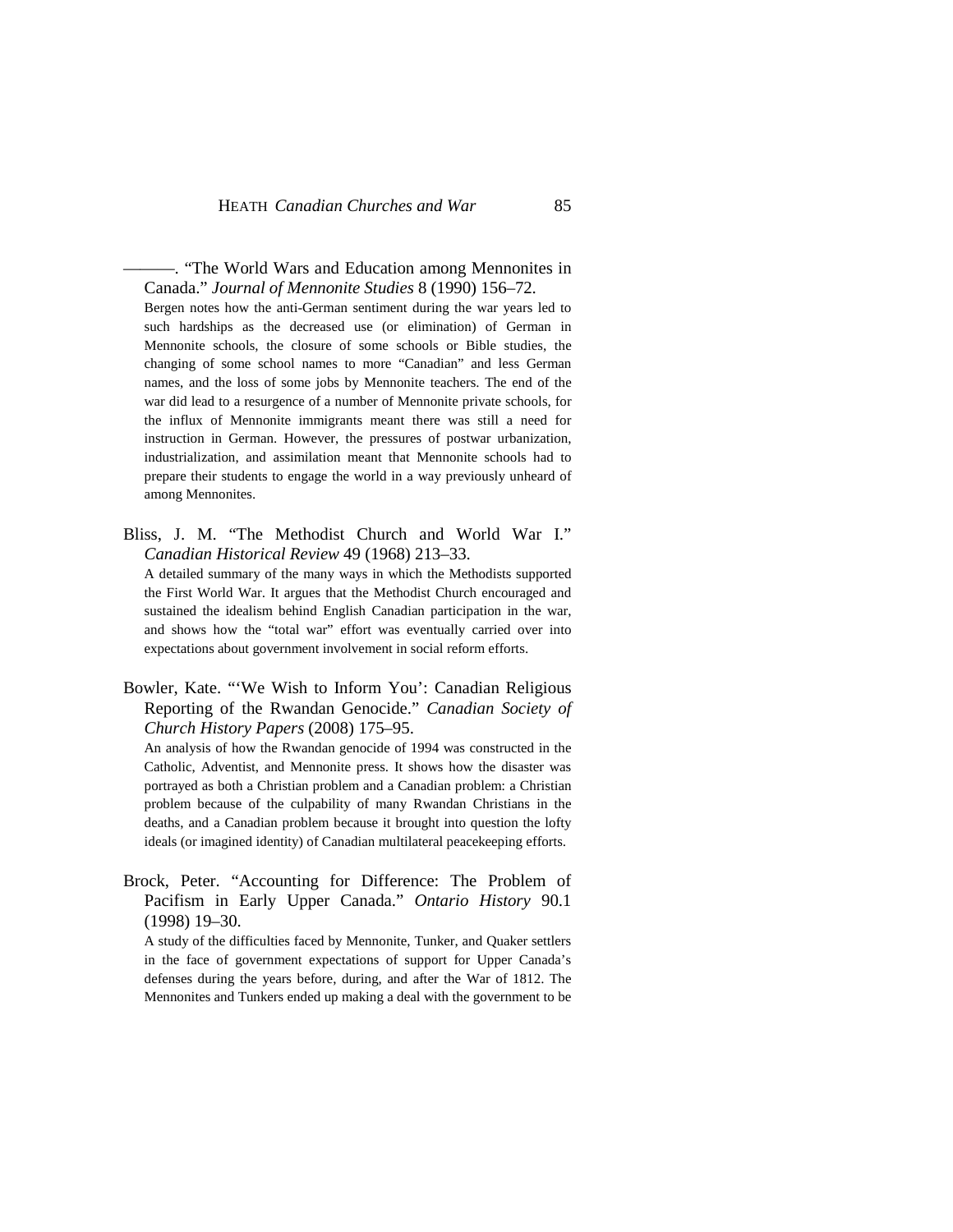———. “The World Wars and Education among Mennonites in Canada.” *Journal of Mennonite Studies* 8 (1990) 156–72.

Bergen notes how the anti-German sentiment during the war years led to such hardships as the decreased use (or elimination) of German in Mennonite schools, the closure of some schools or Bible studies, the changing of some school names to more “Canadian” and less German names, and the loss of some jobs by Mennonite teachers. The end of the war did lead to a resurgence of a number of Mennonite private schools, for the influx of Mennonite immigrants meant there was still a need for instruction in German. However, the pressures of postwar urbanization, industrialization, and assimilation meant that Mennonite schools had to prepare their students to engage the world in a way previously unheard of among Mennonites.

Bliss, J. M. “The Methodist Church and World War I.” *Canadian Historical Review* 49 (1968) 213–33.

A detailed summary of the many ways in which the Methodists supported the First World War. It argues that the Methodist Church encouraged and sustained the idealism behind English Canadian participation in the war, and shows how the “total war” effort was eventually carried over into expectations about government involvement in social reform efforts.

Bowler, Kate. “‘We Wish to Inform You’: Canadian Religious Reporting of the Rwandan Genocide.” *Canadian Society of Church History Papers* (2008) 175–95.

An analysis of how the Rwandan genocide of 1994 was constructed in the Catholic, Adventist, and Mennonite press. It shows how the disaster was portrayed as both a Christian problem and a Canadian problem: a Christian problem because of the culpability of many Rwandan Christians in the deaths, and a Canadian problem because it brought into question the lofty ideals (or imagined identity) of Canadian multilateral peacekeeping efforts.

Brock, Peter. “Accounting for Difference: The Problem of Pacifism in Early Upper Canada.” *Ontario History* 90.1 (1998) 19–30.

A study of the difficulties faced by Mennonite, Tunker, and Quaker settlers in the face of government expectations of support for Upper Canada’s defenses during the years before, during, and after the War of 1812. The Mennonites and Tunkers ended up making a deal with the government to be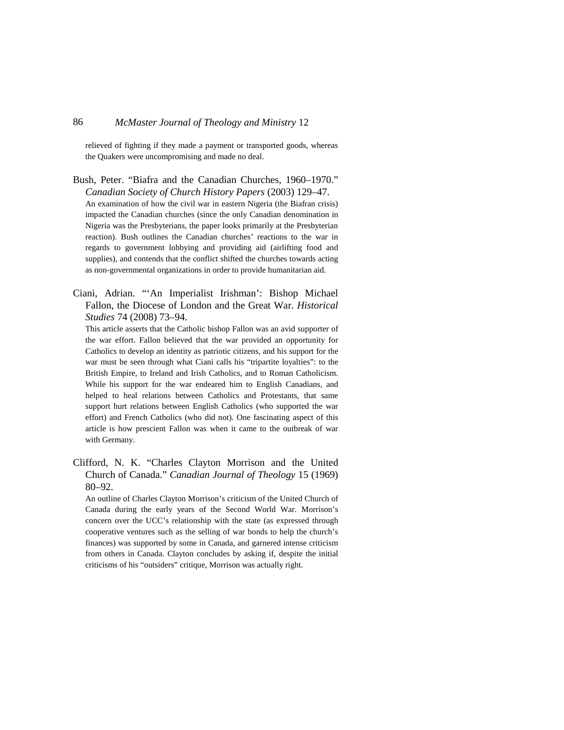relieved of fighting if they made a payment or transported goods, whereas the Quakers were uncompromising and made no deal.

Bush, Peter. "Biafra and the Canadian Churches, 1960–1970." *Canadian Society of Church History Papers* (2003) 129–47.

An examination of how the civil war in eastern Nigeria (the Biafran crisis) impacted the Canadian churches (since the only Canadian denomination in Nigeria was the Presbyterians, the paper looks primarily at the Presbyterian reaction). Bush outlines the Canadian churches' reactions to the war in regards to government lobbying and providing aid (airlifting food and supplies), and contends that the conflict shifted the churches towards acting as non-governmental organizations in order to provide humanitarian aid.

Ciani, Adrian. "'An Imperialist Irishman': Bishop Michael Fallon, the Diocese of London and the Great War. *Historical Studies* 74 (2008) 73–94.

This article asserts that the Catholic bishop Fallon was an avid supporter of the war effort. Fallon believed that the war provided an opportunity for Catholics to develop an identity as patriotic citizens, and his support for the war must be seen through what Ciani calls his "tripartite loyalties": to the British Empire, to Ireland and Irish Catholics, and to Roman Catholicism. While his support for the war endeared him to English Canadians, and helped to heal relations between Catholics and Protestants, that same support hurt relations between English Catholics (who supported the war effort) and French Catholics (who did not). One fascinating aspect of this article is how prescient Fallon was when it came to the outbreak of war with Germany.

Clifford, N. K. "Charles Clayton Morrison and the United Church of Canada." *Canadian Journal of Theology* 15 (1969) 80–92.

An outline of Charles Clayton Morrison's criticism of the United Church of Canada during the early years of the Second World War. Morrison's concern over the UCC's relationship with the state (as expressed through cooperative ventures such as the selling of war bonds to help the church's finances) was supported by some in Canada, and garnered intense criticism from others in Canada. Clayton concludes by asking if, despite the initial criticisms of his "outsiders" critique, Morrison was actually right.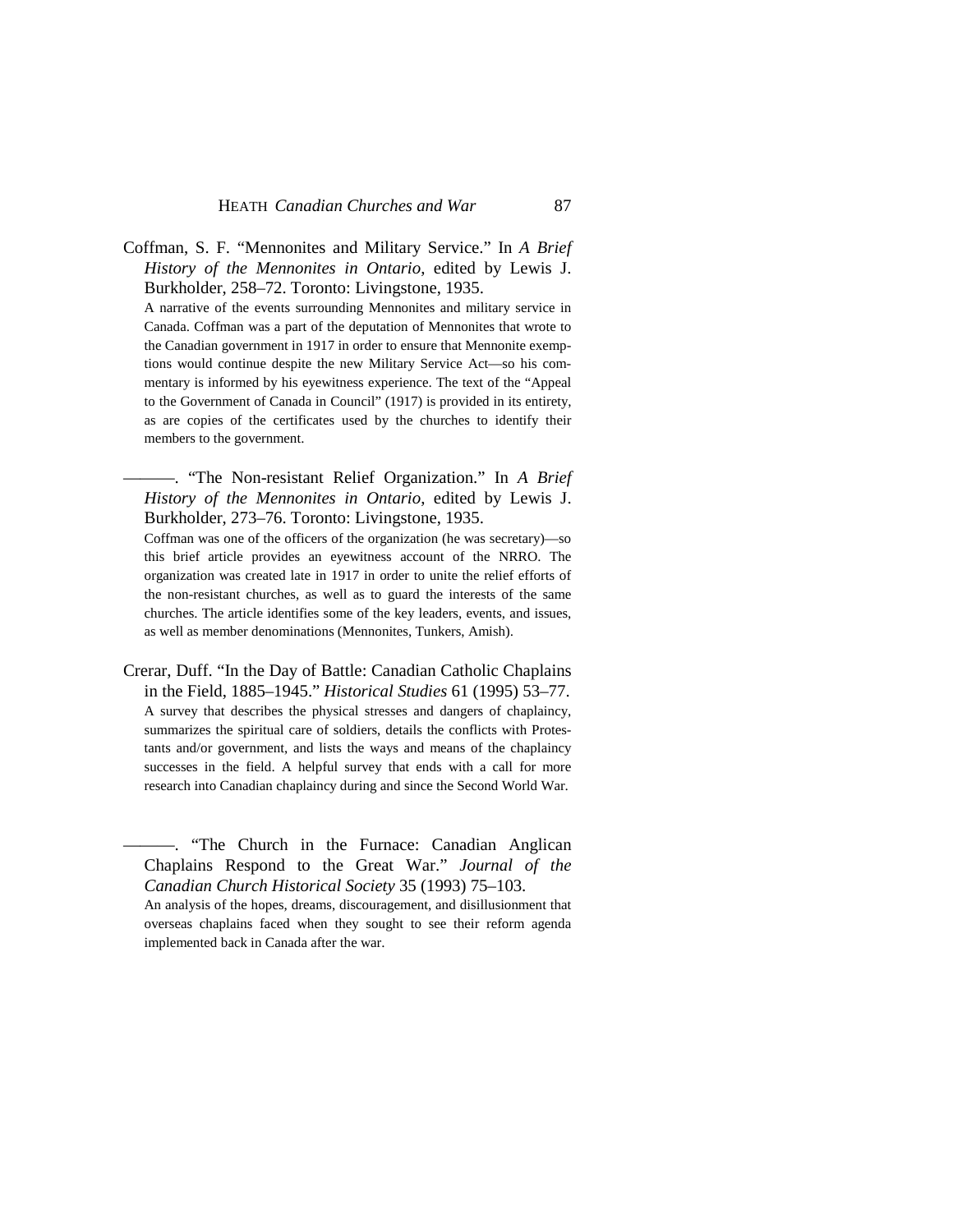Coffman, S. F. "Mennonites and Military Service." In *A Brief History of the Mennonites in Ontario*, edited by Lewis J. Burkholder, 258–72. Toronto: Livingstone, 1935.

A narrative of the events surrounding Mennonites and military service in Canada. Coffman was a part of the deputation of Mennonites that wrote to the Canadian government in 1917 in order to ensure that Mennonite exemptions would continue despite the new Military Service Act—so his commentary is informed by his eyewitness experience. The text of the "Appeal to the Government of Canada in Council" (1917) is provided in its entirety, as are copies of the certificates used by the churches to identify their members to the government.

———. "The Non-resistant Relief Organization." In *A Brief History of the Mennonites in Ontario*, edited by Lewis J. Burkholder, 273–76. Toronto: Livingstone, 1935.

Coffman was one of the officers of the organization (he was secretary)—so this brief article provides an eyewitness account of the NRRO. The organization was created late in 1917 in order to unite the relief efforts of the non-resistant churches, as well as to guard the interests of the same churches. The article identifies some of the key leaders, events, and issues, as well as member denominations (Mennonites, Tunkers, Amish).

Crerar, Duff. "In the Day of Battle: Canadian Catholic Chaplains in the Field, 1885–1945." *Historical Studies* 61 (1995) 53–77.

A survey that describes the physical stresses and dangers of chaplaincy, summarizes the spiritual care of soldiers, details the conflicts with Protestants and/or government, and lists the ways and means of the chaplaincy successes in the field. A helpful survey that ends with a call for more research into Canadian chaplaincy during and since the Second World War.

———. "The Church in the Furnace: Canadian Anglican Chaplains Respond to the Great War." *Journal of the Canadian Church Historical Society* 35 (1993) 75–103.

An analysis of the hopes, dreams, discouragement, and disillusionment that overseas chaplains faced when they sought to see their reform agenda implemented back in Canada after the war.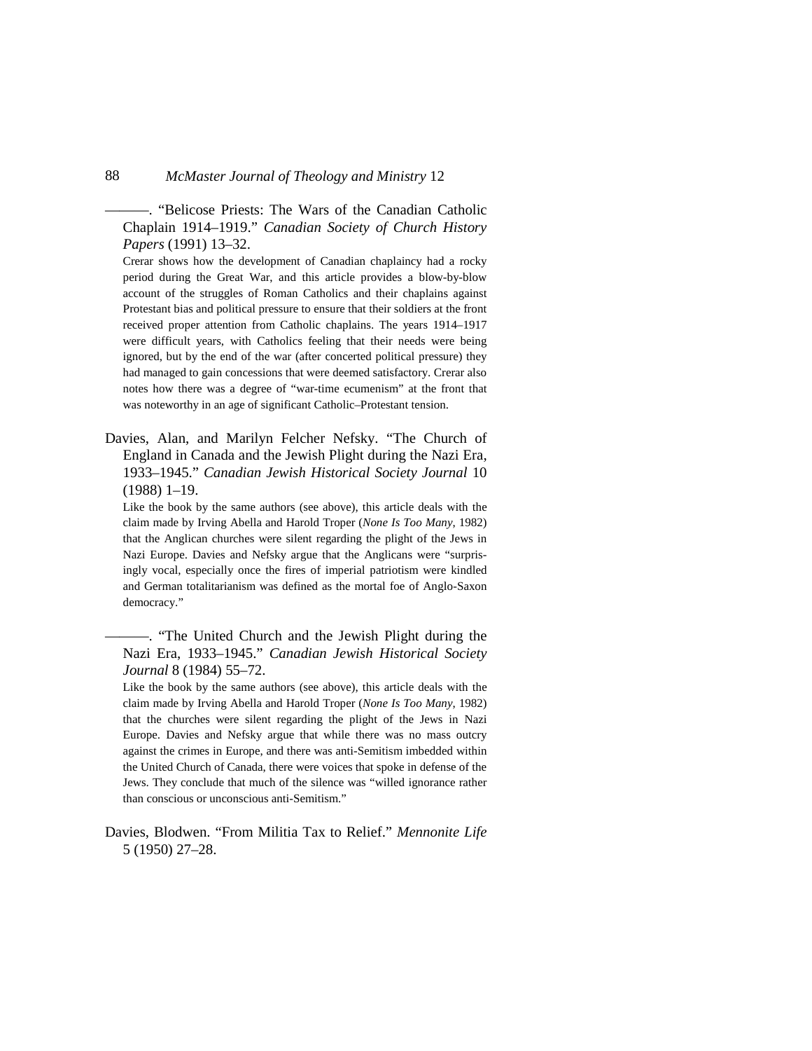———. “Belicose Priests: The Wars of the Canadian Catholic Chaplain 1914–1919.” *Canadian Society of Church History Papers* (1991) 13–32.

Crerar shows how the development of Canadian chaplaincy had a rocky period during the Great War, and this article provides a blow-by-blow account of the struggles of Roman Catholics and their chaplains against Protestant bias and political pressure to ensure that their soldiers at the front received proper attention from Catholic chaplains. The years 1914–1917 were difficult years, with Catholics feeling that their needs were being ignored, but by the end of the war (after concerted political pressure) they had managed to gain concessions that were deemed satisfactory. Crerar also notes how there was a degree of “war-time ecumenism” at the front that was noteworthy in an age of significant Catholic–Protestant tension.

Davies, Alan, and Marilyn Felcher Nefsky. “The Church of England in Canada and the Jewish Plight during the Nazi Era, 1933–1945.” *Canadian Jewish Historical Society Journal* 10 (1988) 1–19.

Like the book by the same authors (see above), this article deals with the claim made by Irving Abella and Harold Troper (*None Is Too Many*, 1982) that the Anglican churches were silent regarding the plight of the Jews in Nazi Europe. Davies and Nefsky argue that the Anglicans were “surprisingly vocal, especially once the fires of imperial patriotism were kindled and German totalitarianism was defined as the mortal foe of Anglo-Saxon democracy.”

———. “The United Church and the Jewish Plight during the Nazi Era, 1933–1945.” *Canadian Jewish Historical Society Journal* 8 (1984) 55–72.

Like the book by the same authors (see above), this article deals with the claim made by Irving Abella and Harold Troper (*None Is Too Many*, 1982) that the churches were silent regarding the plight of the Jews in Nazi Europe. Davies and Nefsky argue that while there was no mass outcry against the crimes in Europe, and there was anti-Semitism imbedded within the United Church of Canada, there were voices that spoke in defense of the Jews. They conclude that much of the silence was “willed ignorance rather than conscious or unconscious anti-Semitism.”

Davies, Blodwen. “From Militia Tax to Relief.” *Mennonite Life* 5 (1950) 27–28.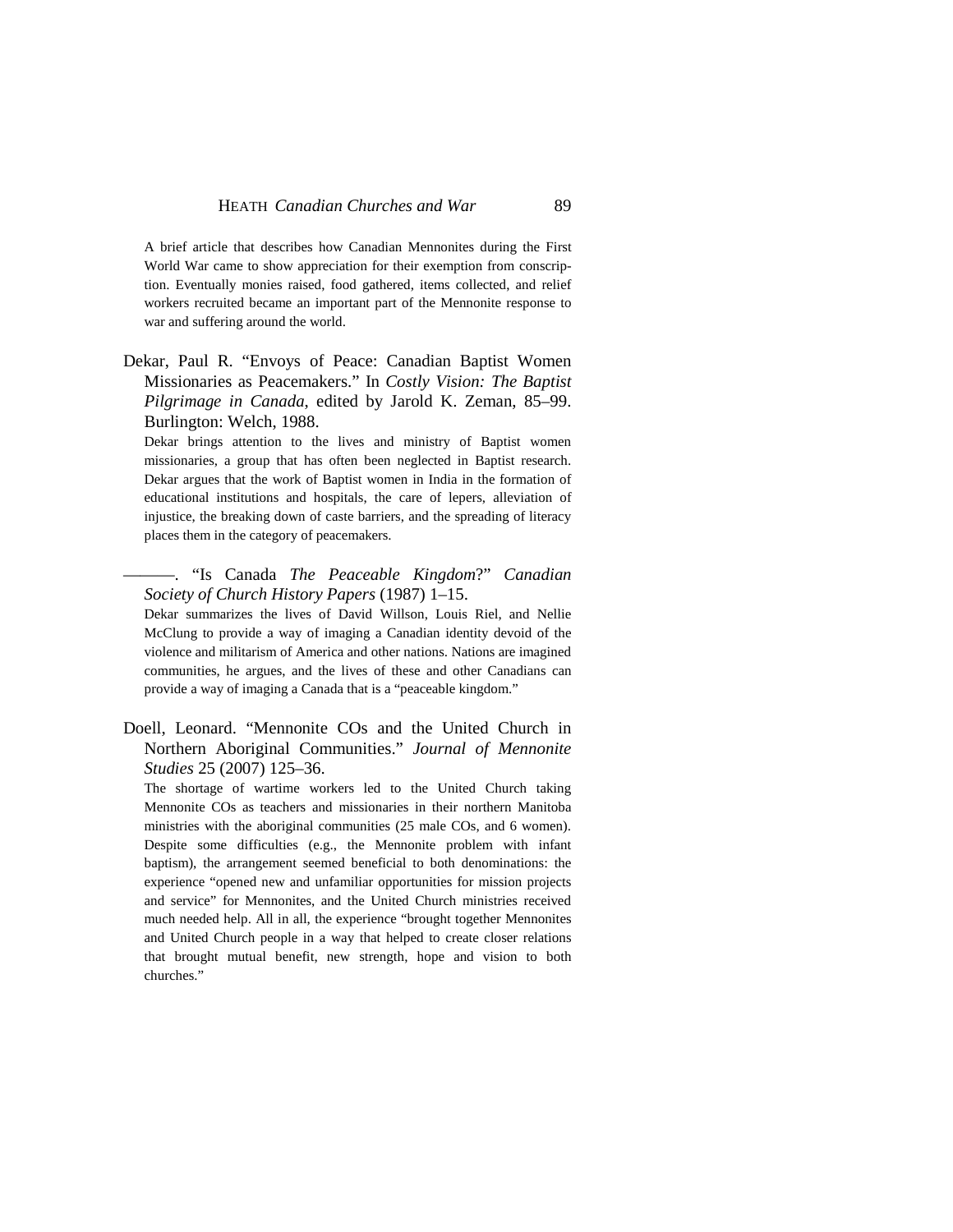A brief article that describes how Canadian Mennonites during the First World War came to show appreciation for their exemption from conscription. Eventually monies raised, food gathered, items collected, and relief workers recruited became an important part of the Mennonite response to war and suffering around the world.

Dekar, Paul R. "Envoys of Peace: Canadian Baptist Women Missionaries as Peacemakers." In *Costly Vision: The Baptist Pilgrimage in Canada*, edited by Jarold K. Zeman, 85–99. Burlington: Welch, 1988.

Dekar brings attention to the lives and ministry of Baptist women missionaries, a group that has often been neglected in Baptist research. Dekar argues that the work of Baptist women in India in the formation of educational institutions and hospitals, the care of lepers, alleviation of injustice, the breaking down of caste barriers, and the spreading of literacy places them in the category of peacemakers.

———. "Is Canada *The Peaceable Kingdom*?" *Canadian Society of Church History Papers* (1987) 1–15.

Dekar summarizes the lives of David Willson, Louis Riel, and Nellie McClung to provide a way of imaging a Canadian identity devoid of the violence and militarism of America and other nations. Nations are imagined communities, he argues, and the lives of these and other Canadians can provide a way of imaging a Canada that is a "peaceable kingdom."

Doell, Leonard. "Mennonite COs and the United Church in Northern Aboriginal Communities." *Journal of Mennonite Studies* 25 (2007) 125–36.

The shortage of wartime workers led to the United Church taking Mennonite COs as teachers and missionaries in their northern Manitoba ministries with the aboriginal communities (25 male COs, and 6 women). Despite some difficulties (e.g., the Mennonite problem with infant baptism), the arrangement seemed beneficial to both denominations: the experience "opened new and unfamiliar opportunities for mission projects and service" for Mennonites, and the United Church ministries received much needed help. All in all, the experience "brought together Mennonites and United Church people in a way that helped to create closer relations that brought mutual benefit, new strength, hope and vision to both churches."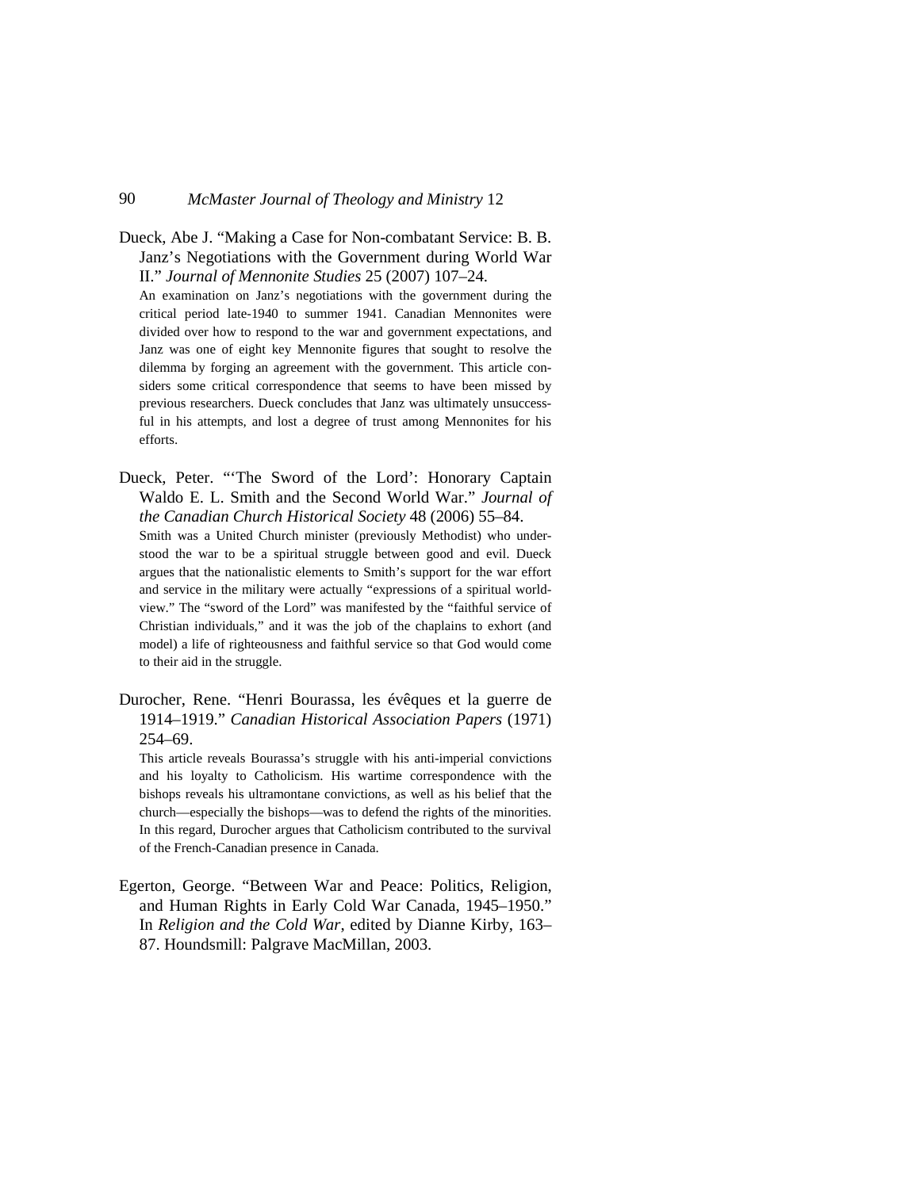Dueck, Abe J. "Making a Case for Non-combatant Service: B. B. Janz's Negotiations with the Government during World War II." *Journal of Mennonite Studies* 25 (2007) 107–24.

An examination on Janz's negotiations with the government during the critical period late-1940 to summer 1941. Canadian Mennonites were divided over how to respond to the war and government expectations, and Janz was one of eight key Mennonite figures that sought to resolve the dilemma by forging an agreement with the government. This article considers some critical correspondence that seems to have been missed by previous researchers. Dueck concludes that Janz was ultimately unsuccessful in his attempts, and lost a degree of trust among Mennonites for his efforts.

Dueck, Peter. "'The Sword of the Lord': Honorary Captain Waldo E. L. Smith and the Second World War." *Journal of the Canadian Church Historical Society* 48 (2006) 55–84.

Smith was a United Church minister (previously Methodist) who understood the war to be a spiritual struggle between good and evil. Dueck argues that the nationalistic elements to Smith's support for the war effort and service in the military were actually "expressions of a spiritual worldview." The "sword of the Lord" was manifested by the "faithful service of Christian individuals," and it was the job of the chaplains to exhort (and model) a life of righteousness and faithful service so that God would come to their aid in the struggle.

Durocher, Rene. "Henri Bourassa, les évêques et la guerre de 1914–1919." *Canadian Historical Association Papers* (1971) 254–69.

This article reveals Bourassa's struggle with his anti-imperial convictions and his loyalty to Catholicism. His wartime correspondence with the bishops reveals his ultramontane convictions, as well as his belief that the church—especially the bishops—was to defend the rights of the minorities. In this regard, Durocher argues that Catholicism contributed to the survival of the French-Canadian presence in Canada.

Egerton, George. "Between War and Peace: Politics, Religion, and Human Rights in Early Cold War Canada, 1945–1950." In *Religion and the Cold War*, edited by Dianne Kirby, 163–87. Houndsmill: Palgrave MacMillan, 2003.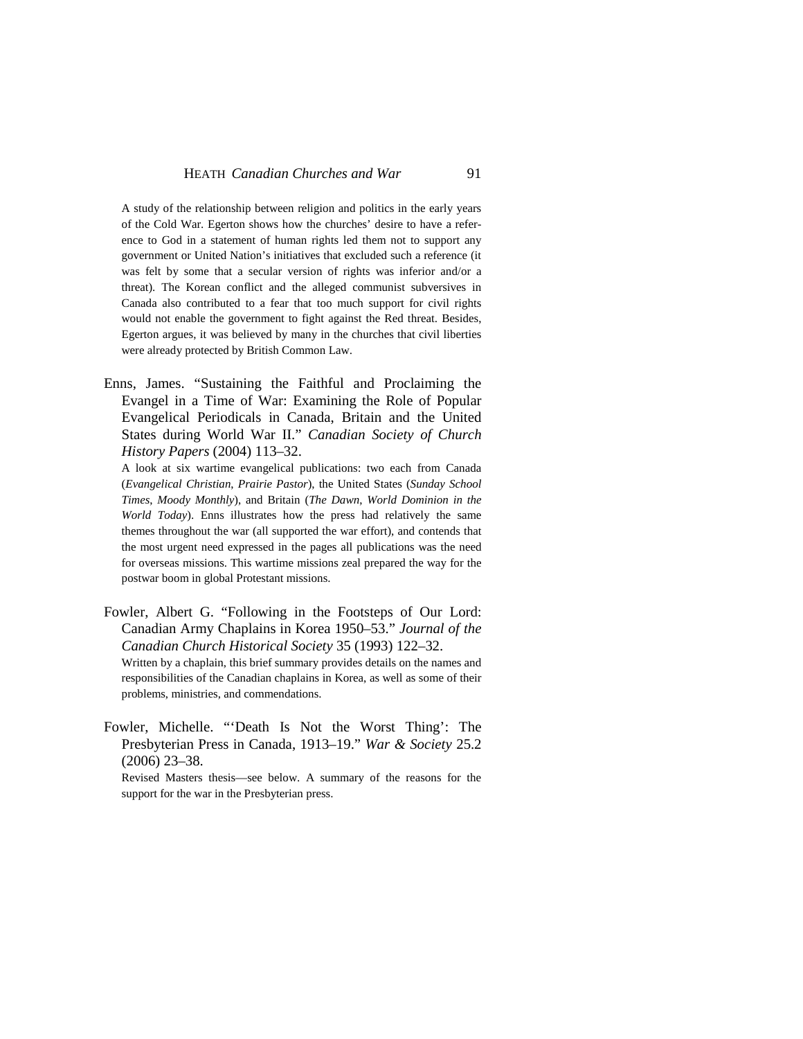A study of the relationship between religion and politics in the early years of the Cold War. Egerton shows how the churches' desire to have a reference to God in a statement of human rights led them not to support any government or United Nation's initiatives that excluded such a reference (it was felt by some that a secular version of rights was inferior and/or a threat). The Korean conflict and the alleged communist subversives in Canada also contributed to a fear that too much support for civil rights would not enable the government to fight against the Red threat. Besides, Egerton argues, it was believed by many in the churches that civil liberties were already protected by British Common Law.

Enns, James. "Sustaining the Faithful and Proclaiming the Evangel in a Time of War: Examining the Role of Popular Evangelical Periodicals in Canada, Britain and the United States during World War II." *Canadian Society of Church History Papers* (2004) 113–32.

A look at six wartime evangelical publications: two each from Canada (*Evangelical Christian*, *Prairie Pastor*), the United States (*Sunday School Times*, *Moody Monthly*), and Britain (*The Dawn*, *World Dominion in the World Today*). Enns illustrates how the press had relatively the same themes throughout the war (all supported the war effort), and contends that the most urgent need expressed in the pages all publications was the need for overseas missions. This wartime missions zeal prepared the way for the postwar boom in global Protestant missions.

Fowler, Albert G. "Following in the Footsteps of Our Lord: Canadian Army Chaplains in Korea 1950–53." *Journal of the Canadian Church Historical Society* 35 (1993) 122–32.

Written by a chaplain, this brief summary provides details on the names and responsibilities of the Canadian chaplains in Korea, as well as some of their problems, ministries, and commendations.

Fowler, Michelle. "'Death Is Not the Worst Thing': The Presbyterian Press in Canada, 1913–19." *War & Society* 25.2 (2006) 23–38.

Revised Masters thesis—see below. A summary of the reasons for the support for the war in the Presbyterian press.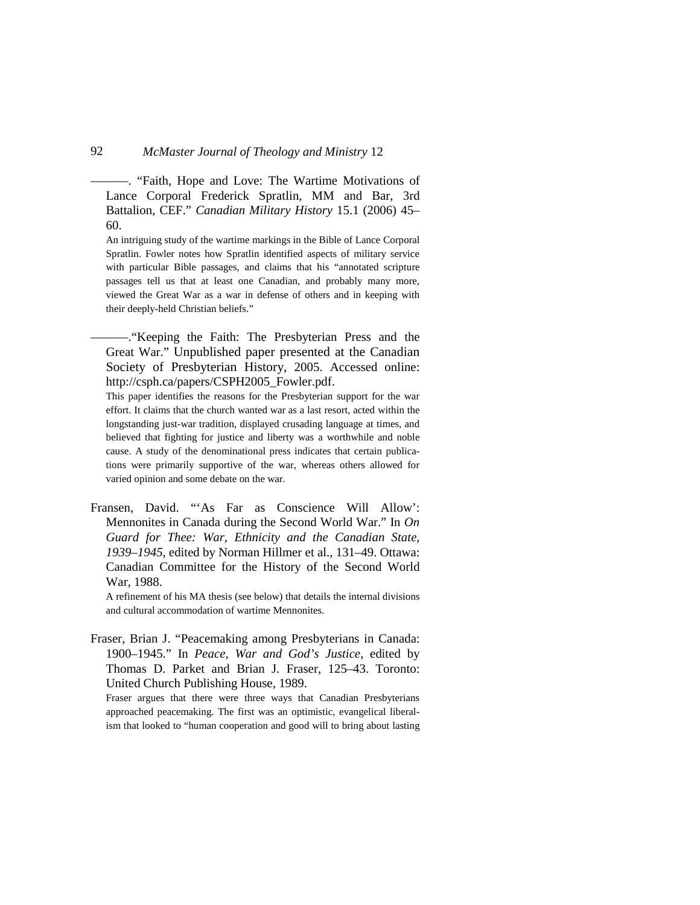———. "Faith, Hope and Love: The Wartime Motivations of Lance Corporal Frederick Spratlin, MM and Bar, 3rd Battalion, CEF." *Canadian Military History* 15.1 (2006) 45–60.

An intriguing study of the wartime markings in the Bible of Lance Corporal Spratlin. Fowler notes how Spratlin identified aspects of military service with particular Bible passages, and claims that his "annotated scripture passages tell us that at least one Canadian, and probably many more, viewed the Great War as a war in defense of others and in keeping with their deeply-held Christian beliefs."

———."Keeping the Faith: The Presbyterian Press and the Great War." Unpublished paper presented at the Canadian Society of Presbyterian History, 2005. Accessed online: http://csph.ca/papers/CSPH2005_Fowler.pdf.

This paper identifies the reasons for the Presbyterian support for the war effort. It claims that the church wanted war as a last resort, acted within the longstanding just-war tradition, displayed crusading language at times, and believed that fighting for justice and liberty was a worthwhile and noble cause. A study of the denominational press indicates that certain publications were primarily supportive of the war, whereas others allowed for varied opinion and some debate on the war.

Fransen, David. "'As Far as Conscience Will Allow': Mennonites in Canada during the Second World War." In *On Guard for Thee: War, Ethnicity and the Canadian State, 1939–1945*, edited by Norman Hillmer et al., 131–49. Ottawa: Canadian Committee for the History of the Second World War, 1988.

A refinement of his MA thesis (see below) that details the internal divisions and cultural accommodation of wartime Mennonites.

Fraser, Brian J. "Peacemaking among Presbyterians in Canada: 1900–1945." In *Peace, War and God's Justice*, edited by Thomas D. Parket and Brian J. Fraser, 125–43. Toronto: United Church Publishing House, 1989.

Fraser argues that there were three ways that Canadian Presbyterians approached peacemaking. The first was an optimistic, evangelical liberalism that looked to "human cooperation and good will to bring about lasting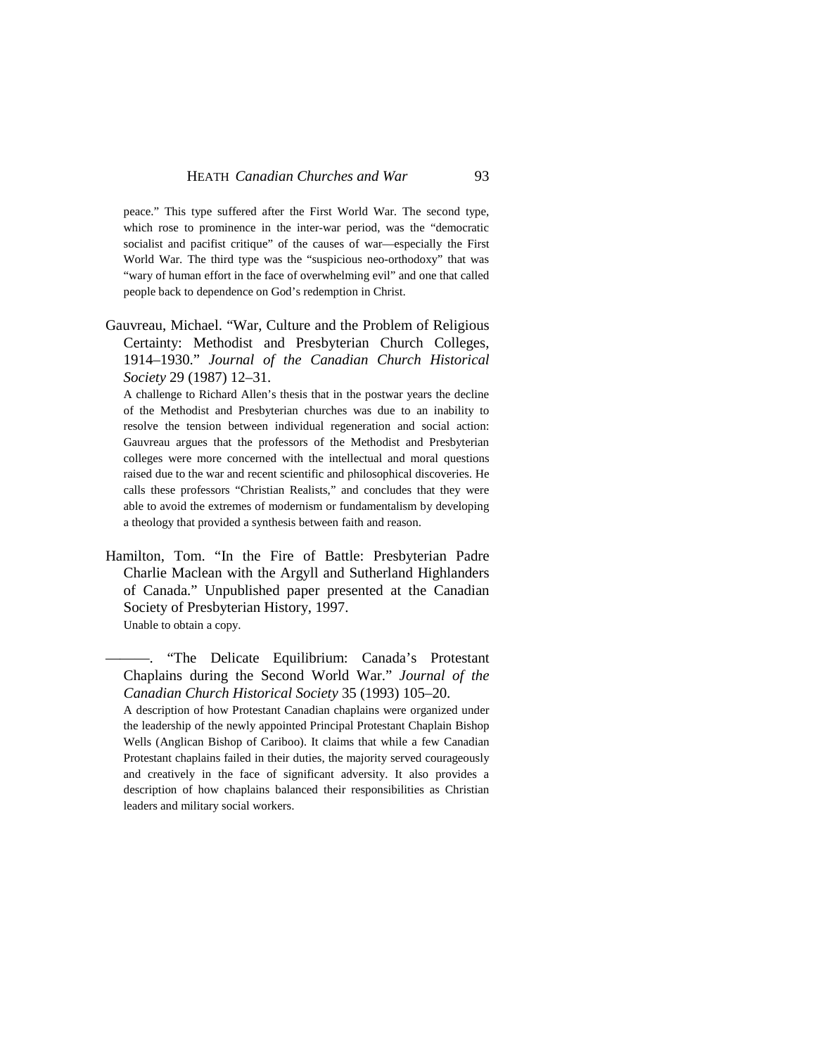peace." This type suffered after the First World War. The second type, which rose to prominence in the inter-war period, was the "democratic socialist and pacifist critique" of the causes of war—especially the First World War. The third type was the "suspicious neo-orthodoxy" that was "wary of human effort in the face of overwhelming evil" and one that called people back to dependence on God's redemption in Christ.

Gauvreau, Michael. "War, Culture and the Problem of Religious Certainty: Methodist and Presbyterian Church Colleges, 1914–1930." *Journal of the Canadian Church Historical Society* 29 (1987) 12–31.

A challenge to Richard Allen's thesis that in the postwar years the decline of the Methodist and Presbyterian churches was due to an inability to resolve the tension between individual regeneration and social action: Gauvreau argues that the professors of the Methodist and Presbyterian colleges were more concerned with the intellectual and moral questions raised due to the war and recent scientific and philosophical discoveries. He calls these professors "Christian Realists," and concludes that they were able to avoid the extremes of modernism or fundamentalism by developing a theology that provided a synthesis between faith and reason.

Hamilton, Tom. "In the Fire of Battle: Presbyterian Padre Charlie Maclean with the Argyll and Sutherland Highlanders of Canada." Unpublished paper presented at the Canadian Society of Presbyterian History, 1997.

Unable to obtain a copy.

———. "The Delicate Equilibrium: Canada's Protestant Chaplains during the Second World War." *Journal of the Canadian Church Historical Society* 35 (1993) 105–20.

A description of how Protestant Canadian chaplains were organized under the leadership of the newly appointed Principal Protestant Chaplain Bishop Wells (Anglican Bishop of Cariboo). It claims that while a few Canadian Protestant chaplains failed in their duties, the majority served courageously and creatively in the face of significant adversity. It also provides a description of how chaplains balanced their responsibilities as Christian leaders and military social workers.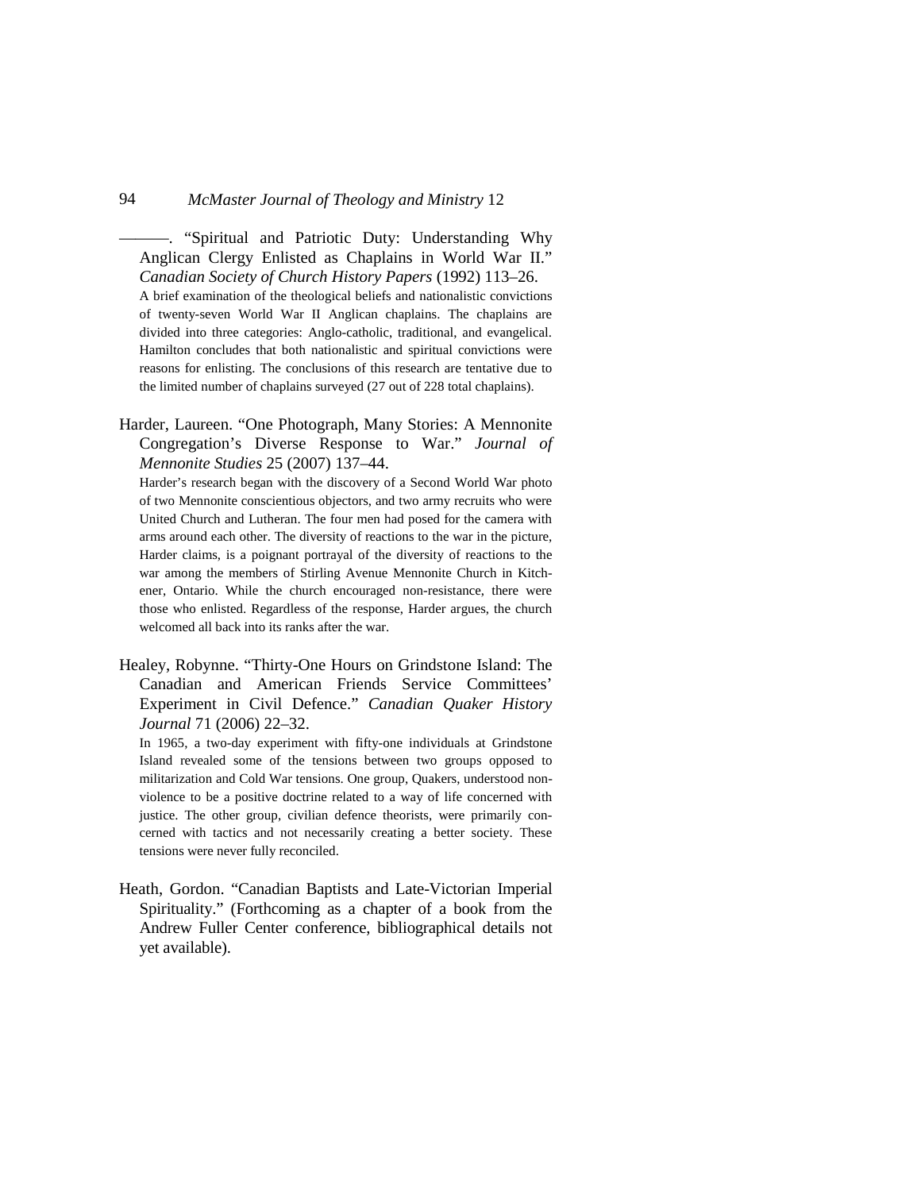———. “Spiritual and Patriotic Duty: Understanding Why Anglican Clergy Enlisted as Chaplains in World War II.” *Canadian Society of Church History Papers* (1992) 113–26.

A brief examination of the theological beliefs and nationalistic convictions of twenty-seven World War II Anglican chaplains. The chaplains are divided into three categories: Anglo-catholic, traditional, and evangelical. Hamilton concludes that both nationalistic and spiritual convictions were reasons for enlisting. The conclusions of this research are tentative due to the limited number of chaplains surveyed (27 out of 228 total chaplains).

Harder, Laureen. “One Photograph, Many Stories: A Mennonite Congregation’s Diverse Response to War.” *Journal of Mennonite Studies* 25 (2007) 137–44.

Harder’s research began with the discovery of a Second World War photo of two Mennonite conscientious objectors, and two army recruits who were United Church and Lutheran. The four men had posed for the camera with arms around each other. The diversity of reactions to the war in the picture, Harder claims, is a poignant portrayal of the diversity of reactions to the war among the members of Stirling Avenue Mennonite Church in Kitchener, Ontario. While the church encouraged non-resistance, there were those who enlisted. Regardless of the response, Harder argues, the church welcomed all back into its ranks after the war.

Healey, Robynne. “Thirty-One Hours on Grindstone Island: The Canadian and American Friends Service Committees’ Experiment in Civil Defence.” *Canadian Quaker History Journal* 71 (2006) 22–32.

In 1965, a two-day experiment with fifty-one individuals at Grindstone Island revealed some of the tensions between two groups opposed to militarization and Cold War tensions. One group, Quakers, understood non-violence to be a positive doctrine related to a way of life concerned with justice. The other group, civilian defence theorists, were primarily concerned with tactics and not necessarily creating a better society. These tensions were never fully reconciled.

Heath, Gordon. “Canadian Baptists and Late-Victorian Imperial Spirituality.” (Forthcoming as a chapter of a book from the Andrew Fuller Center conference, bibliographical details not yet available).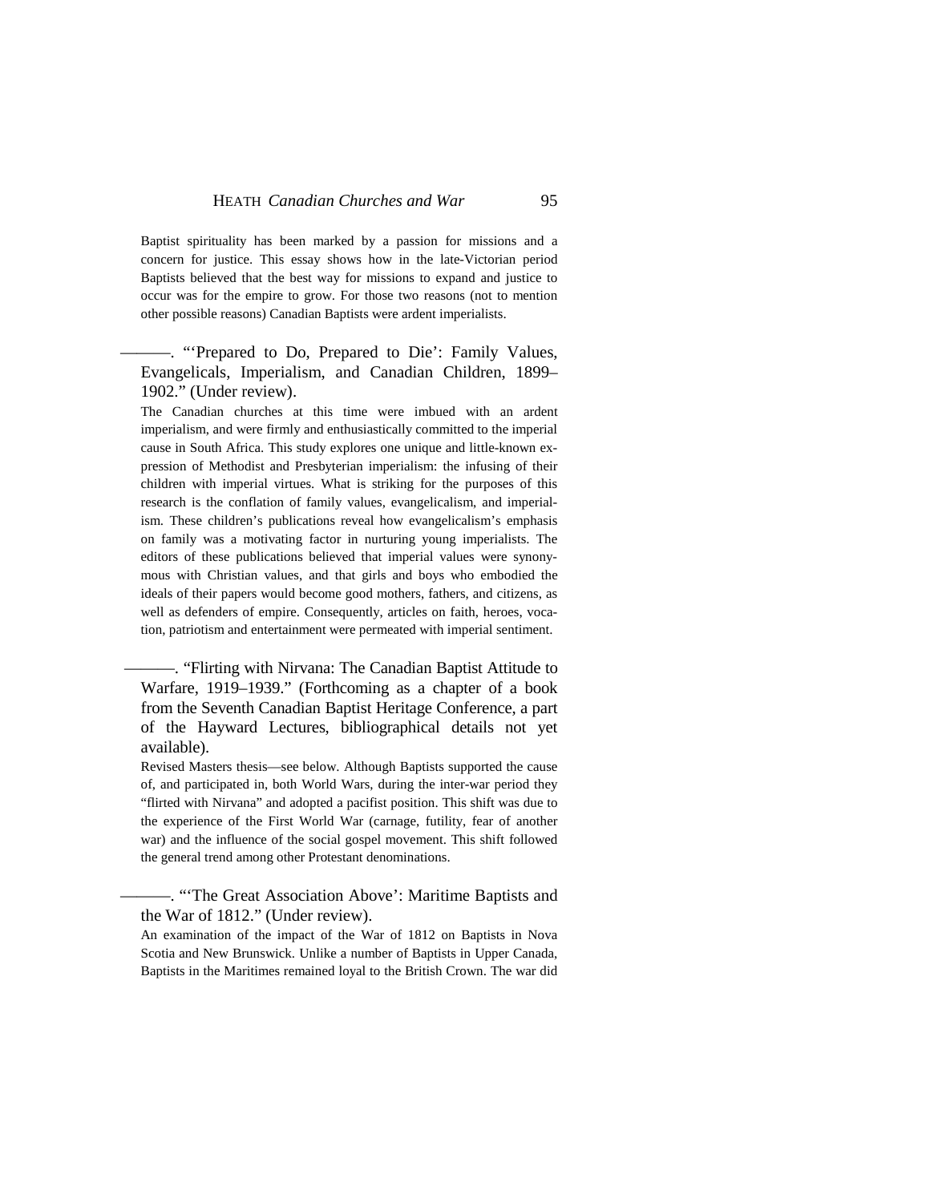Baptist spirituality has been marked by a passion for missions and a concern for justice. This essay shows how in the late-Victorian period Baptists believed that the best way for missions to expand and justice to occur was for the empire to grow. For those two reasons (not to mention other possible reasons) Canadian Baptists were ardent imperialists.

———. "'Prepared to Do, Prepared to Die': Family Values, Evangelicals, Imperialism, and Canadian Children, 1899–1902." (Under review).

The Canadian churches at this time were imbued with an ardent imperialism, and were firmly and enthusiastically committed to the imperial cause in South Africa. This study explores one unique and little-known expression of Methodist and Presbyterian imperialism: the infusing of their children with imperial virtues. What is striking for the purposes of this research is the conflation of family values, evangelicalism, and imperialism. These children's publications reveal how evangelicalism's emphasis on family was a motivating factor in nurturing young imperialists. The editors of these publications believed that imperial values were synonymous with Christian values, and that girls and boys who embodied the ideals of their papers would become good mothers, fathers, and citizens, as well as defenders of empire. Consequently, articles on faith, heroes, vocation, patriotism and entertainment were permeated with imperial sentiment.

———. "Flirting with Nirvana: The Canadian Baptist Attitude to Warfare, 1919–1939." (Forthcoming as a chapter of a book from the Seventh Canadian Baptist Heritage Conference, a part of the Hayward Lectures, bibliographical details not yet available).

Revised Masters thesis—see below. Although Baptists supported the cause of, and participated in, both World Wars, during the inter-war period they "flirted with Nirvana" and adopted a pacifist position. This shift was due to the experience of the First World War (carnage, futility, fear of another war) and the influence of the social gospel movement. This shift followed the general trend among other Protestant denominations.

———. "'The Great Association Above': Maritime Baptists and the War of 1812." (Under review).

An examination of the impact of the War of 1812 on Baptists in Nova Scotia and New Brunswick. Unlike a number of Baptists in Upper Canada, Baptists in the Maritimes remained loyal to the British Crown. The war did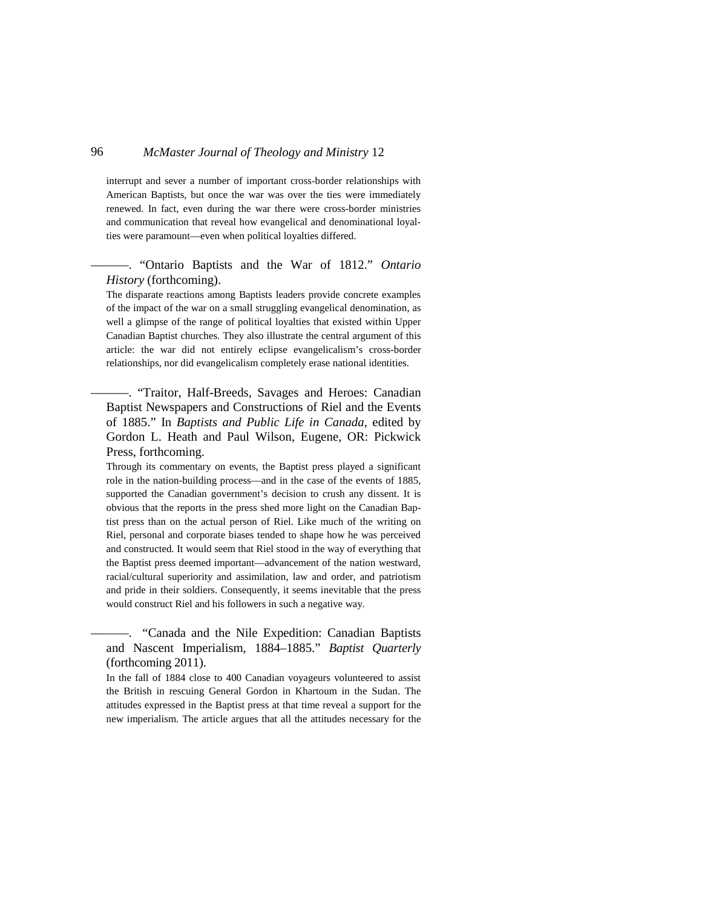interrupt and sever a number of important cross-border relationships with American Baptists, but once the war was over the ties were immediately renewed. In fact, even during the war there were cross-border ministries and communication that reveal how evangelical and denominational loyalties were paramount—even when political loyalties differed.

———. "Ontario Baptists and the War of 1812." *Ontario History* (forthcoming).

The disparate reactions among Baptists leaders provide concrete examples of the impact of the war on a small struggling evangelical denomination, as well a glimpse of the range of political loyalties that existed within Upper Canadian Baptist churches. They also illustrate the central argument of this article: the war did not entirely eclipse evangelicalism's cross-border relationships, nor did evangelicalism completely erase national identities.

———. "Traitor, Half-Breeds, Savages and Heroes: Canadian Baptist Newspapers and Constructions of Riel and the Events of 1885." In *Baptists and Public Life in Canada*, edited by Gordon L. Heath and Paul Wilson, Eugene, OR: Pickwick Press, forthcoming.

Through its commentary on events, the Baptist press played a significant role in the nation-building process—and in the case of the events of 1885, supported the Canadian government's decision to crush any dissent. It is obvious that the reports in the press shed more light on the Canadian Baptist press than on the actual person of Riel. Like much of the writing on Riel, personal and corporate biases tended to shape how he was perceived and constructed. It would seem that Riel stood in the way of everything that the Baptist press deemed important—advancement of the nation westward, racial/cultural superiority and assimilation, law and order, and patriotism and pride in their soldiers. Consequently, it seems inevitable that the press would construct Riel and his followers in such a negative way.

———. "Canada and the Nile Expedition: Canadian Baptists and Nascent Imperialism, 1884–1885." *Baptist Quarterly* (forthcoming 2011).

In the fall of 1884 close to 400 Canadian voyageurs volunteered to assist the British in rescuing General Gordon in Khartoum in the Sudan. The attitudes expressed in the Baptist press at that time reveal a support for the new imperialism. The article argues that all the attitudes necessary for the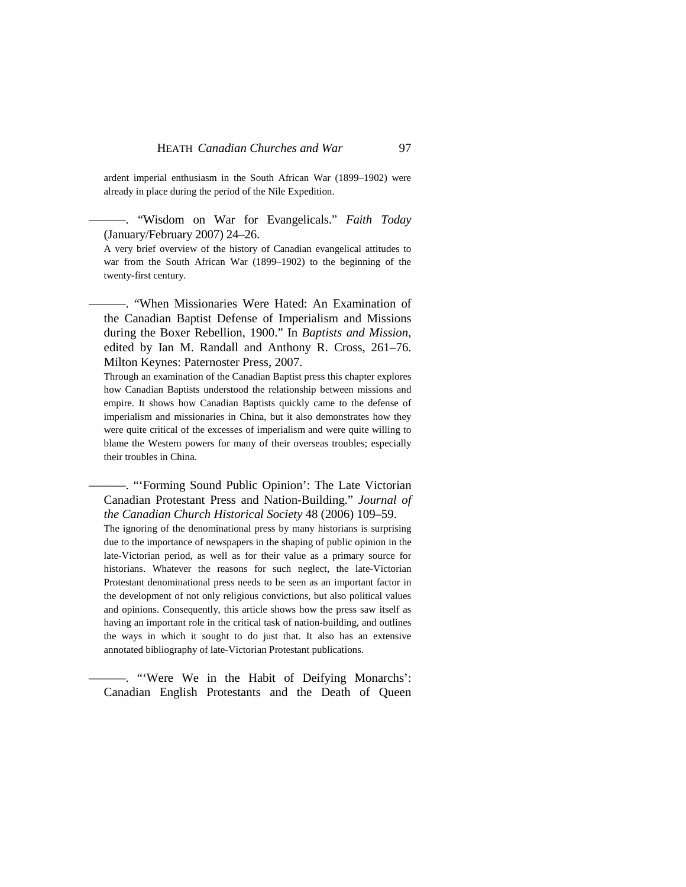ardent imperial enthusiasm in the South African War (1899–1902) were already in place during the period of the Nile Expedition.

———. “Wisdom on War for Evangelicals.” *Faith Today* (January/February 2007) 24–26.

A very brief overview of the history of Canadian evangelical attitudes to war from the South African War (1899–1902) to the beginning of the twenty-first century.

———. “When Missionaries Were Hated: An Examination of the Canadian Baptist Defense of Imperialism and Missions during the Boxer Rebellion, 1900.” In *Baptists and Mission*, edited by Ian M. Randall and Anthony R. Cross, 261–76. Milton Keynes: Paternoster Press, 2007.

Through an examination of the Canadian Baptist press this chapter explores how Canadian Baptists understood the relationship between missions and empire. It shows how Canadian Baptists quickly came to the defense of imperialism and missionaries in China, but it also demonstrates how they were quite critical of the excesses of imperialism and were quite willing to blame the Western powers for many of their overseas troubles; especially their troubles in China.

———. “‘Forming Sound Public Opinion’: The Late Victorian Canadian Protestant Press and Nation-Building.” *Journal of the Canadian Church Historical Society* 48 (2006) 109–59.

The ignoring of the denominational press by many historians is surprising due to the importance of newspapers in the shaping of public opinion in the late-Victorian period, as well as for their value as a primary source for historians. Whatever the reasons for such neglect, the late-Victorian Protestant denominational press needs to be seen as an important factor in the development of not only religious convictions, but also political values and opinions. Consequently, this article shows how the press saw itself as having an important role in the critical task of nation-building, and outlines the ways in which it sought to do just that. It also has an extensive annotated bibliography of late-Victorian Protestant publications.

———. “‘Were We in the Habit of Deifying Monarchs’: Canadian English Protestants and the Death of Queen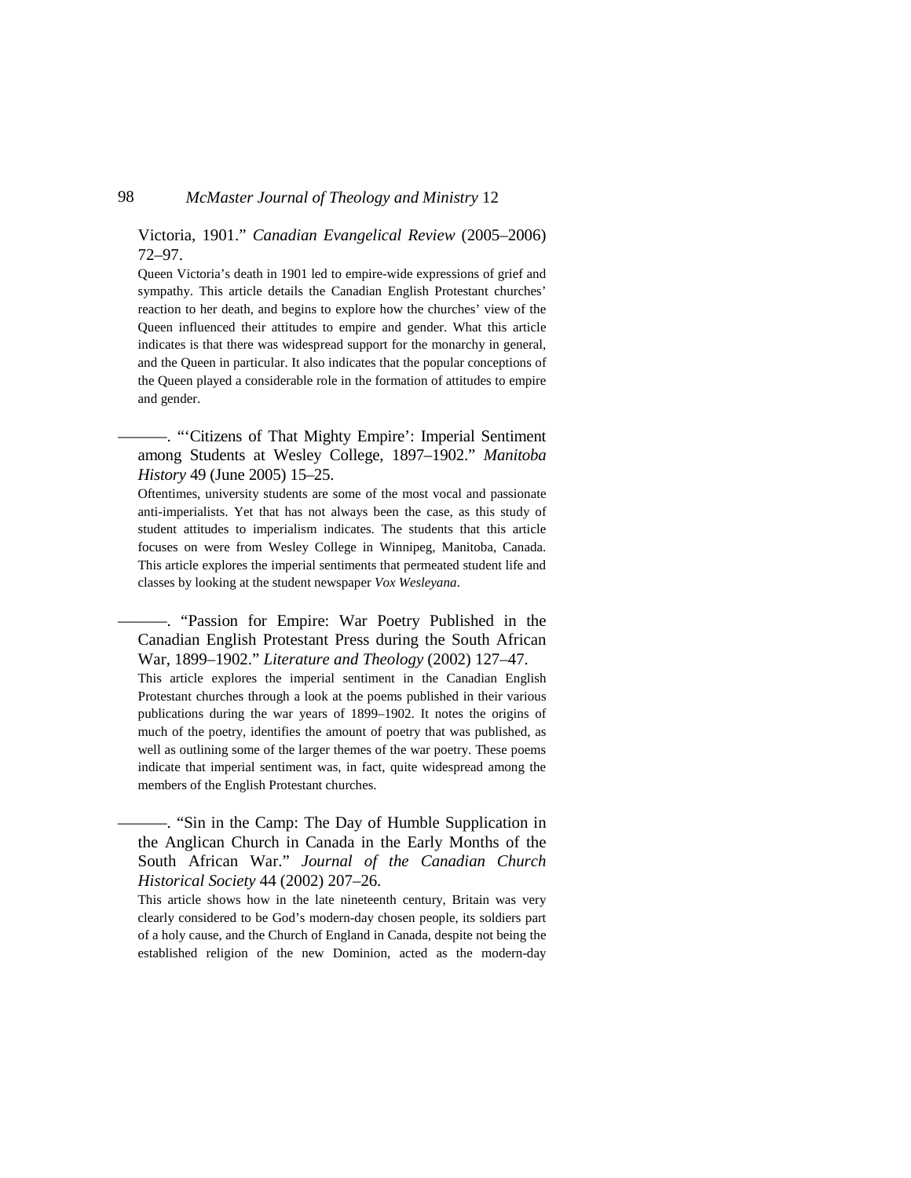Victoria, 1901." *Canadian Evangelical Review* (2005–2006) 72–97.

Queen Victoria's death in 1901 led to empire-wide expressions of grief and sympathy. This article details the Canadian English Protestant churches' reaction to her death, and begins to explore how the churches' view of the Queen influenced their attitudes to empire and gender. What this article indicates is that there was widespread support for the monarchy in general, and the Queen in particular. It also indicates that the popular conceptions of the Queen played a considerable role in the formation of attitudes to empire and gender.

———. "'Citizens of That Mighty Empire': Imperial Sentiment among Students at Wesley College, 1897–1902." *Manitoba History* 49 (June 2005) 15–25.

Oftentimes, university students are some of the most vocal and passionate anti-imperialists. Yet that has not always been the case, as this study of student attitudes to imperialism indicates. The students that this article focuses on were from Wesley College in Winnipeg, Manitoba, Canada. This article explores the imperial sentiments that permeated student life and classes by looking at the student newspaper *Vox Wesleyana*.

———. "Passion for Empire: War Poetry Published in the Canadian English Protestant Press during the South African War, 1899–1902." *Literature and Theology* (2002) 127–47.

This article explores the imperial sentiment in the Canadian English Protestant churches through a look at the poems published in their various publications during the war years of 1899–1902. It notes the origins of much of the poetry, identifies the amount of poetry that was published, as well as outlining some of the larger themes of the war poetry. These poems indicate that imperial sentiment was, in fact, quite widespread among the members of the English Protestant churches.

———. "Sin in the Camp: The Day of Humble Supplication in the Anglican Church in Canada in the Early Months of the South African War." *Journal of the Canadian Church Historical Society* 44 (2002) 207–26.

This article shows how in the late nineteenth century, Britain was very clearly considered to be God's modern-day chosen people, its soldiers part of a holy cause, and the Church of England in Canada, despite not being the established religion of the new Dominion, acted as the modern-day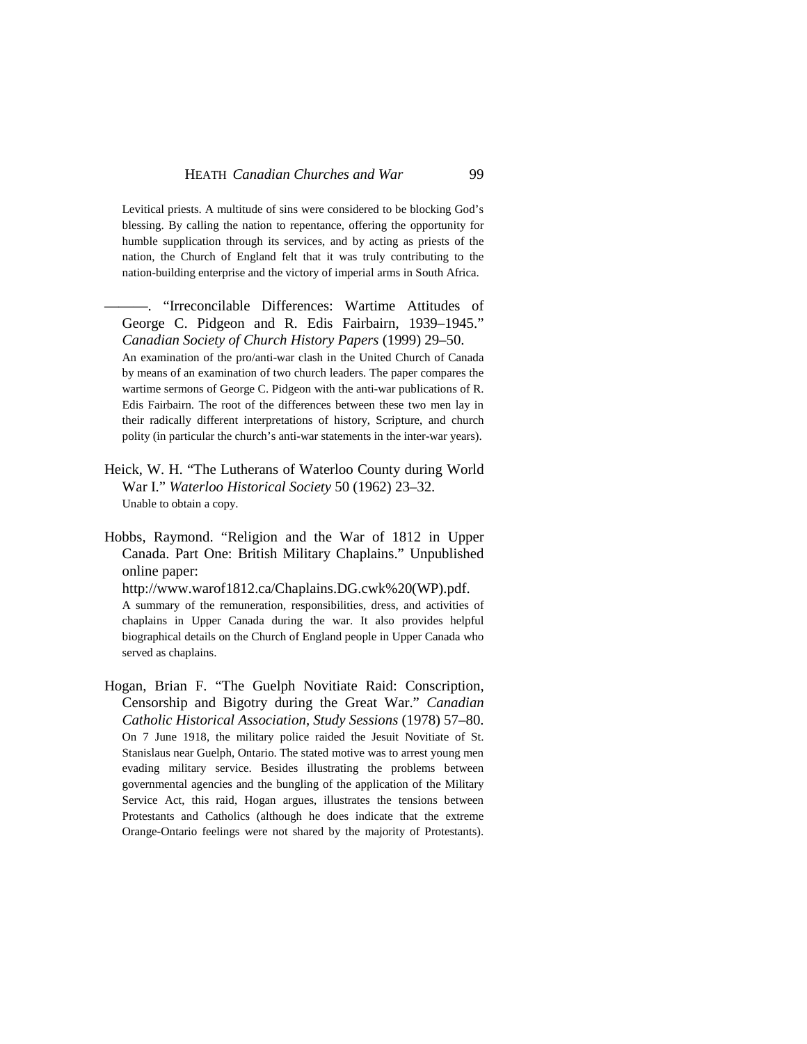Levitical priests. A multitude of sins were considered to be blocking God's blessing. By calling the nation to repentance, offering the opportunity for humble supplication through its services, and by acting as priests of the nation, the Church of England felt that it was truly contributing to the nation-building enterprise and the victory of imperial arms in South Africa.

———. "Irreconcilable Differences: Wartime Attitudes of George C. Pidgeon and R. Edis Fairbairn, 1939–1945." *Canadian Society of Church History Papers* (1999) 29–50.

An examination of the pro/anti-war clash in the United Church of Canada by means of an examination of two church leaders. The paper compares the wartime sermons of George C. Pidgeon with the anti-war publications of R. Edis Fairbairn. The root of the differences between these two men lay in their radically different interpretations of history, Scripture, and church polity (in particular the church's anti-war statements in the inter-war years).

Heick, W. H. "The Lutherans of Waterloo County during World War I." *Waterloo Historical Society* 50 (1962) 23–32.

Unable to obtain a copy.

Hobbs, Raymond. "Religion and the War of 1812 in Upper Canada. Part One: British Military Chaplains." Unpublished online paper: http://www.warof1812.ca/Chaplains.DG.cwk%20(WP).pdf.

A summary of the remuneration, responsibilities, dress, and activities of chaplains in Upper Canada during the war. It also provides helpful biographical details on the Church of England people in Upper Canada who served as chaplains.

Hogan, Brian F. "The Guelph Novitiate Raid: Conscription, Censorship and Bigotry during the Great War." *Canadian Catholic Historical Association, Study Sessions* (1978) 57–80.

On 7 June 1918, the military police raided the Jesuit Novitiate of St. Stanislaus near Guelph, Ontario. The stated motive was to arrest young men evading military service. Besides illustrating the problems between governmental agencies and the bungling of the application of the Military Service Act, this raid, Hogan argues, illustrates the tensions between Protestants and Catholics (although he does indicate that the extreme Orange-Ontario feelings were not shared by the majority of Protestants).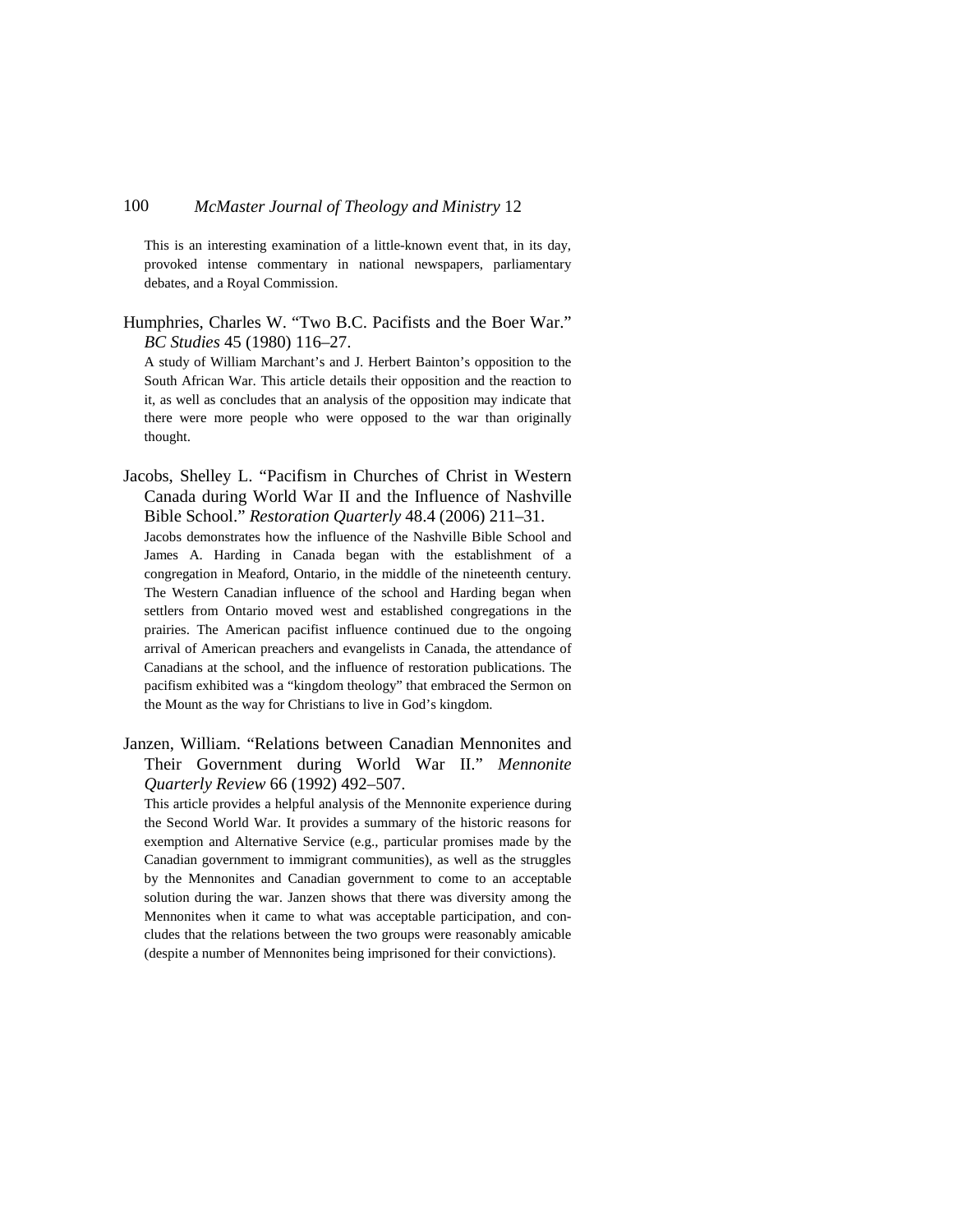This is an interesting examination of a little-known event that, in its day, provoked intense commentary in national newspapers, parliamentary debates, and a Royal Commission.

Humphries, Charles W. “Two B.C. Pacifists and the Boer War.” *BC Studies* 45 (1980) 116–27.

A study of William Marchant’s and J. Herbert Bainton’s opposition to the South African War. This article details their opposition and the reaction to it, as well as concludes that an analysis of the opposition may indicate that there were more people who were opposed to the war than originally thought.

Jacobs, Shelley L. “Pacifism in Churches of Christ in Western Canada during World War II and the Influence of Nashville Bible School.” *Restoration Quarterly* 48.4 (2006) 211–31.

Jacobs demonstrates how the influence of the Nashville Bible School and James A. Harding in Canada began with the establishment of a congregation in Meaford, Ontario, in the middle of the nineteenth century. The Western Canadian influence of the school and Harding began when settlers from Ontario moved west and established congregations in the prairies. The American pacifist influence continued due to the ongoing arrival of American preachers and evangelists in Canada, the attendance of Canadians at the school, and the influence of restoration publications. The pacifism exhibited was a “kingdom theology” that embraced the Sermon on the Mount as the way for Christians to live in God’s kingdom.

Janzen, William. “Relations between Canadian Mennonites and Their Government during World War II.” *Mennonite Quarterly Review* 66 (1992) 492–507.

This article provides a helpful analysis of the Mennonite experience during the Second World War. It provides a summary of the historic reasons for exemption and Alternative Service (e.g., particular promises made by the Canadian government to immigrant communities), as well as the struggles by the Mennonites and Canadian government to come to an acceptable solution during the war. Janzen shows that there was diversity among the Mennonites when it came to what was acceptable participation, and concludes that the relations between the two groups were reasonably amicable (despite a number of Mennonites being imprisoned for their convictions).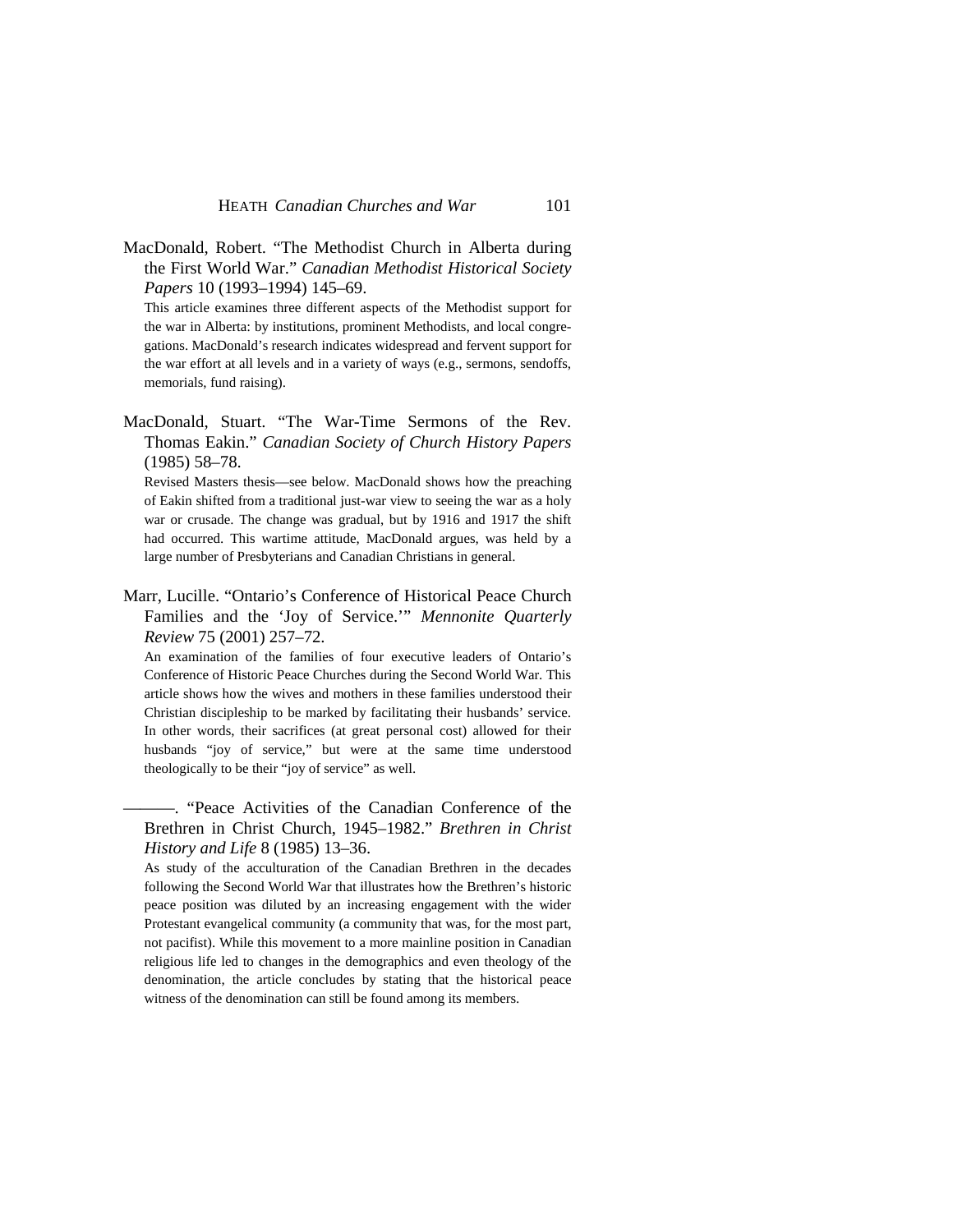MacDonald, Robert. "The Methodist Church in Alberta during the First World War." *Canadian Methodist Historical Society Papers* 10 (1993–1994) 145–69.

This article examines three different aspects of the Methodist support for the war in Alberta: by institutions, prominent Methodists, and local congregations. MacDonald's research indicates widespread and fervent support for the war effort at all levels and in a variety of ways (e.g., sermons, sendoffs, memorials, fund raising).

MacDonald, Stuart. "The War-Time Sermons of the Rev. Thomas Eakin." *Canadian Society of Church History Papers* (1985) 58–78.

Revised Masters thesis—see below. MacDonald shows how the preaching of Eakin shifted from a traditional just-war view to seeing the war as a holy war or crusade. The change was gradual, but by 1916 and 1917 the shift had occurred. This wartime attitude, MacDonald argues, was held by a large number of Presbyterians and Canadian Christians in general.

Marr, Lucille. "Ontario's Conference of Historical Peace Church Families and the 'Joy of Service.'" *Mennonite Quarterly Review* 75 (2001) 257–72.

An examination of the families of four executive leaders of Ontario's Conference of Historic Peace Churches during the Second World War. This article shows how the wives and mothers in these families understood their Christian discipleship to be marked by facilitating their husbands' service. In other words, their sacrifices (at great personal cost) allowed for their husbands "joy of service," but were at the same time understood theologically to be their "joy of service" as well.

———. "Peace Activities of the Canadian Conference of the Brethren in Christ Church, 1945–1982." *Brethren in Christ History and Life* 8 (1985) 13–36.

As study of the acculturation of the Canadian Brethren in the decades following the Second World War that illustrates how the Brethren's historic peace position was diluted by an increasing engagement with the wider Protestant evangelical community (a community that was, for the most part, not pacifist). While this movement to a more mainline position in Canadian religious life led to changes in the demographics and even theology of the denomination, the article concludes by stating that the historical peace witness of the denomination can still be found among its members.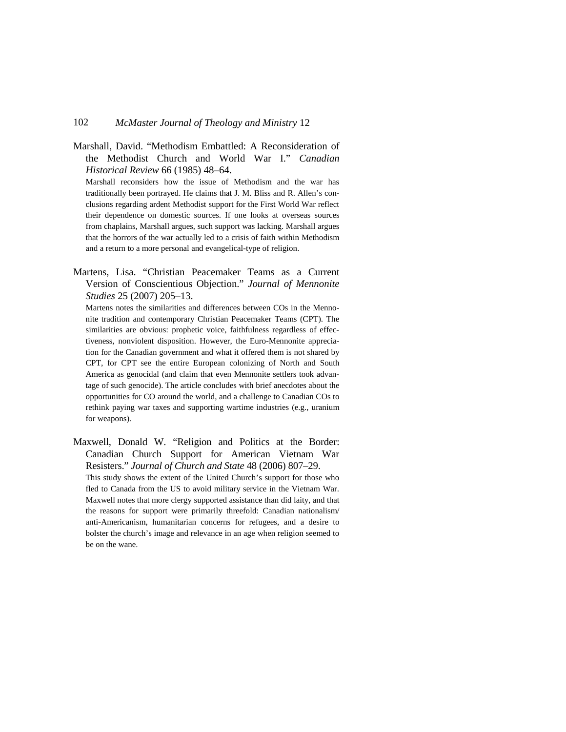Marshall, David. "Methodism Embattled: A Reconsideration of the Methodist Church and World War I." *Canadian Historical Review* 66 (1985) 48–64.

Marshall reconsiders how the issue of Methodism and the war has traditionally been portrayed. He claims that J. M. Bliss and R. Allen's conclusions regarding ardent Methodist support for the First World War reflect their dependence on domestic sources. If one looks at overseas sources from chaplains, Marshall argues, such support was lacking. Marshall argues that the horrors of the war actually led to a crisis of faith within Methodism and a return to a more personal and evangelical-type of religion.

Martens, Lisa. "Christian Peacemaker Teams as a Current Version of Conscientious Objection." *Journal of Mennonite Studies* 25 (2007) 205–13.

Martens notes the similarities and differences between COs in the Mennonite tradition and contemporary Christian Peacemaker Teams (CPT). The similarities are obvious: prophetic voice, faithfulness regardless of effectiveness, nonviolent disposition. However, the Euro-Mennonite appreciation for the Canadian government and what it offered them is not shared by CPT, for CPT see the entire European colonizing of North and South America as genocidal (and claim that even Mennonite settlers took advantage of such genocide). The article concludes with brief anecdotes about the opportunities for CO around the world, and a challenge to Canadian COs to rethink paying war taxes and supporting wartime industries (e.g., uranium for weapons).

Maxwell, Donald W. "Religion and Politics at the Border: Canadian Church Support for American Vietnam War Resisters." *Journal of Church and State* 48 (2006) 807–29.

This study shows the extent of the United Church's support for those who fled to Canada from the US to avoid military service in the Vietnam War. Maxwell notes that more clergy supported assistance than did laity, and that the reasons for support were primarily threefold: Canadian nationalism/anti-Americanism, humanitarian concerns for refugees, and a desire to bolster the church's image and relevance in an age when religion seemed to be on the wane.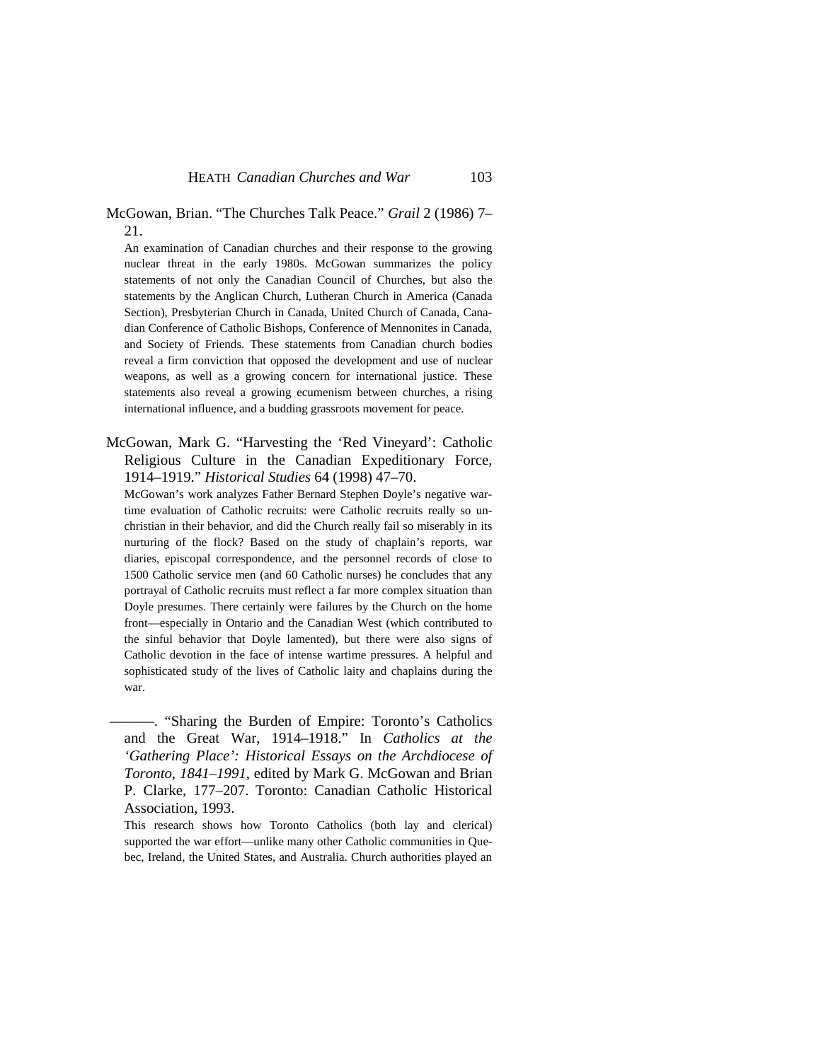McGowan, Brian. "The Churches Talk Peace." *Grail* 2 (1986) 7–21.

An examination of Canadian churches and their response to the growing nuclear threat in the early 1980s. McGowan summarizes the policy statements of not only the Canadian Council of Churches, but also the statements by the Anglican Church, Lutheran Church in America (Canada Section), Presbyterian Church in Canada, United Church of Canada, Canadian Conference of Catholic Bishops, Conference of Mennonites in Canada, and Society of Friends. These statements from Canadian church bodies reveal a firm conviction that opposed the development and use of nuclear weapons, as well as a growing concern for international justice. These statements also reveal a growing ecumenism between churches, a rising international influence, and a budding grassroots movement for peace.

McGowan, Mark G. "Harvesting the 'Red Vineyard': Catholic Religious Culture in the Canadian Expeditionary Force, 1914–1919." *Historical Studies* 64 (1998) 47–70.

McGowan's work analyzes Father Bernard Stephen Doyle's negative wartime evaluation of Catholic recruits: were Catholic recruits really so unchristian in their behavior, and did the Church really fail so miserably in its nurturing of the flock? Based on the study of chaplain's reports, war diaries, episcopal correspondence, and the personnel records of close to 1500 Catholic service men (and 60 Catholic nurses) he concludes that any portrayal of Catholic recruits must reflect a far more complex situation than Doyle presumes. There certainly were failures by the Church on the home front—especially in Ontario and the Canadian West (which contributed to the sinful behavior that Doyle lamented), but there were also signs of Catholic devotion in the face of intense wartime pressures. A helpful and sophisticated study of the lives of Catholic laity and chaplains during the war.

———. "Sharing the Burden of Empire: Toronto's Catholics and the Great War, 1914–1918." In *Catholics at the 'Gathering Place': Historical Essays on the Archdiocese of Toronto, 1841–1991*, edited by Mark G. McGowan and Brian P. Clarke, 177–207. Toronto: Canadian Catholic Historical Association, 1993.

This research shows how Toronto Catholics (both lay and clerical) supported the war effort—unlike many other Catholic communities in Quebec, Ireland, the United States, and Australia. Church authorities played an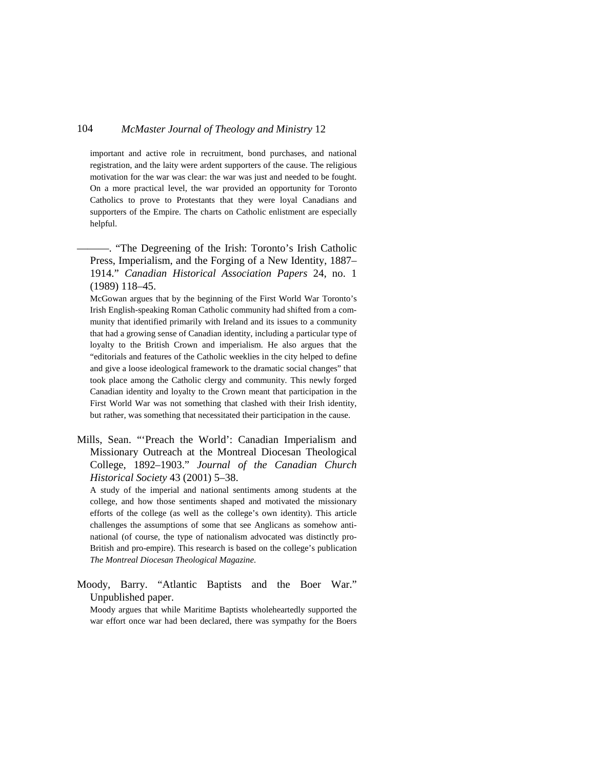important and active role in recruitment, bond purchases, and national registration, and the laity were ardent supporters of the cause. The religious motivation for the war was clear: the war was just and needed to be fought. On a more practical level, the war provided an opportunity for Toronto Catholics to prove to Protestants that they were loyal Canadians and supporters of the Empire. The charts on Catholic enlistment are especially helpful.

———. "The Degreening of the Irish: Toronto's Irish Catholic Press, Imperialism, and the Forging of a New Identity, 1887–1914." *Canadian Historical Association Papers* 24, no. 1 (1989) 118–45.

McGowan argues that by the beginning of the First World War Toronto's Irish English-speaking Roman Catholic community had shifted from a community that identified primarily with Ireland and its issues to a community that had a growing sense of Canadian identity, including a particular type of loyalty to the British Crown and imperialism. He also argues that the "editorials and features of the Catholic weeklies in the city helped to define and give a loose ideological framework to the dramatic social changes" that took place among the Catholic clergy and community. This newly forged Canadian identity and loyalty to the Crown meant that participation in the First World War was not something that clashed with their Irish identity, but rather, was something that necessitated their participation in the cause.

Mills, Sean. "'Preach the World': Canadian Imperialism and Missionary Outreach at the Montreal Diocesan Theological College, 1892–1903." *Journal of the Canadian Church Historical Society* 43 (2001) 5–38.

A study of the imperial and national sentiments among students at the college, and how those sentiments shaped and motivated the missionary efforts of the college (as well as the college's own identity). This article challenges the assumptions of some that see Anglicans as somehow anti-national (of course, the type of nationalism advocated was distinctly pro-British and pro-empire). This research is based on the college's publication *The Montreal Diocesan Theological Magazine*.

Moody, Barry. "Atlantic Baptists and the Boer War." Unpublished paper.

Moody argues that while Maritime Baptists wholeheartedly supported the war effort once war had been declared, there was sympathy for the Boers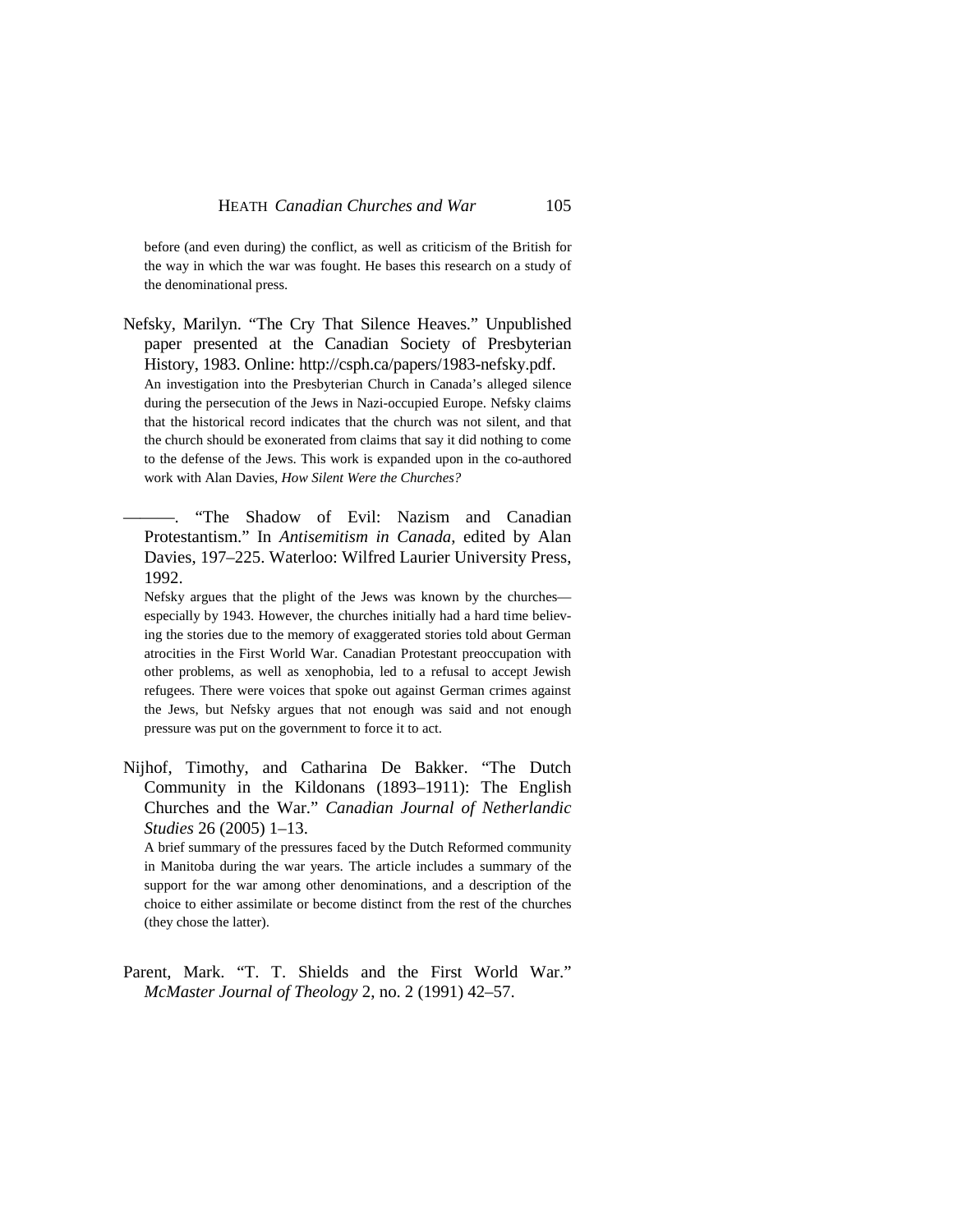before (and even during) the conflict, as well as criticism of the British for the way in which the war was fought. He bases this research on a study of the denominational press.

Nefsky, Marilyn. "The Cry That Silence Heaves." Unpublished paper presented at the Canadian Society of Presbyterian History, 1983. Online: http://csph.ca/papers/1983-nefsky.pdf.

An investigation into the Presbyterian Church in Canada's alleged silence during the persecution of the Jews in Nazi-occupied Europe. Nefsky claims that the historical record indicates that the church was not silent, and that the church should be exonerated from claims that say it did nothing to come to the defense of the Jews. This work is expanded upon in the co-authored work with Alan Davies, *How Silent Were the Churches?*

———. "The Shadow of Evil: Nazism and Canadian Protestantism." In *Antisemitism in Canada*, edited by Alan Davies, 197–225. Waterloo: Wilfred Laurier University Press, 1992.

Nefsky argues that the plight of the Jews was known by the churches—especially by 1943. However, the churches initially had a hard time believing the stories due to the memory of exaggerated stories told about German atrocities in the First World War. Canadian Protestant preoccupation with other problems, as well as xenophobia, led to a refusal to accept Jewish refugees. There were voices that spoke out against German crimes against the Jews, but Nefsky argues that not enough was said and not enough pressure was put on the government to force it to act.

Nijhof, Timothy, and Catharina De Bakker. "The Dutch Community in the Kildonans (1893–1911): The English Churches and the War." *Canadian Journal of Netherlandic Studies* 26 (2005) 1–13.

A brief summary of the pressures faced by the Dutch Reformed community in Manitoba during the war years. The article includes a summary of the support for the war among other denominations, and a description of the choice to either assimilate or become distinct from the rest of the churches (they chose the latter).

Parent, Mark. "T. T. Shields and the First World War." *McMaster Journal of Theology* 2, no. 2 (1991) 42–57.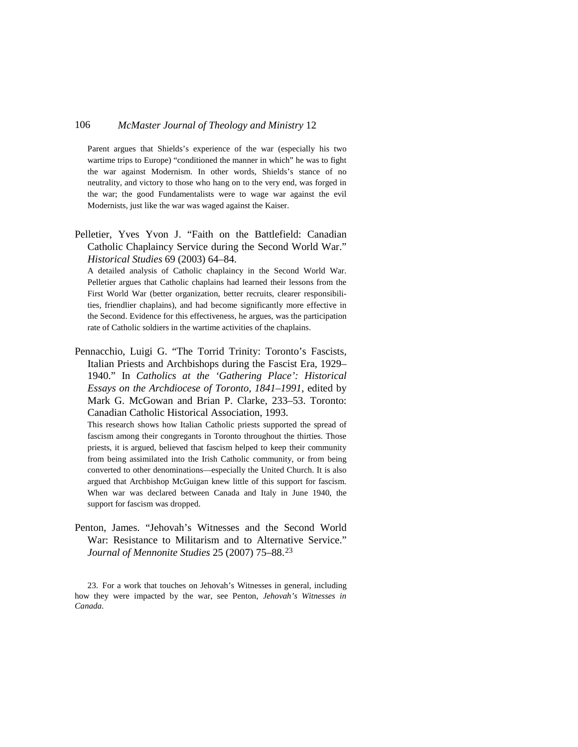Parent argues that Shields's experience of the war (especially his two wartime trips to Europe) "conditioned the manner in which" he was to fight the war against Modernism. In other words, Shields's stance of no neutrality, and victory to those who hang on to the very end, was forged in the war; the good Fundamentalists were to wage war against the evil Modernists, just like the war was waged against the Kaiser.

Pelletier, Yves Yvon J. "Faith on the Battlefield: Canadian Catholic Chaplaincy Service during the Second World War." *Historical Studies* 69 (2003) 64–84.

A detailed analysis of Catholic chaplaincy in the Second World War. Pelletier argues that Catholic chaplains had learned their lessons from the First World War (better organization, better recruits, clearer responsibilities, friendlier chaplains), and had become significantly more effective in the Second. Evidence for this effectiveness, he argues, was the participation rate of Catholic soldiers in the wartime activities of the chaplains.

Pennacchio, Luigi G. "The Torrid Trinity: Toronto's Fascists, Italian Priests and Archbishops during the Fascist Era, 1929–1940." In *Catholics at the 'Gathering Place': Historical Essays on the Archdiocese of Toronto, 1841–1991*, edited by Mark G. McGowan and Brian P. Clarke, 233–53. Toronto: Canadian Catholic Historical Association, 1993.

This research shows how Italian Catholic priests supported the spread of fascism among their congregants in Toronto throughout the thirties. Those priests, it is argued, believed that fascism helped to keep their community from being assimilated into the Irish Catholic community, or from being converted to other denominations—especially the United Church. It is also argued that Archbishop McGuigan knew little of this support for fascism. When war was declared between Canada and Italy in June 1940, the support for fascism was dropped.

Penton, James. "Jehovah's Witnesses and the Second World War: Resistance to Militarism and to Alternative Service." *Journal of Mennonite Studies* 25 (2007) 75–88.[23]

23. For a work that touches on Jehovah's Witnesses in general, including how they were impacted by the war, see Penton, *Jehovah's Witnesses in Canada*.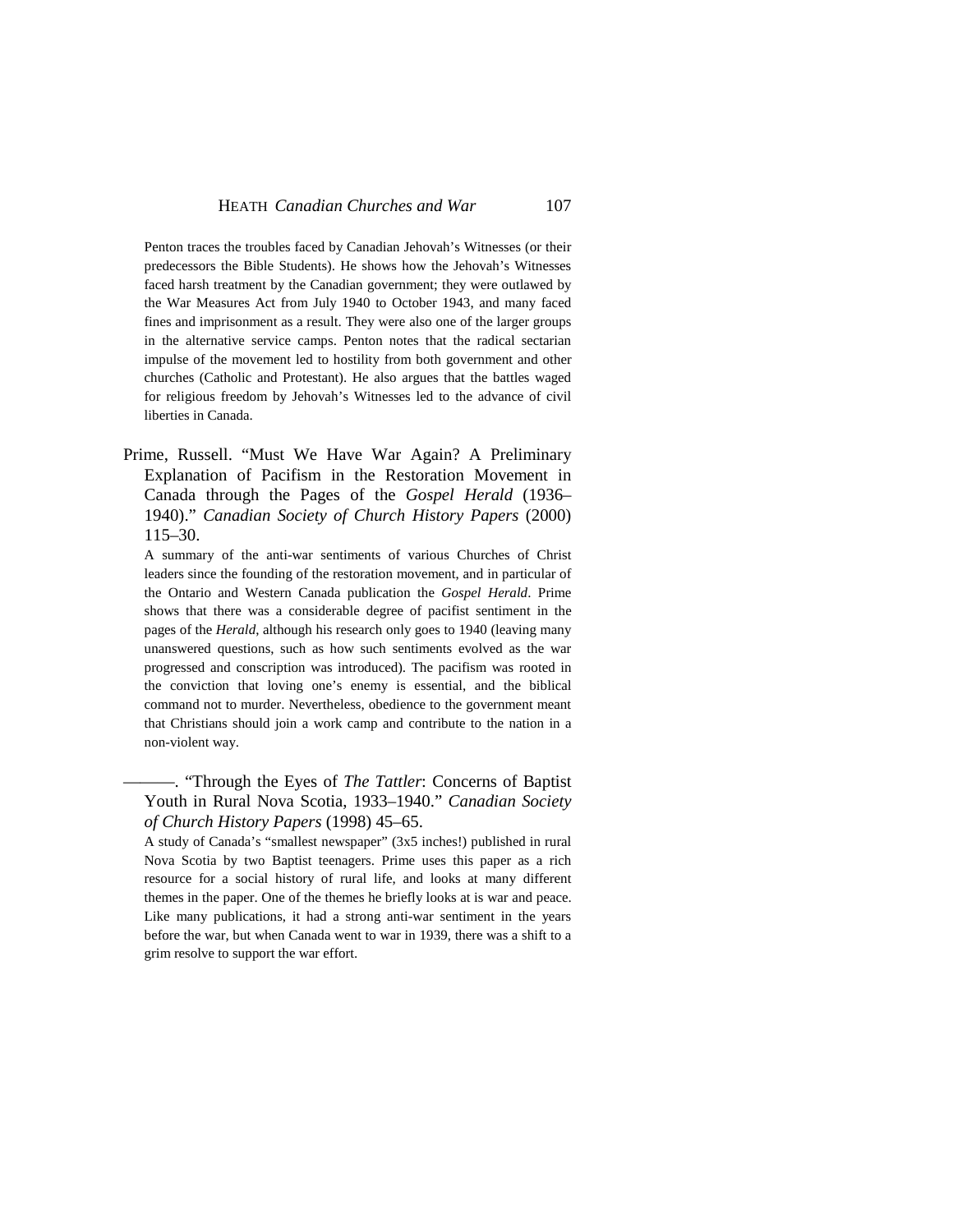Penton traces the troubles faced by Canadian Jehovah's Witnesses (or their predecessors the Bible Students). He shows how the Jehovah's Witnesses faced harsh treatment by the Canadian government; they were outlawed by the War Measures Act from July 1940 to October 1943, and many faced fines and imprisonment as a result. They were also one of the larger groups in the alternative service camps. Penton notes that the radical sectarian impulse of the movement led to hostility from both government and other churches (Catholic and Protestant). He also argues that the battles waged for religious freedom by Jehovah's Witnesses led to the advance of civil liberties in Canada.

Prime, Russell. "Must We Have War Again? A Preliminary Explanation of Pacifism in the Restoration Movement in Canada through the Pages of the *Gospel Herald* (1936–1940)." *Canadian Society of Church History Papers* (2000) 115–30.

A summary of the anti-war sentiments of various Churches of Christ leaders since the founding of the restoration movement, and in particular of the Ontario and Western Canada publication the *Gospel Herald*. Prime shows that there was a considerable degree of pacifist sentiment in the pages of the *Herald*, although his research only goes to 1940 (leaving many unanswered questions, such as how such sentiments evolved as the war progressed and conscription was introduced). The pacifism was rooted in the conviction that loving one's enemy is essential, and the biblical command not to murder. Nevertheless, obedience to the government meant that Christians should join a work camp and contribute to the nation in a non-violent way.

———. "Through the Eyes of *The Tattler*: Concerns of Baptist Youth in Rural Nova Scotia, 1933–1940." *Canadian Society of Church History Papers* (1998) 45–65.

A study of Canada's "smallest newspaper" (3x5 inches!) published in rural Nova Scotia by two Baptist teenagers. Prime uses this paper as a rich resource for a social history of rural life, and looks at many different themes in the paper. One of the themes he briefly looks at is war and peace. Like many publications, it had a strong anti-war sentiment in the years before the war, but when Canada went to war in 1939, there was a shift to a grim resolve to support the war effort.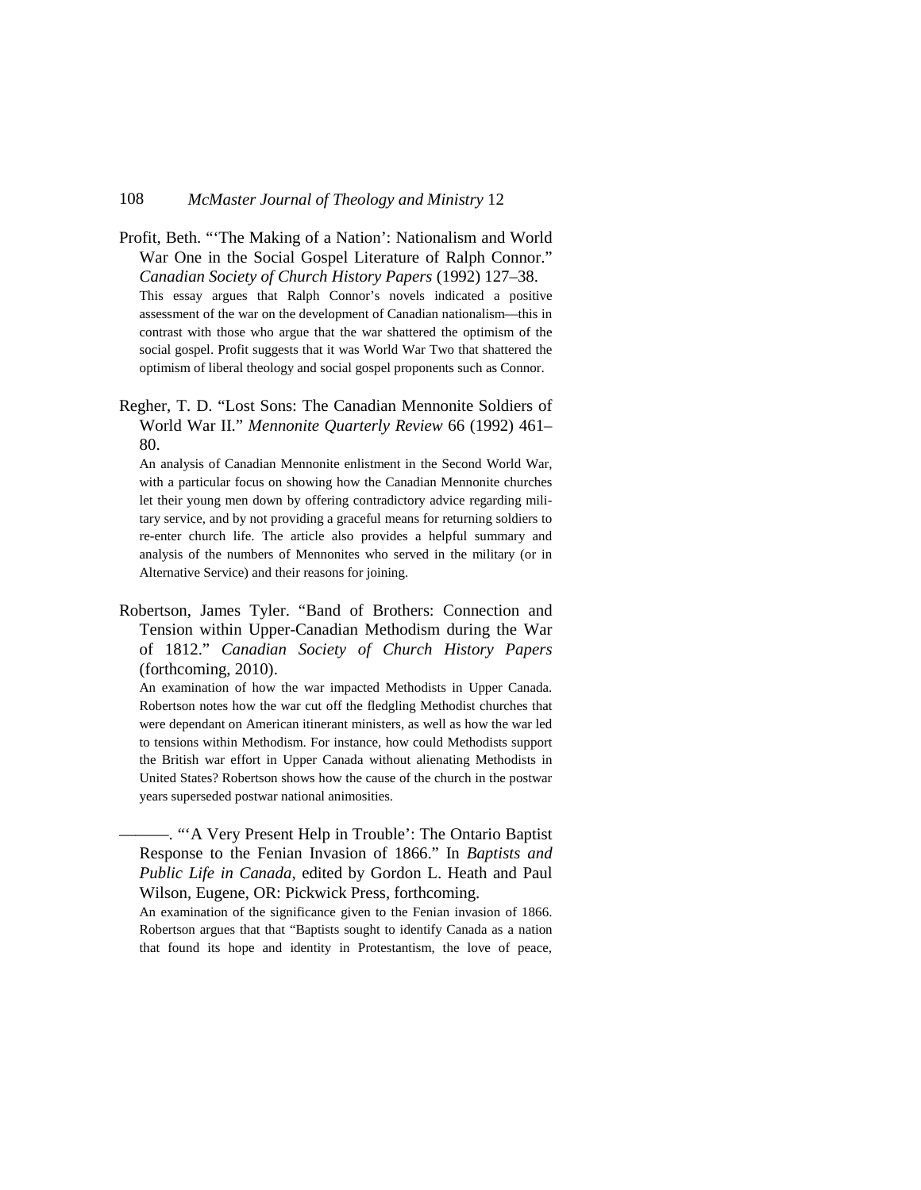Profit, Beth. "'The Making of a Nation': Nationalism and World War One in the Social Gospel Literature of Ralph Connor." *Canadian Society of Church History Papers* (1992) 127–38.

This essay argues that Ralph Connor's novels indicated a positive assessment of the war on the development of Canadian nationalism—this in contrast with those who argue that the war shattered the optimism of the social gospel. Profit suggests that it was World War Two that shattered the optimism of liberal theology and social gospel proponents such as Connor.

Regher, T. D. "Lost Sons: The Canadian Mennonite Soldiers of World War II." *Mennonite Quarterly Review* 66 (1992) 461–80.

An analysis of Canadian Mennonite enlistment in the Second World War, with a particular focus on showing how the Canadian Mennonite churches let their young men down by offering contradictory advice regarding military service, and by not providing a graceful means for returning soldiers to re-enter church life. The article also provides a helpful summary and analysis of the numbers of Mennonites who served in the military (or in Alternative Service) and their reasons for joining.

Robertson, James Tyler. "Band of Brothers: Connection and Tension within Upper-Canadian Methodism during the War of 1812." *Canadian Society of Church History Papers* (forthcoming, 2010).

An examination of how the war impacted Methodists in Upper Canada. Robertson notes how the war cut off the fledgling Methodist churches that were dependant on American itinerant ministers, as well as how the war led to tensions within Methodism. For instance, how could Methodists support the British war effort in Upper Canada without alienating Methodists in United States? Robertson shows how the cause of the church in the postwar years superseded postwar national animosities.

———. "'A Very Present Help in Trouble': The Ontario Baptist Response to the Fenian Invasion of 1866." In *Baptists and Public Life in Canada*, edited by Gordon L. Heath and Paul Wilson, Eugene, OR: Pickwick Press, forthcoming.

An examination of the significance given to the Fenian invasion of 1866. Robertson argues that that "Baptists sought to identify Canada as a nation that found its hope and identity in Protestantism, the love of peace,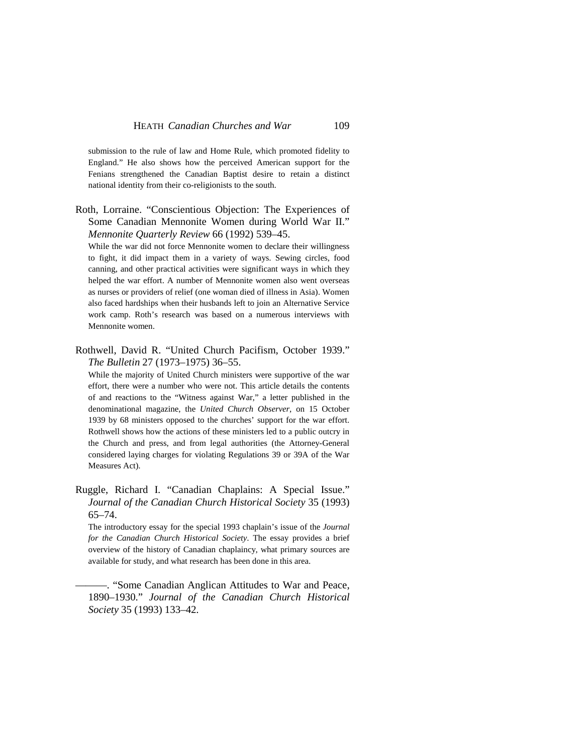submission to the rule of law and Home Rule, which promoted fidelity to England." He also shows how the perceived American support for the Fenians strengthened the Canadian Baptist desire to retain a distinct national identity from their co-religionists to the south.

Roth, Lorraine. "Conscientious Objection: The Experiences of Some Canadian Mennonite Women during World War II." *Mennonite Quarterly Review* 66 (1992) 539–45.

While the war did not force Mennonite women to declare their willingness to fight, it did impact them in a variety of ways. Sewing circles, food canning, and other practical activities were significant ways in which they helped the war effort. A number of Mennonite women also went overseas as nurses or providers of relief (one woman died of illness in Asia). Women also faced hardships when their husbands left to join an Alternative Service work camp. Roth's research was based on a numerous interviews with Mennonite women.

Rothwell, David R. "United Church Pacifism, October 1939." *The Bulletin* 27 (1973–1975) 36–55.

While the majority of United Church ministers were supportive of the war effort, there were a number who were not. This article details the contents of and reactions to the "Witness against War," a letter published in the denominational magazine, the *United Church Observer*, on 15 October 1939 by 68 ministers opposed to the churches' support for the war effort. Rothwell shows how the actions of these ministers led to a public outcry in the Church and press, and from legal authorities (the Attorney-General considered laying charges for violating Regulations 39 or 39A of the War Measures Act).

Ruggle, Richard I. "Canadian Chaplains: A Special Issue." *Journal of the Canadian Church Historical Society* 35 (1993) 65–74.

The introductory essay for the special 1993 chaplain's issue of the *Journal for the Canadian Church Historical Society*. The essay provides a brief overview of the history of Canadian chaplaincy, what primary sources are available for study, and what research has been done in this area.

———. "Some Canadian Anglican Attitudes to War and Peace, 1890–1930." *Journal of the Canadian Church Historical Society* 35 (1993) 133–42.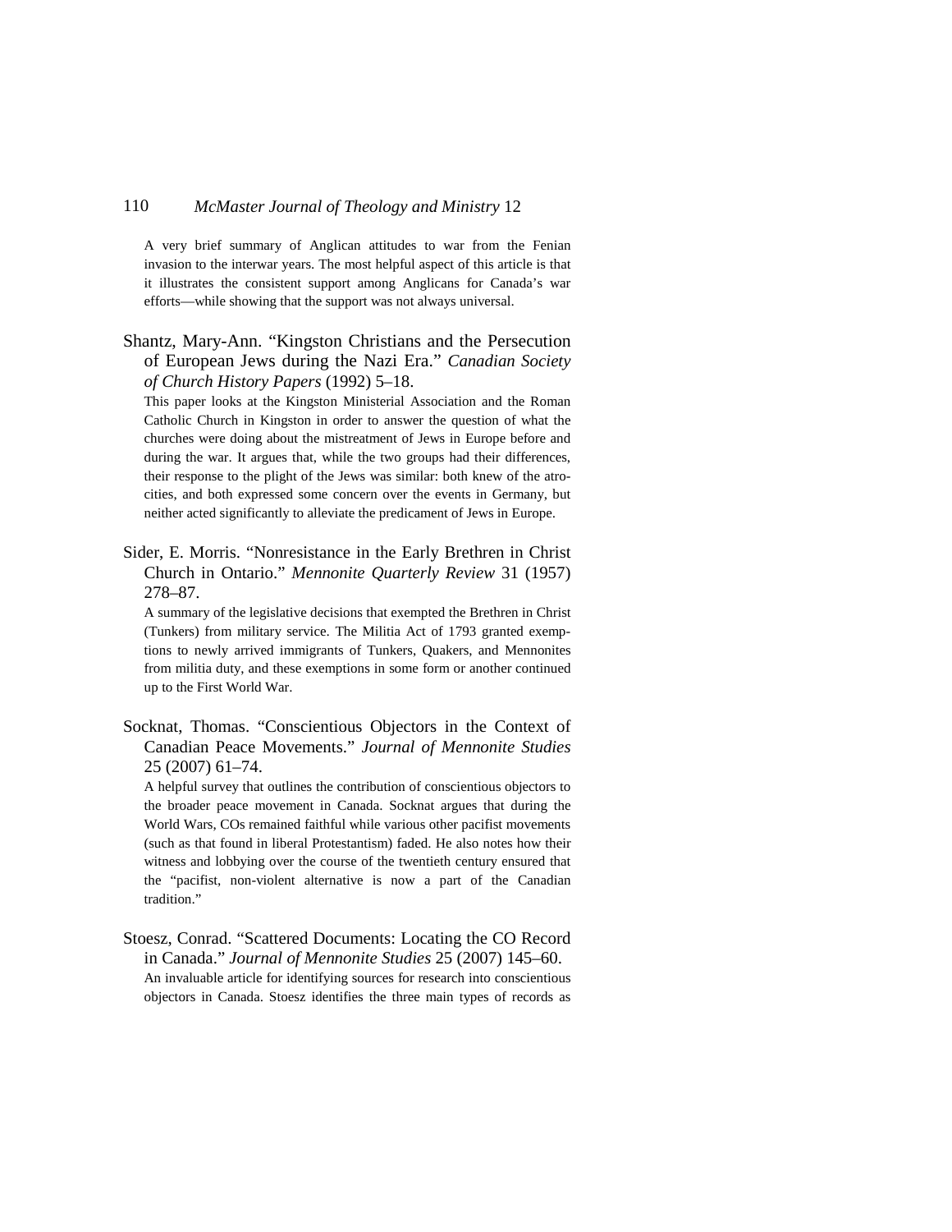A very brief summary of Anglican attitudes to war from the Fenian invasion to the interwar years. The most helpful aspect of this article is that it illustrates the consistent support among Anglicans for Canada's war efforts—while showing that the support was not always universal.

Shantz, Mary-Ann. "Kingston Christians and the Persecution of European Jews during the Nazi Era." *Canadian Society of Church History Papers* (1992) 5–18.

This paper looks at the Kingston Ministerial Association and the Roman Catholic Church in Kingston in order to answer the question of what the churches were doing about the mistreatment of Jews in Europe before and during the war. It argues that, while the two groups had their differences, their response to the plight of the Jews was similar: both knew of the atrocities, and both expressed some concern over the events in Germany, but neither acted significantly to alleviate the predicament of Jews in Europe.

Sider, E. Morris. "Nonresistance in the Early Brethren in Christ Church in Ontario." *Mennonite Quarterly Review* 31 (1957) 278–87.

A summary of the legislative decisions that exempted the Brethren in Christ (Tunkers) from military service. The Militia Act of 1793 granted exemptions to newly arrived immigrants of Tunkers, Quakers, and Mennonites from militia duty, and these exemptions in some form or another continued up to the First World War.

Socknat, Thomas. "Conscientious Objectors in the Context of Canadian Peace Movements." *Journal of Mennonite Studies* 25 (2007) 61–74.

A helpful survey that outlines the contribution of conscientious objectors to the broader peace movement in Canada. Socknat argues that during the World Wars, COs remained faithful while various other pacifist movements (such as that found in liberal Protestantism) faded. He also notes how their witness and lobbying over the course of the twentieth century ensured that the "pacifist, non-violent alternative is now a part of the Canadian tradition."

Stoesz, Conrad. "Scattered Documents: Locating the CO Record in Canada." *Journal of Mennonite Studies* 25 (2007) 145–60.

An invaluable article for identifying sources for research into conscientious objectors in Canada. Stoesz identifies the three main types of records as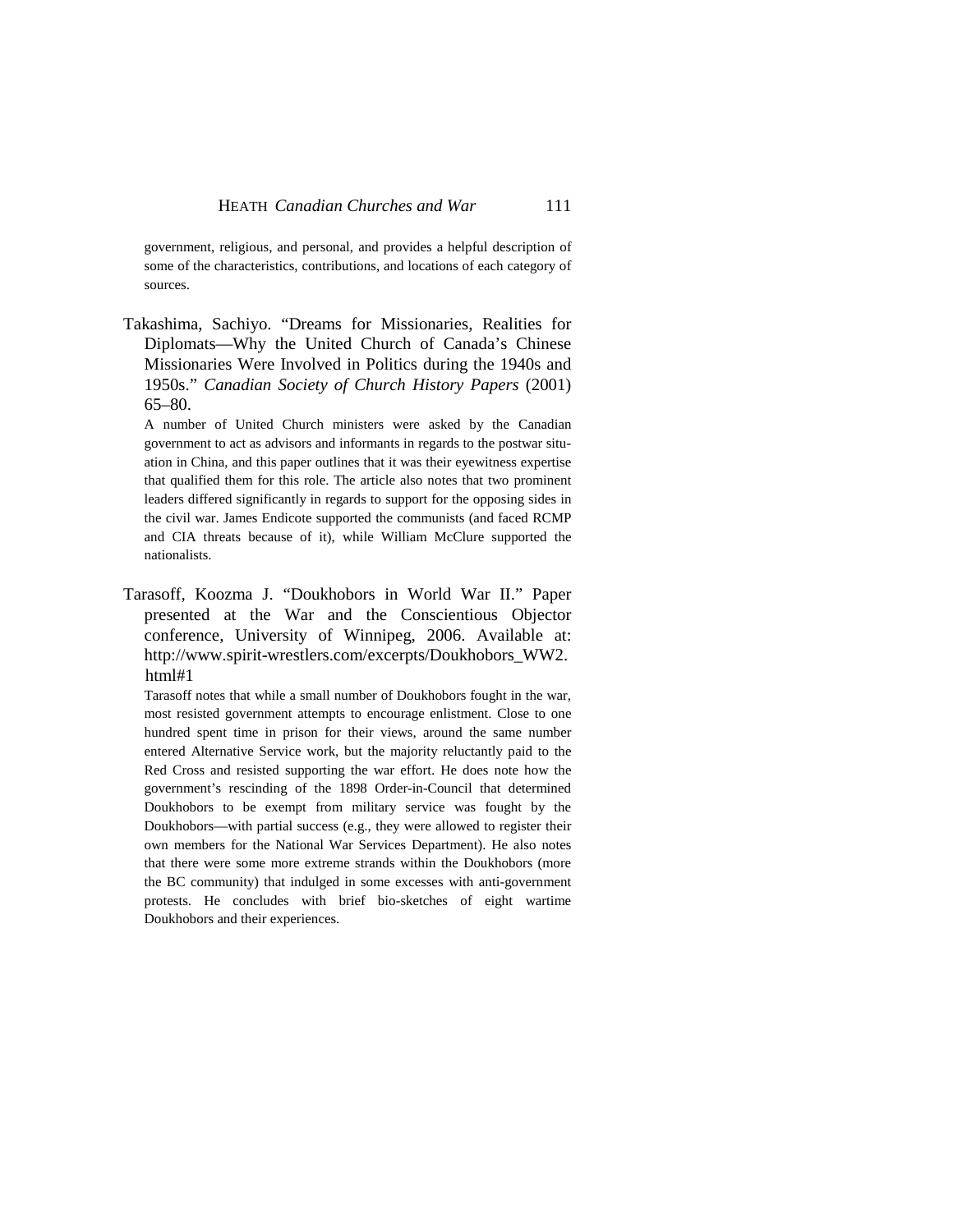government, religious, and personal, and provides a helpful description of some of the characteristics, contributions, and locations of each category of sources.

Takashima, Sachiyo. "Dreams for Missionaries, Realities for Diplomats—Why the United Church of Canada's Chinese Missionaries Were Involved in Politics during the 1940s and 1950s." *Canadian Society of Church History Papers* (2001) 65–80.

A number of United Church ministers were asked by the Canadian government to act as advisors and informants in regards to the postwar situation in China, and this paper outlines that it was their eyewitness expertise that qualified them for this role. The article also notes that two prominent leaders differed significantly in regards to support for the opposing sides in the civil war. James Endicote supported the communists (and faced RCMP and CIA threats because of it), while William McClure supported the nationalists.

Tarasoff, Koozma J. "Doukhobors in World War II." Paper presented at the War and the Conscientious Objector conference, University of Winnipeg, 2006. Available at: http://www.spirit-wrestlers.com/excerpts/Doukhobors_WW2.html#1

Tarasoff notes that while a small number of Doukhobors fought in the war, most resisted government attempts to encourage enlistment. Close to one hundred spent time in prison for their views, around the same number entered Alternative Service work, but the majority reluctantly paid to the Red Cross and resisted supporting the war effort. He does note how the government's rescinding of the 1898 Order-in-Council that determined Doukhobors to be exempt from military service was fought by the Doukhobors—with partial success (e.g., they were allowed to register their own members for the National War Services Department). He also notes that there were some more extreme strands within the Doukhobors (more the BC community) that indulged in some excesses with anti-government protests. He concludes with brief bio-sketches of eight wartime Doukhobors and their experiences.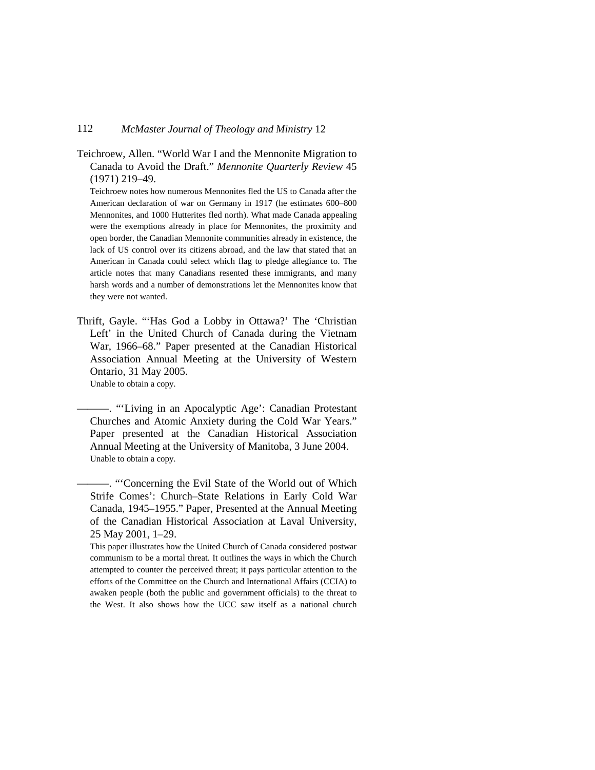Teichroew, Allen. "World War I and the Mennonite Migration to Canada to Avoid the Draft." *Mennonite Quarterly Review* 45 (1971) 219–49.

Teichroew notes how numerous Mennonites fled the US to Canada after the American declaration of war on Germany in 1917 (he estimates 600–800 Mennonites, and 1000 Hutterites fled north). What made Canada appealing were the exemptions already in place for Mennonites, the proximity and open border, the Canadian Mennonite communities already in existence, the lack of US control over its citizens abroad, and the law that stated that an American in Canada could select which flag to pledge allegiance to. The article notes that many Canadians resented these immigrants, and many harsh words and a number of demonstrations let the Mennonites know that they were not wanted.

Thrift, Gayle. "'Has God a Lobby in Ottawa?' The 'Christian Left' in the United Church of Canada during the Vietnam War, 1966–68." Paper presented at the Canadian Historical Association Annual Meeting at the University of Western Ontario, 31 May 2005.

Unable to obtain a copy.

———. "'Living in an Apocalyptic Age': Canadian Protestant Churches and Atomic Anxiety during the Cold War Years." Paper presented at the Canadian Historical Association Annual Meeting at the University of Manitoba, 3 June 2004.

Unable to obtain a copy.

———. "'Concerning the Evil State of the World out of Which Strife Comes': Church–State Relations in Early Cold War Canada, 1945–1955." Paper, Presented at the Annual Meeting of the Canadian Historical Association at Laval University, 25 May 2001, 1–29.

This paper illustrates how the United Church of Canada considered postwar communism to be a mortal threat. It outlines the ways in which the Church attempted to counter the perceived threat; it pays particular attention to the efforts of the Committee on the Church and International Affairs (CCIA) to awaken people (both the public and government officials) to the threat to the West. It also shows how the UCC saw itself as a national church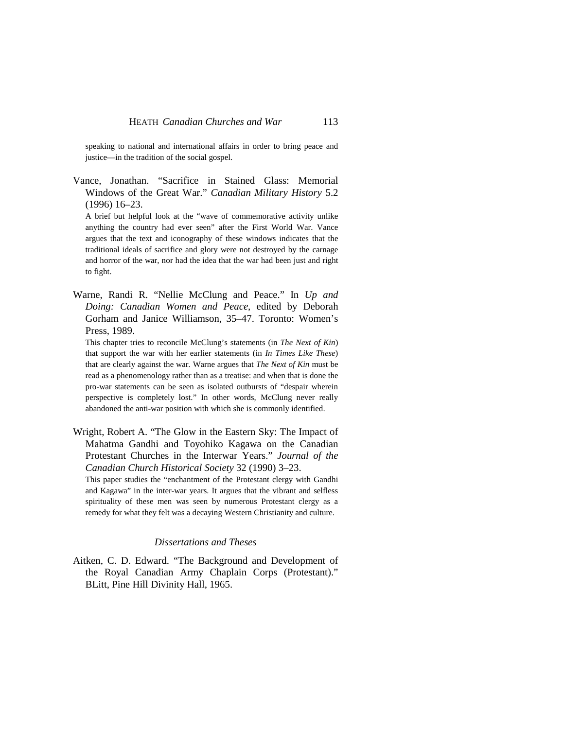speaking to national and international affairs in order to bring peace and justice—in the tradition of the social gospel.

Vance, Jonathan. "Sacrifice in Stained Glass: Memorial Windows of the Great War." *Canadian Military History* 5.2 (1996) 16–23.

A brief but helpful look at the "wave of commemorative activity unlike anything the country had ever seen" after the First World War. Vance argues that the text and iconography of these windows indicates that the traditional ideals of sacrifice and glory were not destroyed by the carnage and horror of the war, nor had the idea that the war had been just and right to fight.

Warne, Randi R. "Nellie McClung and Peace." In *Up and Doing: Canadian Women and Peace*, edited by Deborah Gorham and Janice Williamson, 35–47. Toronto: Women's Press, 1989.

This chapter tries to reconcile McClung's statements (in *The Next of Kin*) that support the war with her earlier statements (in *In Times Like These*) that are clearly against the war. Warne argues that *The Next of Kin* must be read as a phenomenology rather than as a treatise: and when that is done the pro-war statements can be seen as isolated outbursts of "despair wherein perspective is completely lost." In other words, McClung never really abandoned the anti-war position with which she is commonly identified.

Wright, Robert A. "The Glow in the Eastern Sky: The Impact of Mahatma Gandhi and Toyohiko Kagawa on the Canadian Protestant Churches in the Interwar Years." *Journal of the Canadian Church Historical Society* 32 (1990) 3–23.

This paper studies the "enchantment of the Protestant clergy with Gandhi and Kagawa" in the inter-war years. It argues that the vibrant and selfless spirituality of these men was seen by numerous Protestant clergy as a remedy for what they felt was a decaying Western Christianity and culture.

### *Dissertations and Theses*

Aitken, C. D. Edward. "The Background and Development of the Royal Canadian Army Chaplain Corps (Protestant)." BLitt, Pine Hill Divinity Hall, 1965.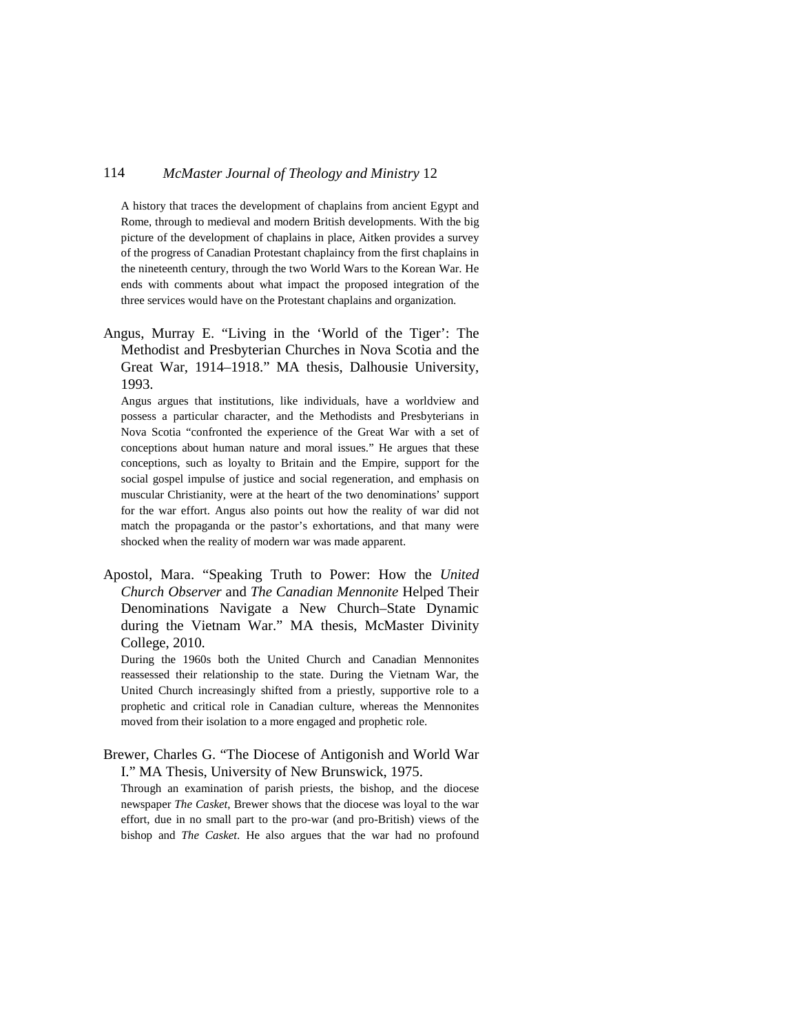A history that traces the development of chaplains from ancient Egypt and Rome, through to medieval and modern British developments. With the big picture of the development of chaplains in place, Aitken provides a survey of the progress of Canadian Protestant chaplaincy from the first chaplains in the nineteenth century, through the two World Wars to the Korean War. He ends with comments about what impact the proposed integration of the three services would have on the Protestant chaplains and organization.

Angus, Murray E. "Living in the 'World of the Tiger': The Methodist and Presbyterian Churches in Nova Scotia and the Great War, 1914–1918." MA thesis, Dalhousie University, 1993.

Angus argues that institutions, like individuals, have a worldview and possess a particular character, and the Methodists and Presbyterians in Nova Scotia "confronted the experience of the Great War with a set of conceptions about human nature and moral issues." He argues that these conceptions, such as loyalty to Britain and the Empire, support for the social gospel impulse of justice and social regeneration, and emphasis on muscular Christianity, were at the heart of the two denominations' support for the war effort. Angus also points out how the reality of war did not match the propaganda or the pastor's exhortations, and that many were shocked when the reality of modern war was made apparent.

Apostol, Mara. "Speaking Truth to Power: How the *United Church Observer* and *The Canadian Mennonite* Helped Their Denominations Navigate a New Church–State Dynamic during the Vietnam War." MA thesis, McMaster Divinity College, 2010.

During the 1960s both the United Church and Canadian Mennonites reassessed their relationship to the state. During the Vietnam War, the United Church increasingly shifted from a priestly, supportive role to a prophetic and critical role in Canadian culture, whereas the Mennonites moved from their isolation to a more engaged and prophetic role.

Brewer, Charles G. "The Diocese of Antigonish and World War I." MA Thesis, University of New Brunswick, 1975.

Through an examination of parish priests, the bishop, and the diocese newspaper *The Casket*, Brewer shows that the diocese was loyal to the war effort, due in no small part to the pro-war (and pro-British) views of the bishop and *The Casket*. He also argues that the war had no profound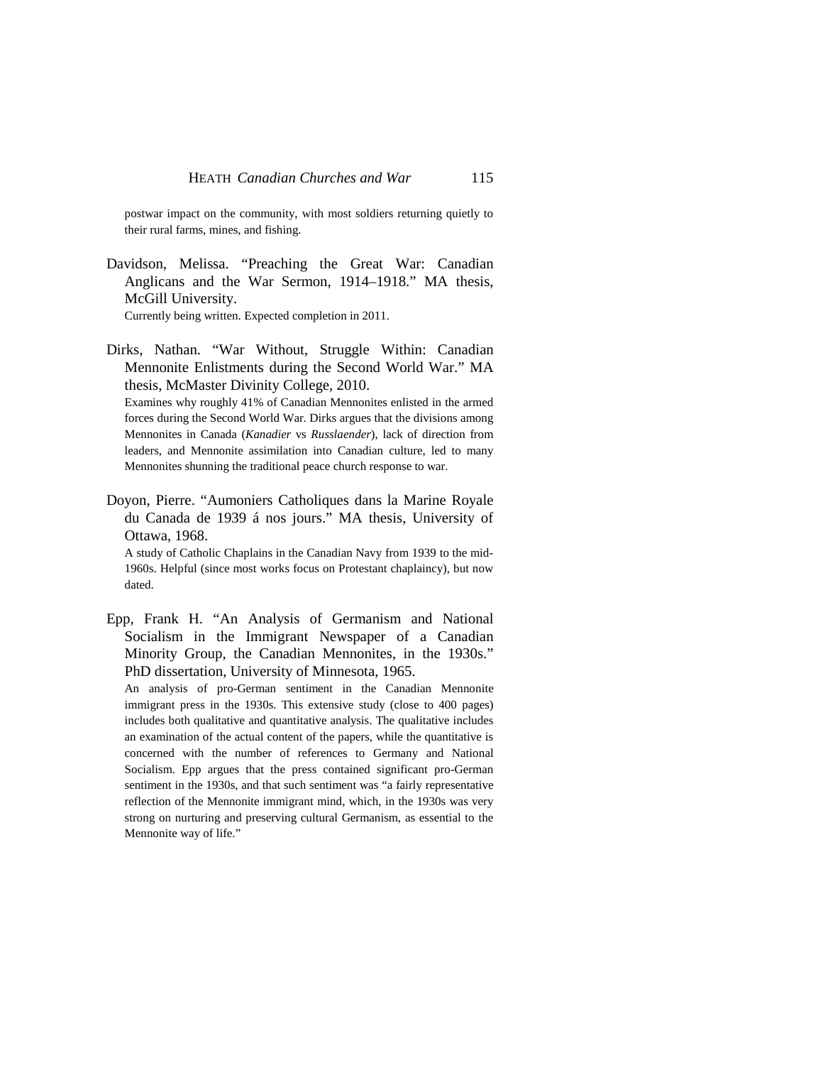postwar impact on the community, with most soldiers returning quietly to their rural farms, mines, and fishing.

Davidson, Melissa. “Preaching the Great War: Canadian Anglicans and the War Sermon, 1914–1918.” MA thesis, McGill University.

Currently being written. Expected completion in 2011.

Dirks, Nathan. “War Without, Struggle Within: Canadian Mennonite Enlistments during the Second World War.” MA thesis, McMaster Divinity College, 2010.

Examines why roughly 41% of Canadian Mennonites enlisted in the armed forces during the Second World War. Dirks argues that the divisions among Mennonites in Canada (*Kanadier* vs *Russlaender*), lack of direction from leaders, and Mennonite assimilation into Canadian culture, led to many Mennonites shunning the traditional peace church response to war.

Doyon, Pierre. “Aumoniers Catholiques dans la Marine Royale du Canada de 1939 á nos jours.” MA thesis, University of Ottawa, 1968.

A study of Catholic Chaplains in the Canadian Navy from 1939 to the mid-1960s. Helpful (since most works focus on Protestant chaplaincy), but now dated.

Epp, Frank H. “An Analysis of Germanism and National Socialism in the Immigrant Newspaper of a Canadian Minority Group, the Canadian Mennonites, in the 1930s.” PhD dissertation, University of Minnesota, 1965.

An analysis of pro-German sentiment in the Canadian Mennonite immigrant press in the 1930s. This extensive study (close to 400 pages) includes both qualitative and quantitative analysis. The qualitative includes an examination of the actual content of the papers, while the quantitative is concerned with the number of references to Germany and National Socialism. Epp argues that the press contained significant pro-German sentiment in the 1930s, and that such sentiment was “a fairly representative reflection of the Mennonite immigrant mind, which, in the 1930s was very strong on nurturing and preserving cultural Germanism, as essential to the Mennonite way of life.”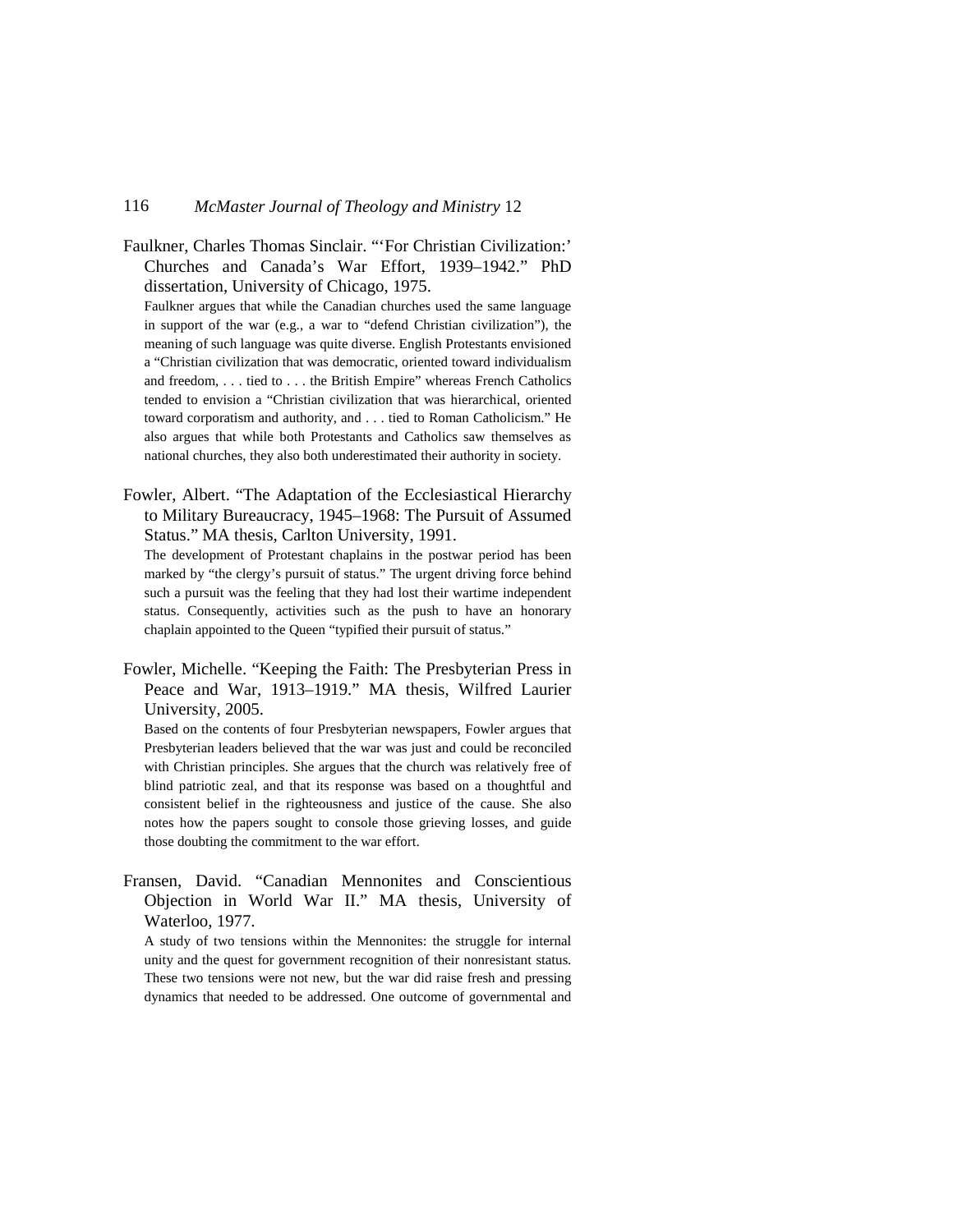Faulkner, Charles Thomas Sinclair. "'For Christian Civilization:' Churches and Canada's War Effort, 1939–1942." PhD dissertation, University of Chicago, 1975.

Faulkner argues that while the Canadian churches used the same language in support of the war (e.g., a war to "defend Christian civilization"), the meaning of such language was quite diverse. English Protestants envisioned a "Christian civilization that was democratic, oriented toward individualism and freedom, . . . tied to . . . the British Empire" whereas French Catholics tended to envision a "Christian civilization that was hierarchical, oriented toward corporatism and authority, and . . . tied to Roman Catholicism." He also argues that while both Protestants and Catholics saw themselves as national churches, they also both underestimated their authority in society.

Fowler, Albert. "The Adaptation of the Ecclesiastical Hierarchy to Military Bureaucracy, 1945–1968: The Pursuit of Assumed Status." MA thesis, Carlton University, 1991.

The development of Protestant chaplains in the postwar period has been marked by "the clergy's pursuit of status." The urgent driving force behind such a pursuit was the feeling that they had lost their wartime independent status. Consequently, activities such as the push to have an honorary chaplain appointed to the Queen "typified their pursuit of status."

Fowler, Michelle. "Keeping the Faith: The Presbyterian Press in Peace and War, 1913–1919." MA thesis, Wilfred Laurier University, 2005.

Based on the contents of four Presbyterian newspapers, Fowler argues that Presbyterian leaders believed that the war was just and could be reconciled with Christian principles. She argues that the church was relatively free of blind patriotic zeal, and that its response was based on a thoughtful and consistent belief in the righteousness and justice of the cause. She also notes how the papers sought to console those grieving losses, and guide those doubting the commitment to the war effort.

Fransen, David. "Canadian Mennonites and Conscientious Objection in World War II." MA thesis, University of Waterloo, 1977.

A study of two tensions within the Mennonites: the struggle for internal unity and the quest for government recognition of their nonresistant status. These two tensions were not new, but the war did raise fresh and pressing dynamics that needed to be addressed. One outcome of governmental and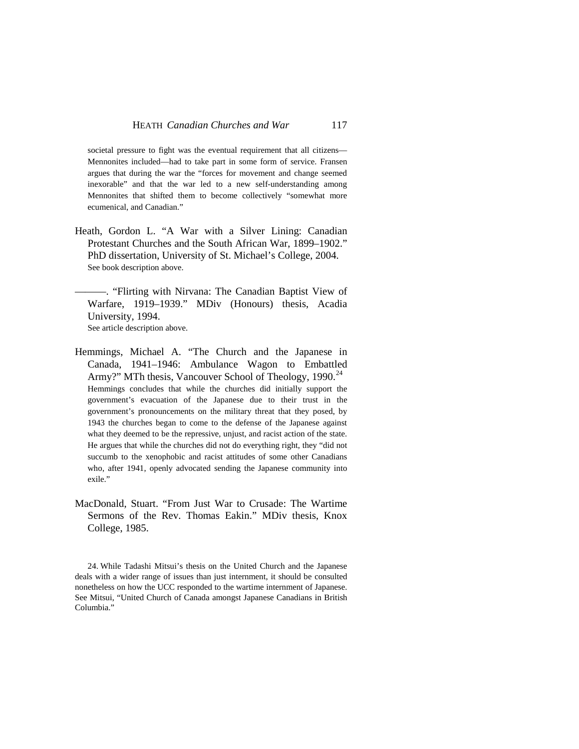societal pressure to fight was the eventual requirement that all citizens—Mennonites included—had to take part in some form of service. Fransen argues that during the war the "forces for movement and change seemed inexorable" and that the war led to a new self-understanding among Mennonites that shifted them to become collectively "somewhat more ecumenical, and Canadian."

Heath, Gordon L. "A War with a Silver Lining: Canadian Protestant Churches and the South African War, 1899–1902." PhD dissertation, University of St. Michael's College, 2004.
See book description above.

———. "Flirting with Nirvana: The Canadian Baptist View of Warfare, 1919–1939." MDiv (Honours) thesis, Acadia University, 1994.
See article description above.

Hemmings, Michael A. "The Church and the Japanese in Canada, 1941–1946: Ambulance Wagon to Embattled Army?" MTh thesis, Vancouver School of Theology, 1990.[24]
Hemmings concludes that while the churches did initially support the government's evacuation of the Japanese due to their trust in the government's pronouncements on the military threat that they posed, by 1943 the churches began to come to the defense of the Japanese against what they deemed to be the repressive, unjust, and racist action of the state. He argues that while the churches did not do everything right, they "did not succumb to the xenophobic and racist attitudes of some other Canadians who, after 1941, openly advocated sending the Japanese community into exile."

MacDonald, Stuart. "From Just War to Crusade: The Wartime Sermons of the Rev. Thomas Eakin." MDiv thesis, Knox College, 1985.

24. While Tadashi Mitsui's thesis on the United Church and the Japanese deals with a wider range of issues than just internment, it should be consulted nonetheless on how the UCC responded to the wartime internment of Japanese. See Mitsui, "United Church of Canada amongst Japanese Canadians in British Columbia."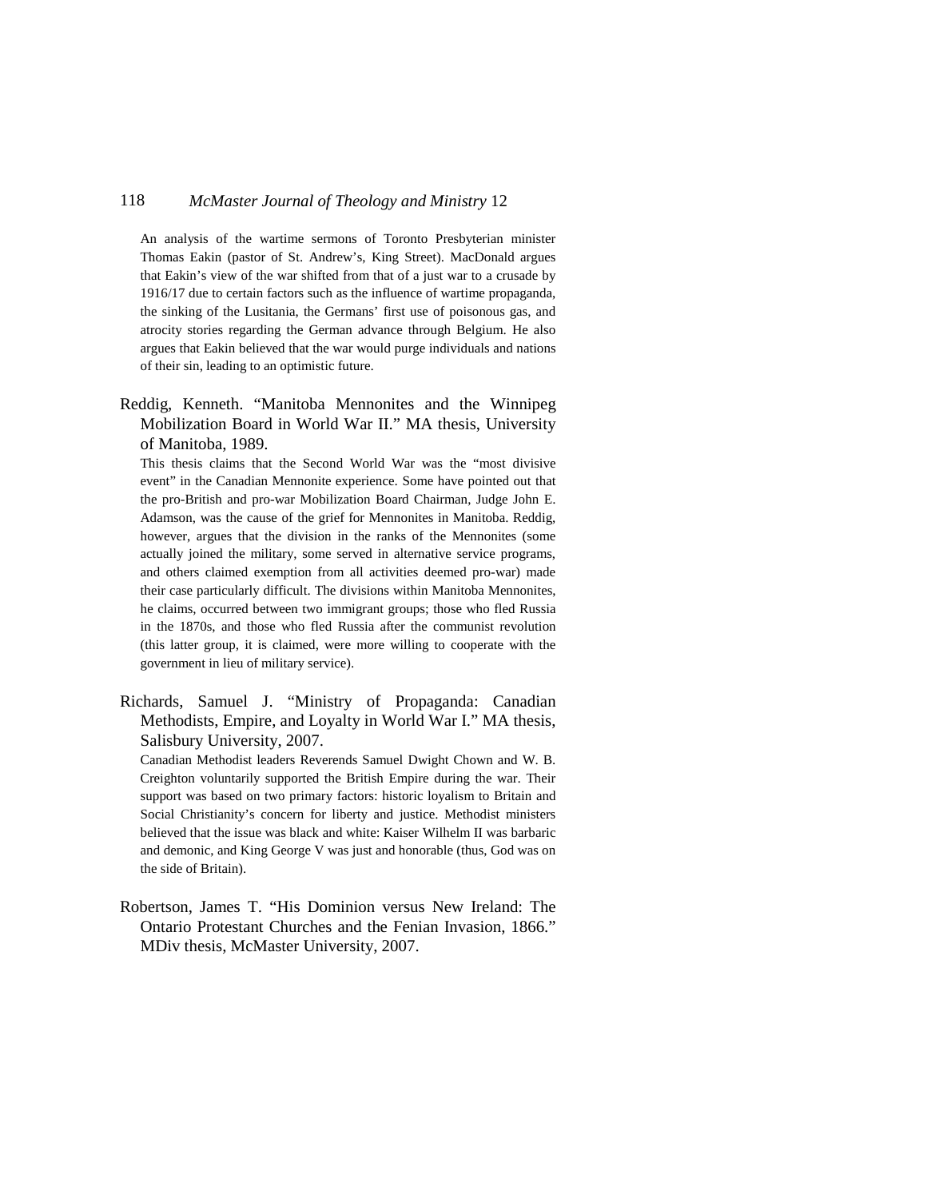An analysis of the wartime sermons of Toronto Presbyterian minister Thomas Eakin (pastor of St. Andrew's, King Street). MacDonald argues that Eakin's view of the war shifted from that of a just war to a crusade by 1916/17 due to certain factors such as the influence of wartime propaganda, the sinking of the Lusitania, the Germans' first use of poisonous gas, and atrocity stories regarding the German advance through Belgium. He also argues that Eakin believed that the war would purge individuals and nations of their sin, leading to an optimistic future.

Reddig, Kenneth. "Manitoba Mennonites and the Winnipeg Mobilization Board in World War II." MA thesis, University of Manitoba, 1989.

This thesis claims that the Second World War was the "most divisive event" in the Canadian Mennonite experience. Some have pointed out that the pro-British and pro-war Mobilization Board Chairman, Judge John E. Adamson, was the cause of the grief for Mennonites in Manitoba. Reddig, however, argues that the division in the ranks of the Mennonites (some actually joined the military, some served in alternative service programs, and others claimed exemption from all activities deemed pro-war) made their case particularly difficult. The divisions within Manitoba Mennonites, he claims, occurred between two immigrant groups; those who fled Russia in the 1870s, and those who fled Russia after the communist revolution (this latter group, it is claimed, were more willing to cooperate with the government in lieu of military service).

Richards, Samuel J. "Ministry of Propaganda: Canadian Methodists, Empire, and Loyalty in World War I." MA thesis, Salisbury University, 2007.

Canadian Methodist leaders Reverends Samuel Dwight Chown and W. B. Creighton voluntarily supported the British Empire during the war. Their support was based on two primary factors: historic loyalism to Britain and Social Christianity's concern for liberty and justice. Methodist ministers believed that the issue was black and white: Kaiser Wilhelm II was barbaric and demonic, and King George V was just and honorable (thus, God was on the side of Britain).

Robertson, James T. "His Dominion versus New Ireland: The Ontario Protestant Churches and the Fenian Invasion, 1866." MDiv thesis, McMaster University, 2007.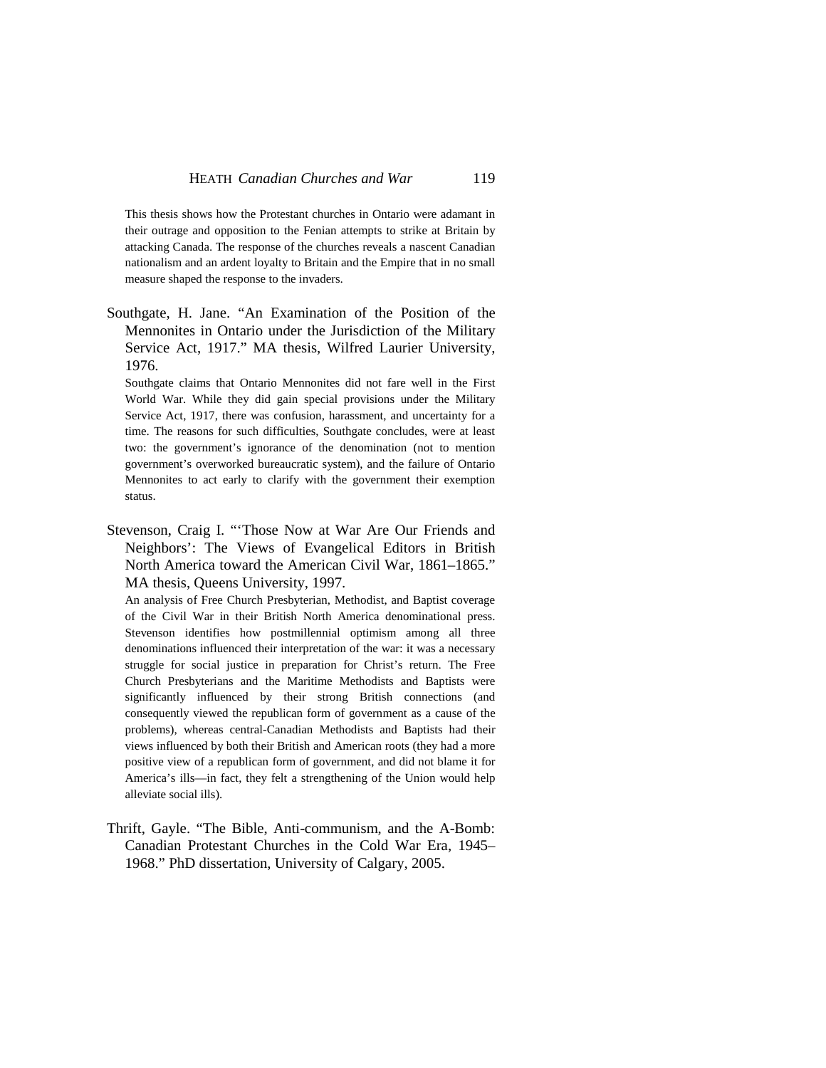This thesis shows how the Protestant churches in Ontario were adamant in their outrage and opposition to the Fenian attempts to strike at Britain by attacking Canada. The response of the churches reveals a nascent Canadian nationalism and an ardent loyalty to Britain and the Empire that in no small measure shaped the response to the invaders.

Southgate, H. Jane. "An Examination of the Position of the Mennonites in Ontario under the Jurisdiction of the Military Service Act, 1917." MA thesis, Wilfred Laurier University, 1976.

Southgate claims that Ontario Mennonites did not fare well in the First World War. While they did gain special provisions under the Military Service Act, 1917, there was confusion, harassment, and uncertainty for a time. The reasons for such difficulties, Southgate concludes, were at least two: the government's ignorance of the denomination (not to mention government's overworked bureaucratic system), and the failure of Ontario Mennonites to act early to clarify with the government their exemption status.

Stevenson, Craig I. "'Those Now at War Are Our Friends and Neighbors': The Views of Evangelical Editors in British North America toward the American Civil War, 1861–1865." MA thesis, Queens University, 1997.

An analysis of Free Church Presbyterian, Methodist, and Baptist coverage of the Civil War in their British North America denominational press. Stevenson identifies how postmillennial optimism among all three denominations influenced their interpretation of the war: it was a necessary struggle for social justice in preparation for Christ's return. The Free Church Presbyterians and the Maritime Methodists and Baptists were significantly influenced by their strong British connections (and consequently viewed the republican form of government as a cause of the problems), whereas central-Canadian Methodists and Baptists had their views influenced by both their British and American roots (they had a more positive view of a republican form of government, and did not blame it for America's ills—in fact, they felt a strengthening of the Union would help alleviate social ills).

Thrift, Gayle. "The Bible, Anti-communism, and the A-Bomb: Canadian Protestant Churches in the Cold War Era, 1945–1968." PhD dissertation, University of Calgary, 2005.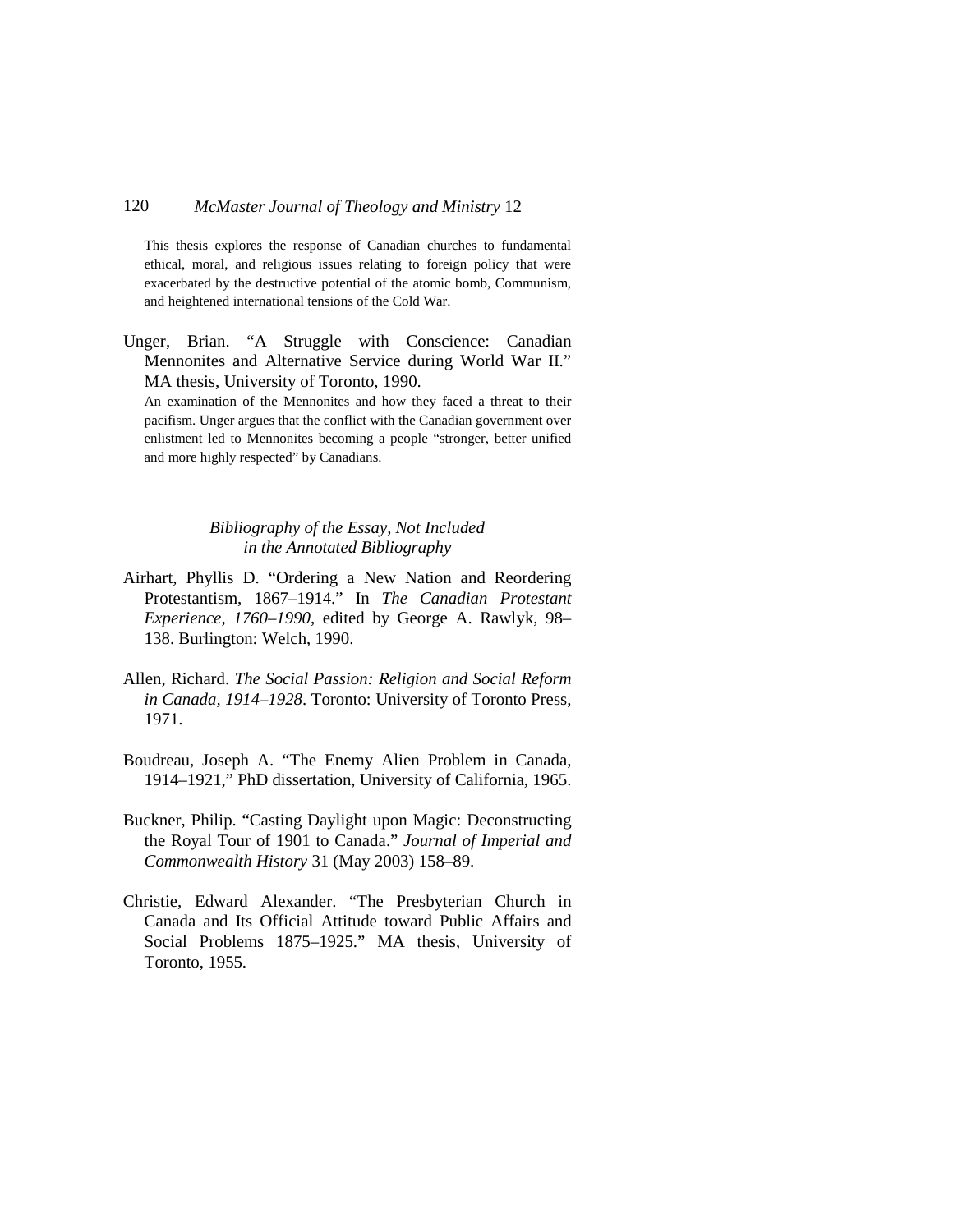This thesis explores the response of Canadian churches to fundamental ethical, moral, and religious issues relating to foreign policy that were exacerbated by the destructive potential of the atomic bomb, Communism, and heightened international tensions of the Cold War.

Unger, Brian. "A Struggle with Conscience: Canadian Mennonites and Alternative Service during World War II." MA thesis, University of Toronto, 1990.

An examination of the Mennonites and how they faced a threat to their pacifism. Unger argues that the conflict with the Canadian government over enlistment led to Mennonites becoming a people "stronger, better unified and more highly respected" by Canadians.

### *Bibliography of the Essay, Not Included in the Annotated Bibliography*

Airhart, Phyllis D. "Ordering a New Nation and Reordering Protestantism, 1867–1914." In *The Canadian Protestant Experience, 1760–1990*, edited by George A. Rawlyk, 98–138. Burlington: Welch, 1990.

Allen, Richard. *The Social Passion: Religion and Social Reform in Canada, 1914–1928*. Toronto: University of Toronto Press, 1971.

Boudreau, Joseph A. "The Enemy Alien Problem in Canada, 1914–1921," PhD dissertation, University of California, 1965.

Buckner, Philip. "Casting Daylight upon Magic: Deconstructing the Royal Tour of 1901 to Canada." *Journal of Imperial and Commonwealth History* 31 (May 2003) 158–89.

Christie, Edward Alexander. "The Presbyterian Church in Canada and Its Official Attitude toward Public Affairs and Social Problems 1875–1925." MA thesis, University of Toronto, 1955.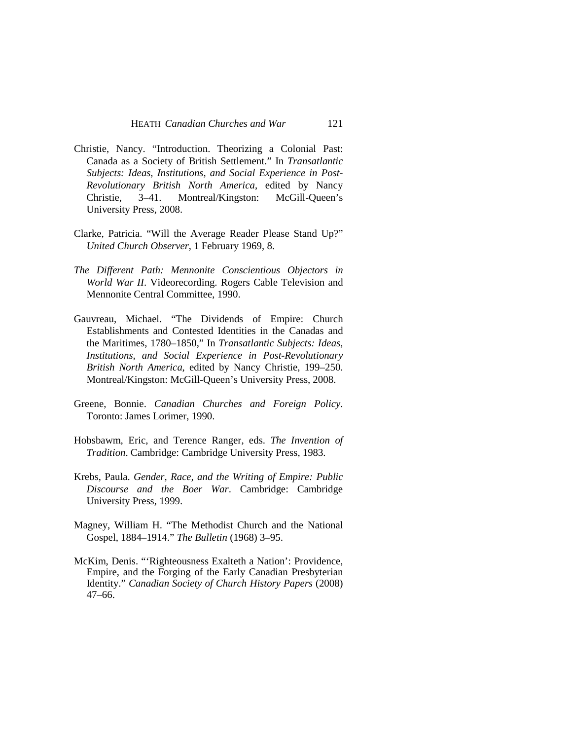Christie, Nancy. "Introduction. Theorizing a Colonial Past: Canada as a Society of British Settlement." In *Transatlantic Subjects: Ideas, Institutions, and Social Experience in Post-Revolutionary British North America*, edited by Nancy Christie, 3–41. Montreal/Kingston: McGill-Queen's University Press, 2008.

Clarke, Patricia. "Will the Average Reader Please Stand Up?" *United Church Observer*, 1 February 1969, 8.

*The Different Path: Mennonite Conscientious Objectors in World War II*. Videorecording. Rogers Cable Television and Mennonite Central Committee, 1990.

Gauvreau, Michael. "The Dividends of Empire: Church Establishments and Contested Identities in the Canadas and the Maritimes, 1780–1850," In *Transatlantic Subjects: Ideas, Institutions, and Social Experience in Post-Revolutionary British North America*, edited by Nancy Christie, 199–250. Montreal/Kingston: McGill-Queen's University Press, 2008.

Greene, Bonnie. *Canadian Churches and Foreign Policy*. Toronto: James Lorimer, 1990.

Hobsbawm, Eric, and Terence Ranger, eds. *The Invention of Tradition*. Cambridge: Cambridge University Press, 1983.

Krebs, Paula. *Gender, Race, and the Writing of Empire: Public Discourse and the Boer War*. Cambridge: Cambridge University Press, 1999.

Magney, William H. "The Methodist Church and the National Gospel, 1884–1914." *The Bulletin* (1968) 3–95.

McKim, Denis. "'Righteousness Exalteth a Nation': Providence, Empire, and the Forging of the Early Canadian Presbyterian Identity." *Canadian Society of Church History Papers* (2008) 47–66.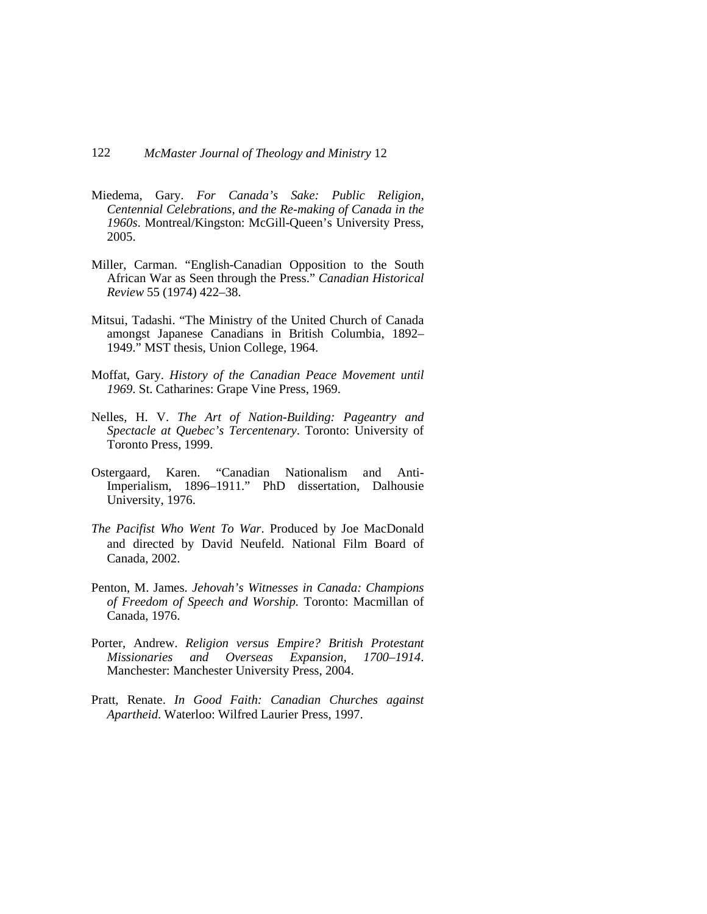Miedema, Gary. *For Canada's Sake: Public Religion, Centennial Celebrations, and the Re-making of Canada in the 1960s*. Montreal/Kingston: McGill-Queen's University Press, 2005.

Miller, Carman. "English-Canadian Opposition to the South African War as Seen through the Press." *Canadian Historical Review* 55 (1974) 422–38.

Mitsui, Tadashi. "The Ministry of the United Church of Canada amongst Japanese Canadians in British Columbia, 1892–1949." MST thesis, Union College, 1964.

Moffat, Gary. *History of the Canadian Peace Movement until 1969*. St. Catharines: Grape Vine Press, 1969.

Nelles, H. V. *The Art of Nation-Building: Pageantry and Spectacle at Quebec's Tercentenary*. Toronto: University of Toronto Press, 1999.

Ostergaard, Karen. "Canadian Nationalism and Anti-Imperialism, 1896–1911." PhD dissertation, Dalhousie University, 1976.

*The Pacifist Who Went To War*. Produced by Joe MacDonald and directed by David Neufeld. National Film Board of Canada, 2002.

Penton, M. James. *Jehovah's Witnesses in Canada: Champions of Freedom of Speech and Worship.* Toronto: Macmillan of Canada, 1976.

Porter, Andrew. *Religion versus Empire? British Protestant Missionaries and Overseas Expansion, 1700–1914*. Manchester: Manchester University Press, 2004.

Pratt, Renate. *In Good Faith: Canadian Churches against Apartheid*. Waterloo: Wilfred Laurier Press, 1997.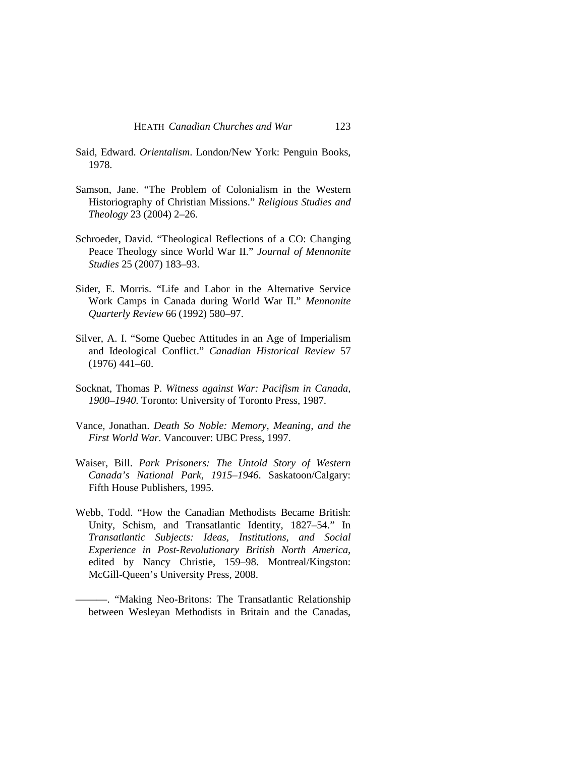Said, Edward. *Orientalism*. London/New York: Penguin Books, 1978.

Samson, Jane. "The Problem of Colonialism in the Western Historiography of Christian Missions." *Religious Studies and Theology* 23 (2004) 2–26.

Schroeder, David. "Theological Reflections of a CO: Changing Peace Theology since World War II." *Journal of Mennonite Studies* 25 (2007) 183–93.

Sider, E. Morris. "Life and Labor in the Alternative Service Work Camps in Canada during World War II." *Mennonite Quarterly Review* 66 (1992) 580–97.

Silver, A. I. "Some Quebec Attitudes in an Age of Imperialism and Ideological Conflict." *Canadian Historical Review* 57 (1976) 441–60.

Socknat, Thomas P. *Witness against War: Pacifism in Canada, 1900–1940*. Toronto: University of Toronto Press, 1987.

Vance, Jonathan. *Death So Noble: Memory, Meaning, and the First World War*. Vancouver: UBC Press, 1997.

Waiser, Bill. *Park Prisoners: The Untold Story of Western Canada's National Park, 1915–1946*. Saskatoon/Calgary: Fifth House Publishers, 1995.

Webb, Todd. "How the Canadian Methodists Became British: Unity, Schism, and Transatlantic Identity, 1827–54." In *Transatlantic Subjects: Ideas, Institutions, and Social Experience in Post-Revolutionary British North America*, edited by Nancy Christie, 159–98. Montreal/Kingston: McGill-Queen's University Press, 2008.

———. "Making Neo-Britons: The Transatlantic Relationship between Wesleyan Methodists in Britain and the Canadas,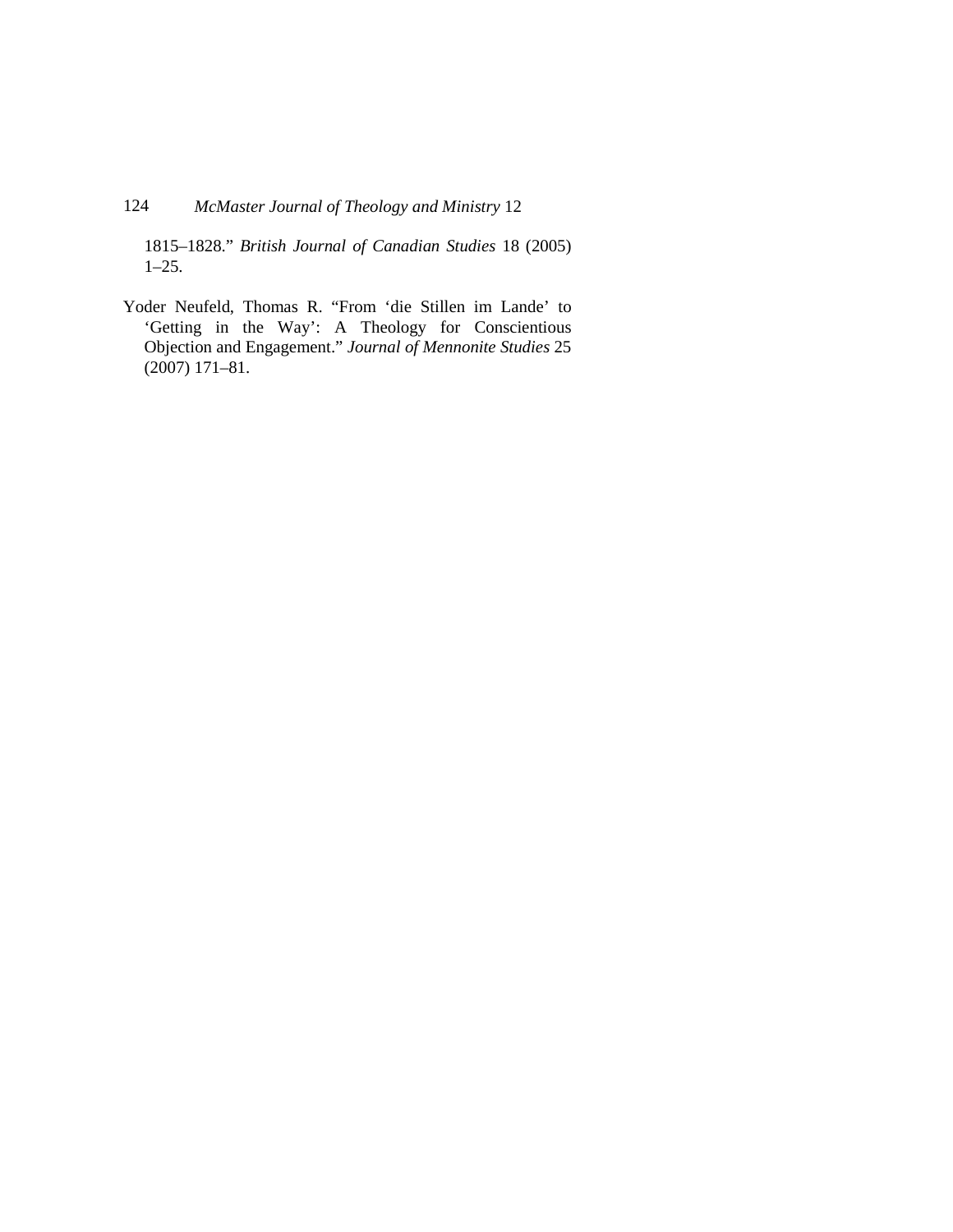1815–1828." *British Journal of Canadian Studies* 18 (2005) 1–25.

Yoder Neufeld, Thomas R. "From 'die Stillen im Lande' to 'Getting in the Way': A Theology for Conscientious Objection and Engagement." *Journal of Mennonite Studies* 25 (2007) 171–81.